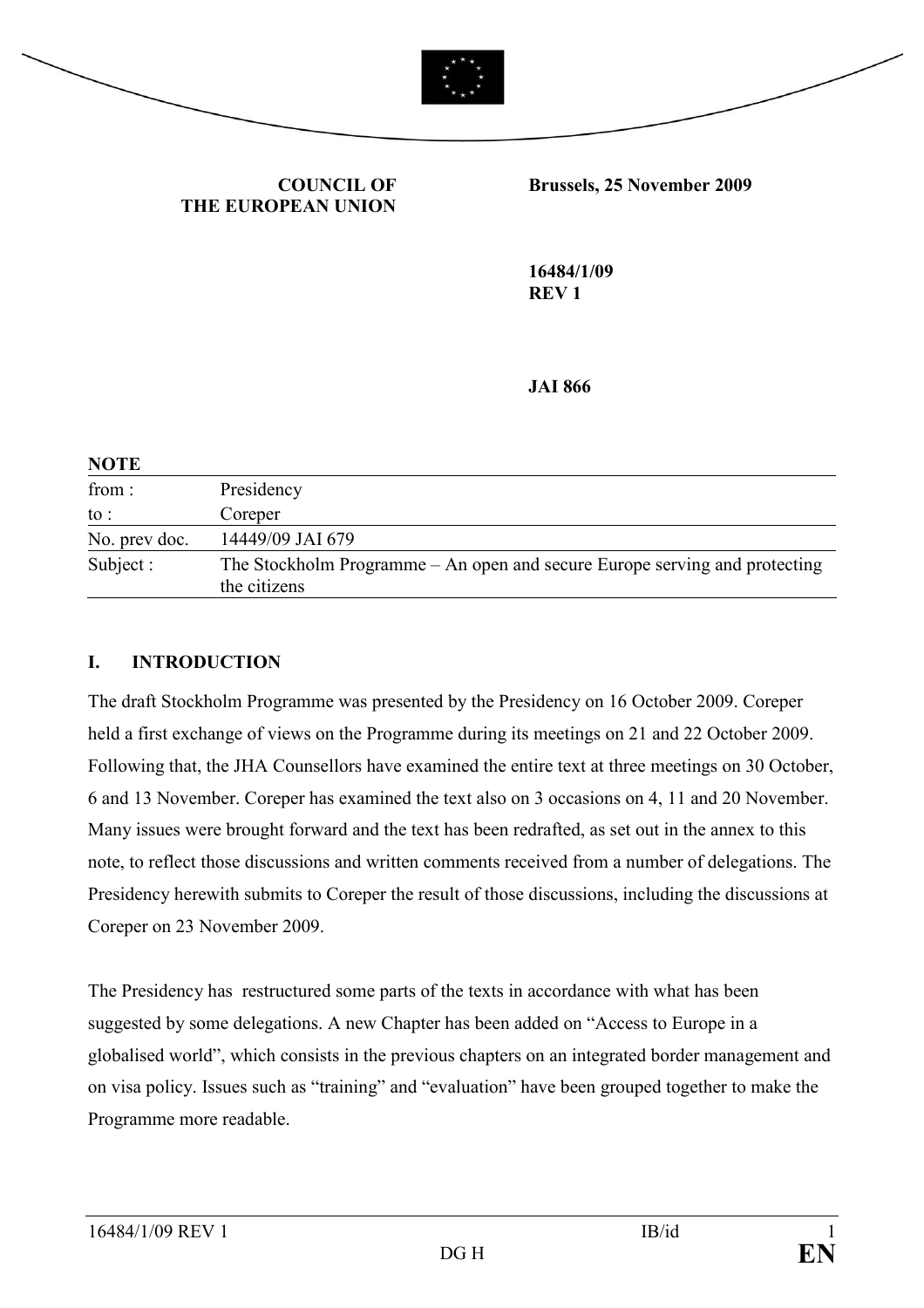**COUNCIL OF THE EUROPEAN UNION**

**Brussels, 25 November 2009**

**16484/1/09**
**REV 1**

**JAI 866**

**NOTE**

| | |
|---|---|
| from : | Presidency |
| to : | Coreper |
| No. prev doc. | 14449/09 JAI 679 |
| Subject : | The Stockholm Programme – An open and secure Europe serving and protecting the citizens |

## I. INTRODUCTION

The draft Stockholm Programme was presented by the Presidency on 16 October 2009. Coreper held a first exchange of views on the Programme during its meetings on 21 and 22 October 2009. Following that, the JHA Counsellors have examined the entire text at three meetings on 30 October, 6 and 13 November. Coreper has examined the text also on 3 occasions on 4, 11 and 20 November. Many issues were brought forward and the text has been redrafted, as set out in the annex to this note, to reflect those discussions and written comments received from a number of delegations. The Presidency herewith submits to Coreper the result of those discussions, including the discussions at Coreper on 23 November 2009.

The Presidency has restructured some parts of the texts in accordance with what has been suggested by some delegations. A new Chapter has been added on "Access to Europe in a globalised world", which consists in the previous chapters on an integrated border management and on visa policy. Issues such as "training" and "evaluation" have been grouped together to make the Programme more readable.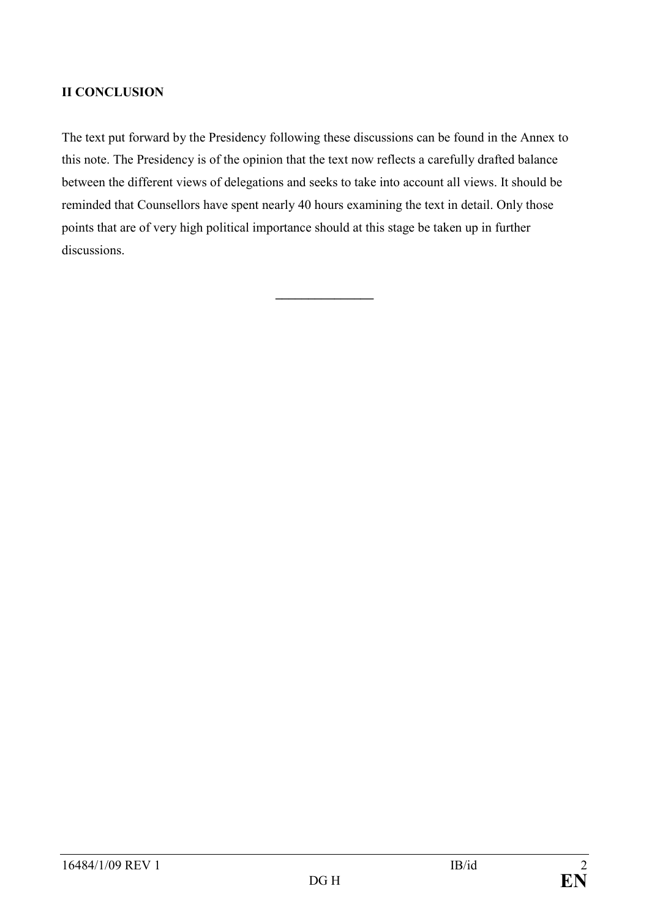## II CONCLUSION

The text put forward by the Presidency following these discussions can be found in the Annex to this note. The Presidency is of the opinion that the text now reflects a carefully drafted balance between the different views of delegations and seeks to take into account all views. It should be reminded that Counsellors have spent nearly 40 hours examining the text in detail. Only those points that are of very high political importance should at this stage be taken up in further discussions.

---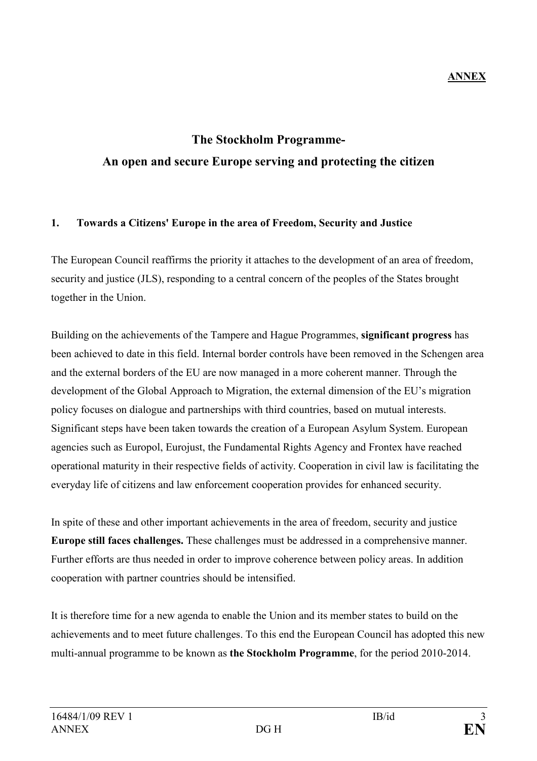**ANNEX**

# The Stockholm Programme-
# An open and secure Europe serving and protecting the citizen

## 1. Towards a Citizens' Europe in the area of Freedom, Security and Justice

The European Council reaffirms the priority it attaches to the development of an area of freedom, security and justice (JLS), responding to a central concern of the peoples of the States brought together in the Union.

Building on the achievements of the Tampere and Hague Programmes, **significant progress** has been achieved to date in this field. Internal border controls have been removed in the Schengen area and the external borders of the EU are now managed in a more coherent manner. Through the development of the Global Approach to Migration, the external dimension of the EU's migration policy focuses on dialogue and partnerships with third countries, based on mutual interests. Significant steps have been taken towards the creation of a European Asylum System. European agencies such as Europol, Eurojust, the Fundamental Rights Agency and Frontex have reached operational maturity in their respective fields of activity. Cooperation in civil law is facilitating the everyday life of citizens and law enforcement cooperation provides for enhanced security.

In spite of these and other important achievements in the area of freedom, security and justice **Europe still faces challenges.** These challenges must be addressed in a comprehensive manner. Further efforts are thus needed in order to improve coherence between policy areas. In addition cooperation with partner countries should be intensified.

It is therefore time for a new agenda to enable the Union and its member states to build on the achievements and to meet future challenges. To this end the European Council has adopted this new multi-annual programme to be known as **the Stockholm Programme**, for the period 2010-2014.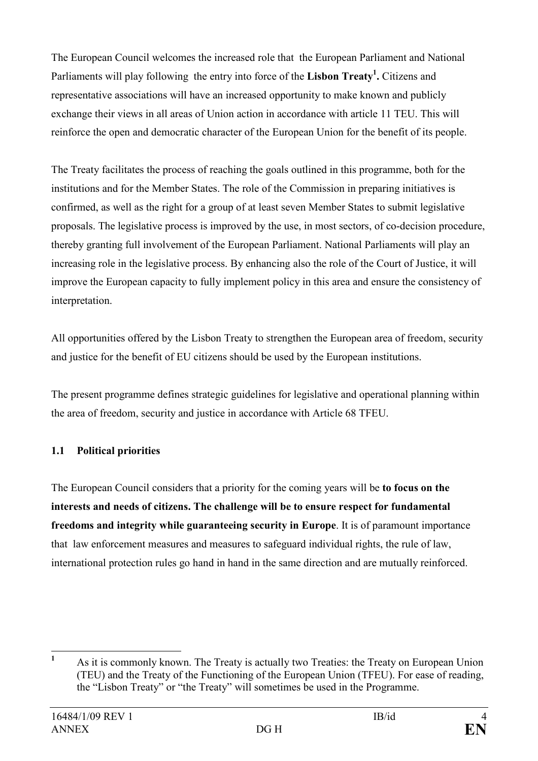The European Council welcomes the increased role that the European Parliament and National Parliaments will play following the entry into force of the **Lisbon Treaty[1].** Citizens and representative associations will have an increased opportunity to make known and publicly exchange their views in all areas of Union action in accordance with article 11 TEU. This will reinforce the open and democratic character of the European Union for the benefit of its people.

The Treaty facilitates the process of reaching the goals outlined in this programme, both for the institutions and for the Member States. The role of the Commission in preparing initiatives is confirmed, as well as the right for a group of at least seven Member States to submit legislative proposals. The legislative process is improved by the use, in most sectors, of co-decision procedure, thereby granting full involvement of the European Parliament. National Parliaments will play an increasing role in the legislative process. By enhancing also the role of the Court of Justice, it will improve the European capacity to fully implement policy in this area and ensure the consistency of interpretation.

All opportunities offered by the Lisbon Treaty to strengthen the European area of freedom, security and justice for the benefit of EU citizens should be used by the European institutions.

The present programme defines strategic guidelines for legislative and operational planning within the area of freedom, security and justice in accordance with Article 68 TFEU.

### 1.1 Political priorities

The European Council considers that a priority for the coming years will be **to focus on the interests and needs of citizens. The challenge will be to ensure respect for fundamental freedoms and integrity while guaranteeing security in Europe**. It is of paramount importance that law enforcement measures and measures to safeguard individual rights, the rule of law, international protection rules go hand in hand in the same direction and are mutually reinforced.

---

[1] As it is commonly known. The Treaty is actually two Treaties: the Treaty on European Union (TEU) and the Treaty of the Functioning of the European Union (TFEU). For ease of reading, the "Lisbon Treaty" or "the Treaty" will sometimes be used in the Programme.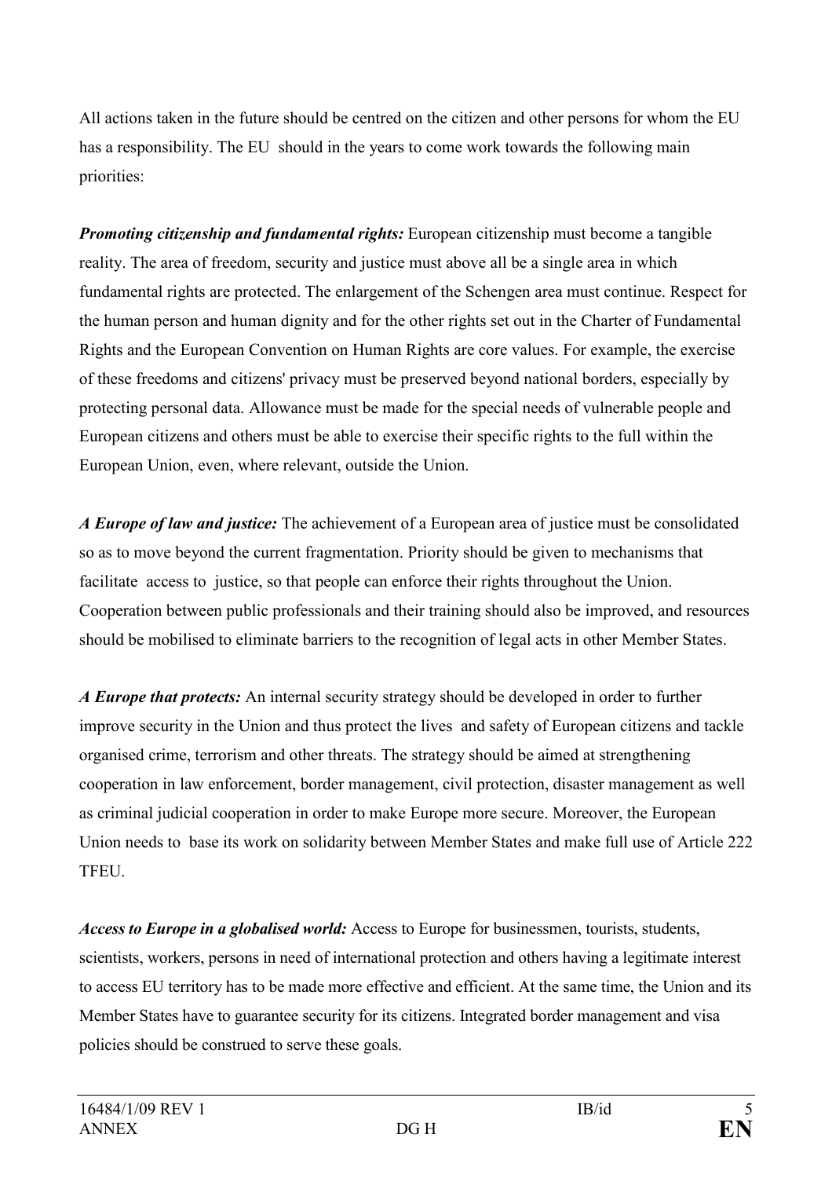All actions taken in the future should be centred on the citizen and other persons for whom the EU has a responsibility. The EU should in the years to come work towards the following main priorities:

***Promoting citizenship and fundamental rights:*** European citizenship must become a tangible reality. The area of freedom, security and justice must above all be a single area in which fundamental rights are protected. The enlargement of the Schengen area must continue. Respect for the human person and human dignity and for the other rights set out in the Charter of Fundamental Rights and the European Convention on Human Rights are core values. For example, the exercise of these freedoms and citizens' privacy must be preserved beyond national borders, especially by protecting personal data. Allowance must be made for the special needs of vulnerable people and European citizens and others must be able to exercise their specific rights to the full within the European Union, even, where relevant, outside the Union.

***A Europe of law and justice:*** The achievement of a European area of justice must be consolidated so as to move beyond the current fragmentation. Priority should be given to mechanisms that facilitate access to justice, so that people can enforce their rights throughout the Union. Cooperation between public professionals and their training should also be improved, and resources should be mobilised to eliminate barriers to the recognition of legal acts in other Member States.

***A Europe that protects:*** An internal security strategy should be developed in order to further improve security in the Union and thus protect the lives and safety of European citizens and tackle organised crime, terrorism and other threats. The strategy should be aimed at strengthening cooperation in law enforcement, border management, civil protection, disaster management as well as criminal judicial cooperation in order to make Europe more secure. Moreover, the European Union needs to base its work on solidarity between Member States and make full use of Article 222 TFEU.

***Access to Europe in a globalised world:*** Access to Europe for businessmen, tourists, students, scientists, workers, persons in need of international protection and others having a legitimate interest to access EU territory has to be made more effective and efficient. At the same time, the Union and its Member States have to guarantee security for its citizens. Integrated border management and visa policies should be construed to serve these goals.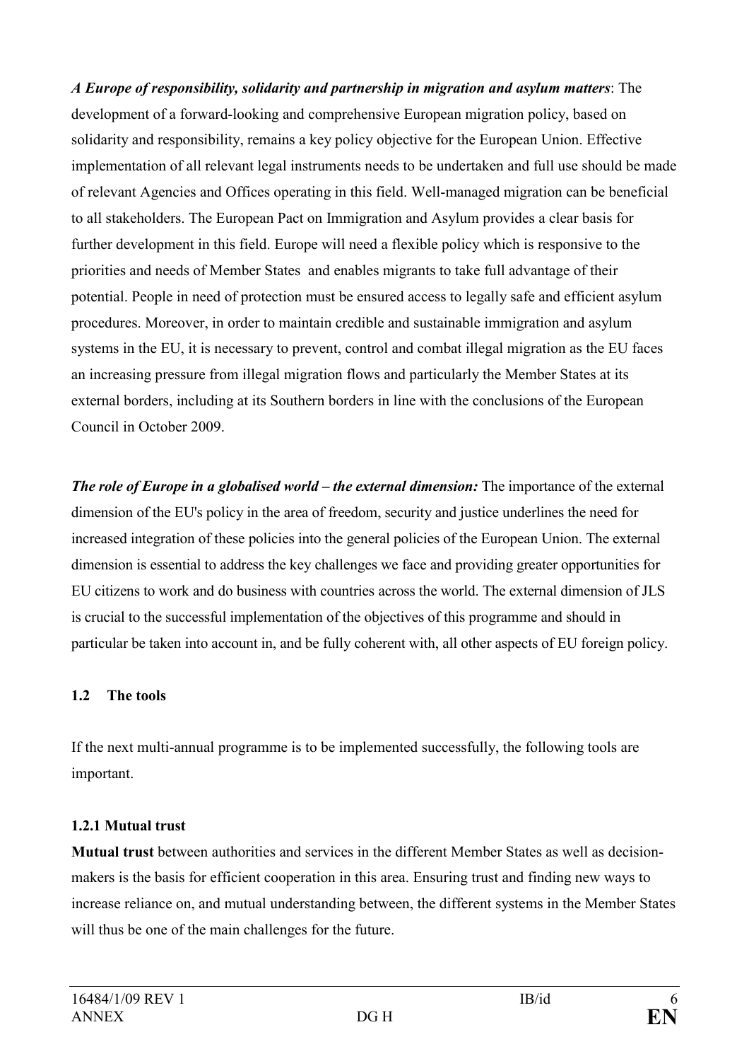***A Europe of responsibility, solidarity and partnership in migration and asylum matters***: The development of a forward-looking and comprehensive European migration policy, based on solidarity and responsibility, remains a key policy objective for the European Union. Effective implementation of all relevant legal instruments needs to be undertaken and full use should be made of relevant Agencies and Offices operating in this field. Well-managed migration can be beneficial to all stakeholders. The European Pact on Immigration and Asylum provides a clear basis for further development in this field. Europe will need a flexible policy which is responsive to the priorities and needs of Member States and enables migrants to take full advantage of their potential. People in need of protection must be ensured access to legally safe and efficient asylum procedures. Moreover, in order to maintain credible and sustainable immigration and asylum systems in the EU, it is necessary to prevent, control and combat illegal migration as the EU faces an increasing pressure from illegal migration flows and particularly the Member States at its external borders, including at its Southern borders in line with the conclusions of the European Council in October 2009.

***The role of Europe in a globalised world – the external dimension:*** The importance of the external dimension of the EU's policy in the area of freedom, security and justice underlines the need for increased integration of these policies into the general policies of the European Union. The external dimension is essential to address the key challenges we face and providing greater opportunities for EU citizens to work and do business with countries across the world. The external dimension of JLS is crucial to the successful implementation of the objectives of this programme and should in particular be taken into account in, and be fully coherent with, all other aspects of EU foreign policy.

### 1.2 The tools

If the next multi-annual programme is to be implemented successfully, the following tools are important.

#### 1.2.1 Mutual trust

**Mutual trust** between authorities and services in the different Member States as well as decision-makers is the basis for efficient cooperation in this area. Ensuring trust and finding new ways to increase reliance on, and mutual understanding between, the different systems in the Member States will thus be one of the main challenges for the future.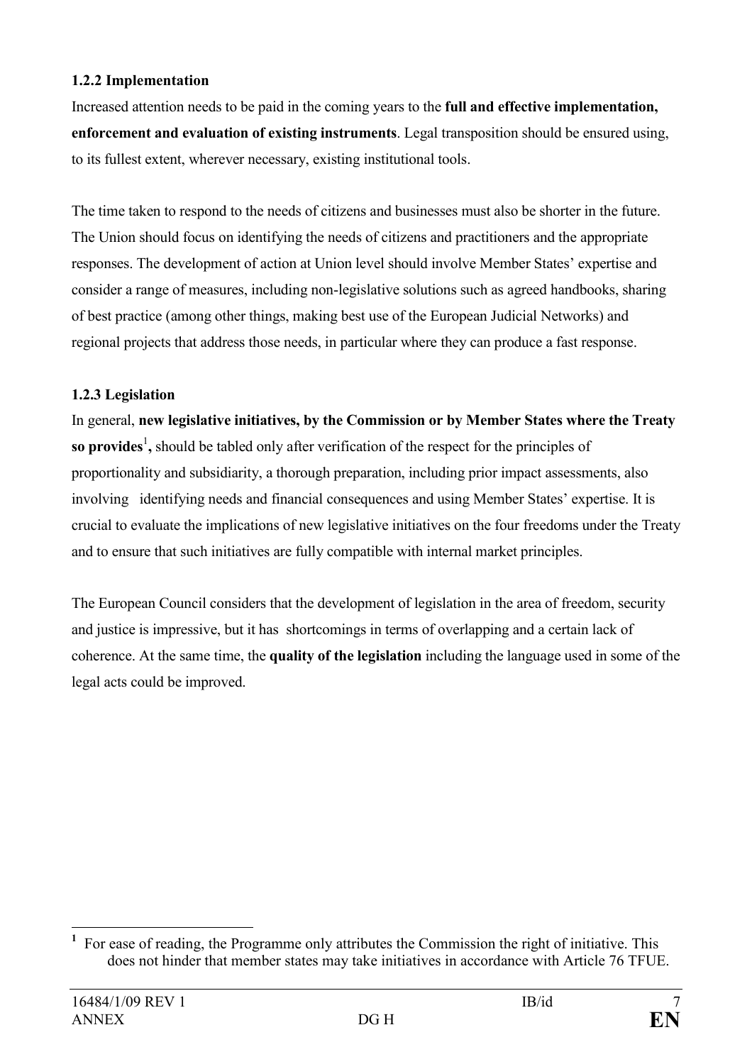#### 1.2.2 Implementation

Increased attention needs to be paid in the coming years to the **full and effective implementation, enforcement and evaluation of existing instruments**. Legal transposition should be ensured using, to its fullest extent, wherever necessary, existing institutional tools.

The time taken to respond to the needs of citizens and businesses must also be shorter in the future. The Union should focus on identifying the needs of citizens and practitioners and the appropriate responses. The development of action at Union level should involve Member States' expertise and consider a range of measures, including non-legislative solutions such as agreed handbooks, sharing of best practice (among other things, making best use of the European Judicial Networks) and regional projects that address those needs, in particular where they can produce a fast response.

#### 1.2.3 Legislation

In general, **new legislative initiatives, by the Commission or by Member States where the Treaty so provides**[1]**,** should be tabled only after verification of the respect for the principles of proportionality and subsidiarity, a thorough preparation, including prior impact assessments, also involving identifying needs and financial consequences and using Member States' expertise. It is crucial to evaluate the implications of new legislative initiatives on the four freedoms under the Treaty and to ensure that such initiatives are fully compatible with internal market principles.

The European Council considers that the development of legislation in the area of freedom, security and justice is impressive, but it has shortcomings in terms of overlapping and a certain lack of coherence. At the same time, the **quality of the legislation** including the language used in some of the legal acts could be improved.

---

[1] For ease of reading, the Programme only attributes the Commission the right of initiative. This does not hinder that member states may take initiatives in accordance with Article 76 TFUE.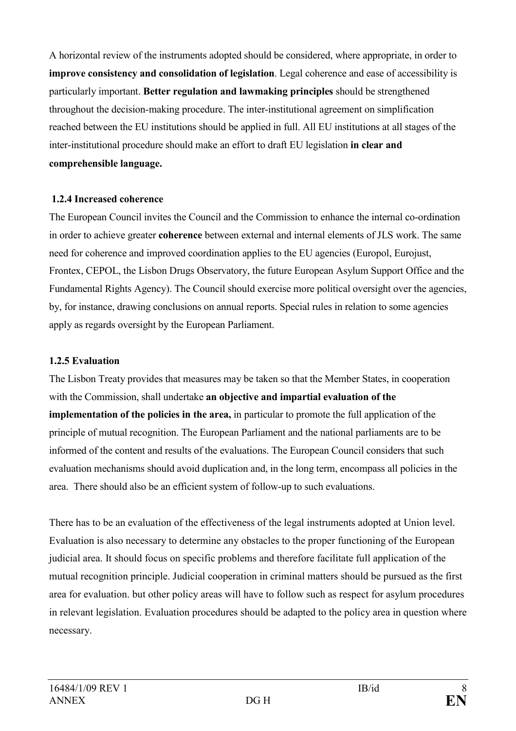A horizontal review of the instruments adopted should be considered, where appropriate, in order to **improve consistency and consolidation of legislation**. Legal coherence and ease of accessibility is particularly important. **Better regulation and lawmaking principles** should be strengthened throughout the decision-making procedure. The inter-institutional agreement on simplification reached between the EU institutions should be applied in full. All EU institutions at all stages of the inter-institutional procedure should make an effort to draft EU legislation **in clear and comprehensible language.**

**1.2.4 Increased coherence**

The European Council invites the Council and the Commission to enhance the internal co-ordination in order to achieve greater **coherence** between external and internal elements of JLS work. The same need for coherence and improved coordination applies to the EU agencies (Europol, Eurojust, Frontex, CEPOL, the Lisbon Drugs Observatory, the future European Asylum Support Office and the Fundamental Rights Agency). The Council should exercise more political oversight over the agencies, by, for instance, drawing conclusions on annual reports. Special rules in relation to some agencies apply as regards oversight by the European Parliament.

**1.2.5 Evaluation**

The Lisbon Treaty provides that measures may be taken so that the Member States, in cooperation with the Commission, shall undertake **an objective and impartial evaluation of the implementation of the policies in the area,** in particular to promote the full application of the principle of mutual recognition. The European Parliament and the national parliaments are to be informed of the content and results of the evaluations. The European Council considers that such evaluation mechanisms should avoid duplication and, in the long term, encompass all policies in the area. There should also be an efficient system of follow-up to such evaluations.

There has to be an evaluation of the effectiveness of the legal instruments adopted at Union level. Evaluation is also necessary to determine any obstacles to the proper functioning of the European judicial area. It should focus on specific problems and therefore facilitate full application of the mutual recognition principle. Judicial cooperation in criminal matters should be pursued as the first area for evaluation. but other policy areas will have to follow such as respect for asylum procedures in relevant legislation. Evaluation procedures should be adapted to the policy area in question where necessary.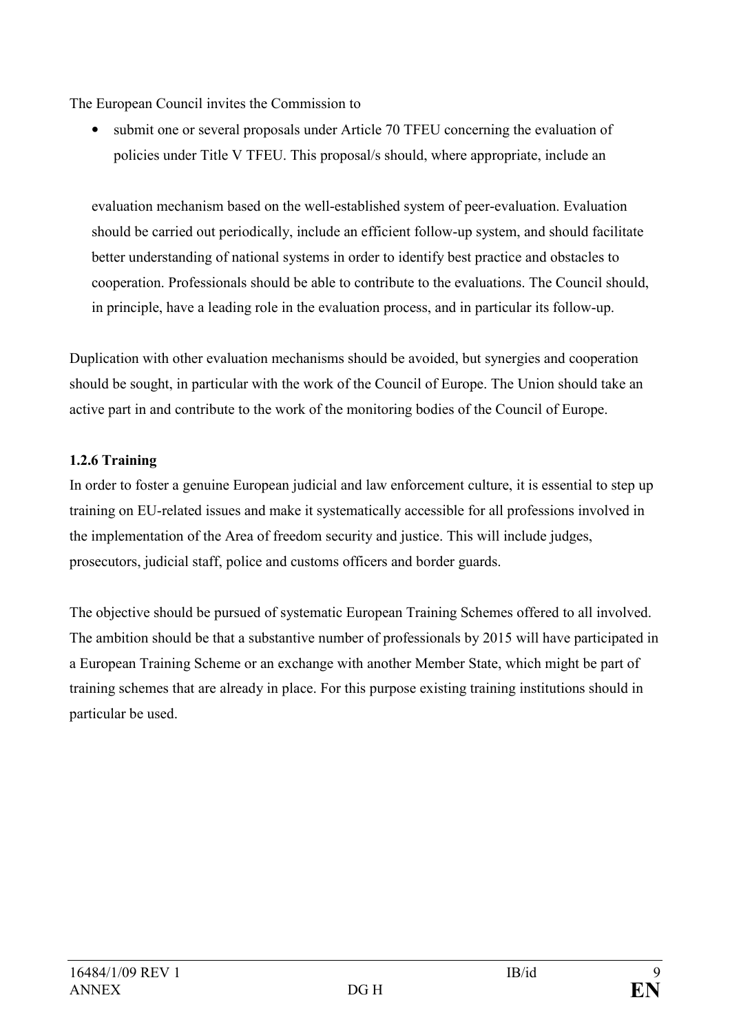The European Council invites the Commission to

- submit one or several proposals under Article 70 TFEU concerning the evaluation of policies under Title V TFEU. This proposal/s should, where appropriate, include an

  evaluation mechanism based on the well-established system of peer-evaluation. Evaluation should be carried out periodically, include an efficient follow-up system, and should facilitate better understanding of national systems in order to identify best practice and obstacles to cooperation. Professionals should be able to contribute to the evaluations. The Council should, in principle, have a leading role in the evaluation process, and in particular its follow-up.

Duplication with other evaluation mechanisms should be avoided, but synergies and cooperation should be sought, in particular with the work of the Council of Europe. The Union should take an active part in and contribute to the work of the monitoring bodies of the Council of Europe.

**1.2.6 Training**

In order to foster a genuine European judicial and law enforcement culture, it is essential to step up training on EU-related issues and make it systematically accessible for all professions involved in the implementation of the Area of freedom security and justice. This will include judges, prosecutors, judicial staff, police and customs officers and border guards.

The objective should be pursued of systematic European Training Schemes offered to all involved. The ambition should be that a substantive number of professionals by 2015 will have participated in a European Training Scheme or an exchange with another Member State, which might be part of training schemes that are already in place. For this purpose existing training institutions should in particular be used.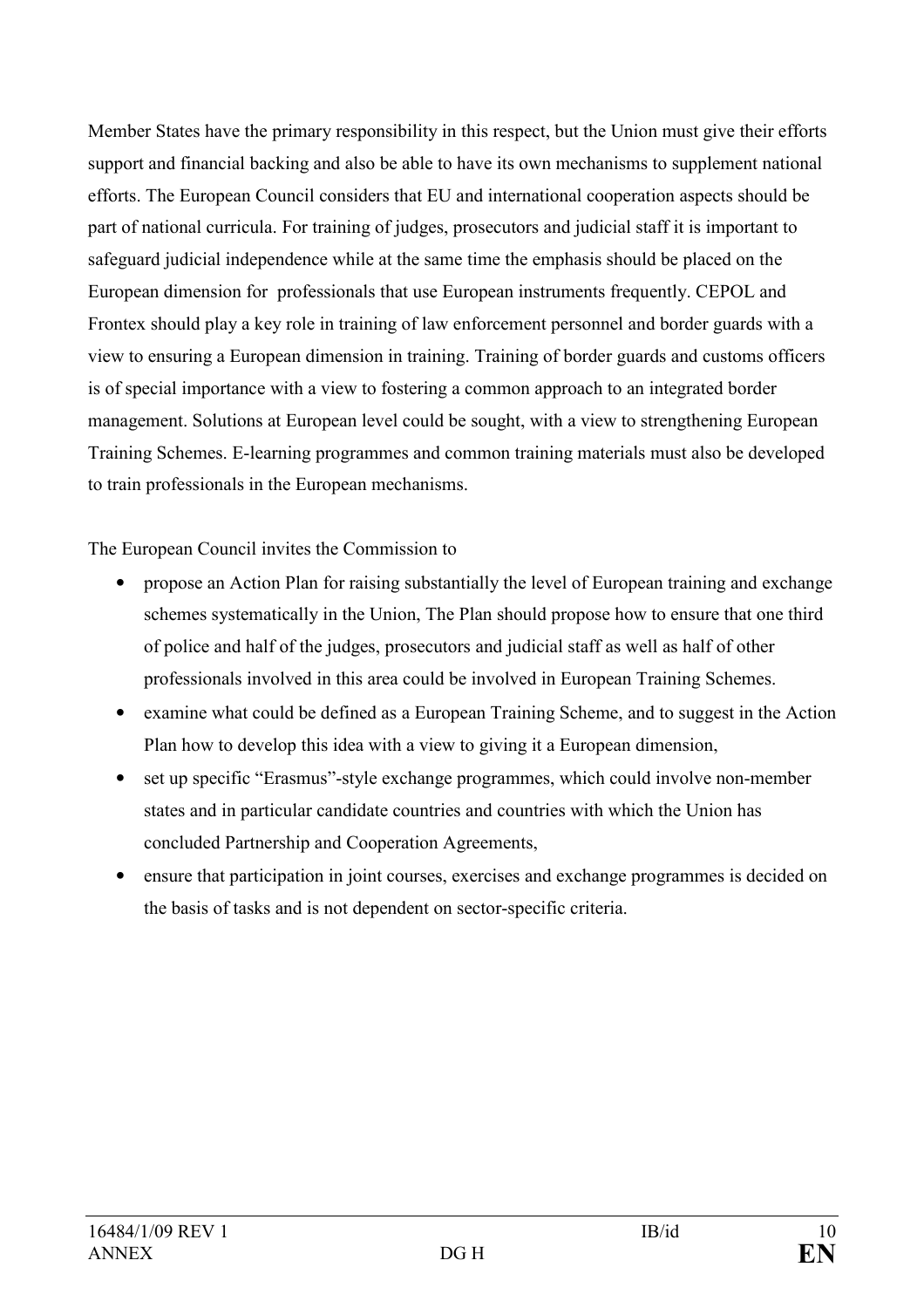Member States have the primary responsibility in this respect, but the Union must give their efforts support and financial backing and also be able to have its own mechanisms to supplement national efforts. The European Council considers that EU and international cooperation aspects should be part of national curricula. For training of judges, prosecutors and judicial staff it is important to safeguard judicial independence while at the same time the emphasis should be placed on the European dimension for professionals that use European instruments frequently. CEPOL and Frontex should play a key role in training of law enforcement personnel and border guards with a view to ensuring a European dimension in training. Training of border guards and customs officers is of special importance with a view to fostering a common approach to an integrated border management. Solutions at European level could be sought, with a view to strengthening European Training Schemes. E-learning programmes and common training materials must also be developed to train professionals in the European mechanisms.

The European Council invites the Commission to

- propose an Action Plan for raising substantially the level of European training and exchange schemes systematically in the Union, The Plan should propose how to ensure that one third of police and half of the judges, prosecutors and judicial staff as well as half of other professionals involved in this area could be involved in European Training Schemes.
- examine what could be defined as a European Training Scheme, and to suggest in the Action Plan how to develop this idea with a view to giving it a European dimension,
- set up specific "Erasmus"-style exchange programmes, which could involve non-member states and in particular candidate countries and countries with which the Union has concluded Partnership and Cooperation Agreements,
- ensure that participation in joint courses, exercises and exchange programmes is decided on the basis of tasks and is not dependent on sector-specific criteria.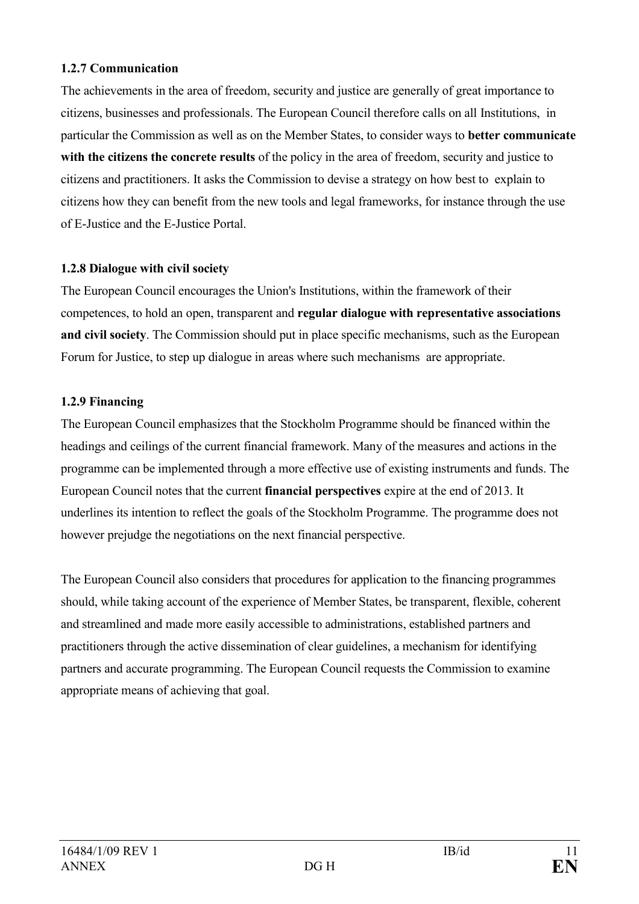#### 1.2.7 Communication

The achievements in the area of freedom, security and justice are generally of great importance to citizens, businesses and professionals. The European Council therefore calls on all Institutions, in particular the Commission as well as on the Member States, to consider ways to **better communicate with the citizens the concrete results** of the policy in the area of freedom, security and justice to citizens and practitioners. It asks the Commission to devise a strategy on how best to explain to citizens how they can benefit from the new tools and legal frameworks, for instance through the use of E-Justice and the E-Justice Portal.

#### 1.2.8 Dialogue with civil society

The European Council encourages the Union's Institutions, within the framework of their competences, to hold an open, transparent and **regular dialogue with representative associations and civil society**. The Commission should put in place specific mechanisms, such as the European Forum for Justice, to step up dialogue in areas where such mechanisms are appropriate.

#### 1.2.9 Financing

The European Council emphasizes that the Stockholm Programme should be financed within the headings and ceilings of the current financial framework. Many of the measures and actions in the programme can be implemented through a more effective use of existing instruments and funds. The European Council notes that the current **financial perspectives** expire at the end of 2013. It underlines its intention to reflect the goals of the Stockholm Programme. The programme does not however prejudge the negotiations on the next financial perspective.

The European Council also considers that procedures for application to the financing programmes should, while taking account of the experience of Member States, be transparent, flexible, coherent and streamlined and made more easily accessible to administrations, established partners and practitioners through the active dissemination of clear guidelines, a mechanism for identifying partners and accurate programming. The European Council requests the Commission to examine appropriate means of achieving that goal.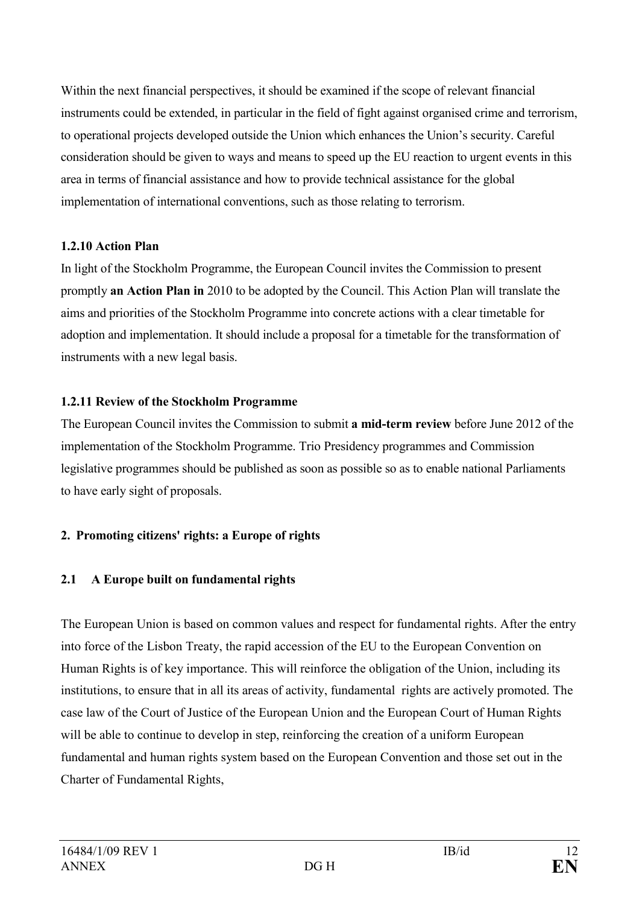Within the next financial perspectives, it should be examined if the scope of relevant financial instruments could be extended, in particular in the field of fight against organised crime and terrorism, to operational projects developed outside the Union which enhances the Union's security. Careful consideration should be given to ways and means to speed up the EU reaction to urgent events in this area in terms of financial assistance and how to provide technical assistance for the global implementation of international conventions, such as those relating to terrorism.

### 1.2.10 Action Plan

In light of the Stockholm Programme, the European Council invites the Commission to present promptly **an Action Plan in** 2010 to be adopted by the Council. This Action Plan will translate the aims and priorities of the Stockholm Programme into concrete actions with a clear timetable for adoption and implementation. It should include a proposal for a timetable for the transformation of instruments with a new legal basis.

### 1.2.11 Review of the Stockholm Programme

The European Council invites the Commission to submit **a mid-term review** before June 2012 of the implementation of the Stockholm Programme. Trio Presidency programmes and Commission legislative programmes should be published as soon as possible so as to enable national Parliaments to have early sight of proposals.

## 2. Promoting citizens' rights: a Europe of rights

### 2.1 A Europe built on fundamental rights

The European Union is based on common values and respect for fundamental rights. After the entry into force of the Lisbon Treaty, the rapid accession of the EU to the European Convention on Human Rights is of key importance. This will reinforce the obligation of the Union, including its institutions, to ensure that in all its areas of activity, fundamental rights are actively promoted. The case law of the Court of Justice of the European Union and the European Court of Human Rights will be able to continue to develop in step, reinforcing the creation of a uniform European fundamental and human rights system based on the European Convention and those set out in the Charter of Fundamental Rights,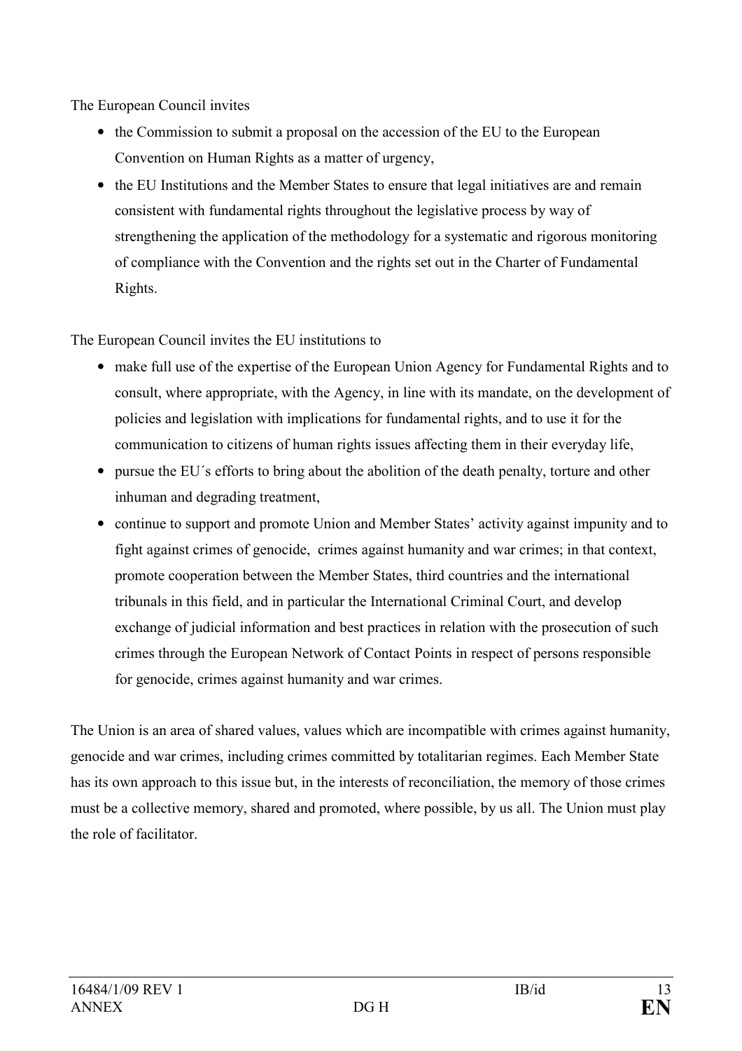The European Council invites

- the Commission to submit a proposal on the accession of the EU to the European Convention on Human Rights as a matter of urgency,
- the EU Institutions and the Member States to ensure that legal initiatives are and remain consistent with fundamental rights throughout the legislative process by way of strengthening the application of the methodology for a systematic and rigorous monitoring of compliance with the Convention and the rights set out in the Charter of Fundamental Rights.

The European Council invites the EU institutions to

- make full use of the expertise of the European Union Agency for Fundamental Rights and to consult, where appropriate, with the Agency, in line with its mandate, on the development of policies and legislation with implications for fundamental rights, and to use it for the communication to citizens of human rights issues affecting them in their everyday life,
- pursue the EU´s efforts to bring about the abolition of the death penalty, torture and other inhuman and degrading treatment,
- continue to support and promote Union and Member States' activity against impunity and to fight against crimes of genocide, crimes against humanity and war crimes; in that context, promote cooperation between the Member States, third countries and the international tribunals in this field, and in particular the International Criminal Court, and develop exchange of judicial information and best practices in relation with the prosecution of such crimes through the European Network of Contact Points in respect of persons responsible for genocide, crimes against humanity and war crimes.

The Union is an area of shared values, values which are incompatible with crimes against humanity, genocide and war crimes, including crimes committed by totalitarian regimes. Each Member State has its own approach to this issue but, in the interests of reconciliation, the memory of those crimes must be a collective memory, shared and promoted, where possible, by us all. The Union must play the role of facilitator.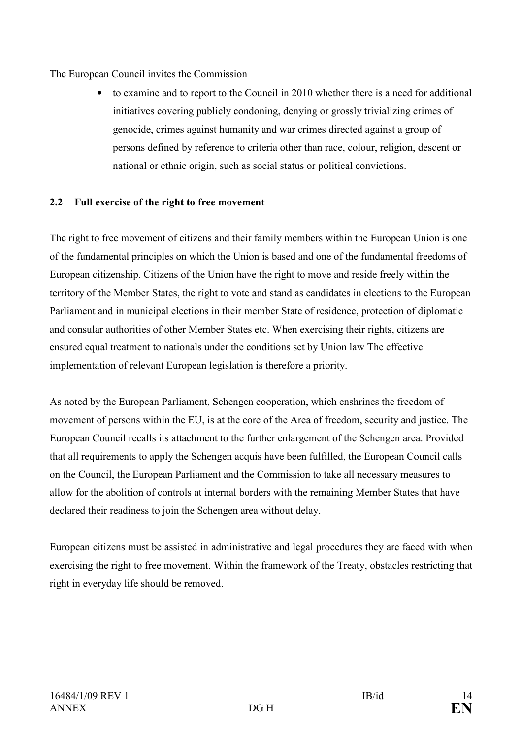The European Council invites the Commission

- to examine and to report to the Council in 2010 whether there is a need for additional initiatives covering publicly condoning, denying or grossly trivializing crimes of genocide, crimes against humanity and war crimes directed against a group of persons defined by reference to criteria other than race, colour, religion, descent or national or ethnic origin, such as social status or political convictions.

## 2.2 Full exercise of the right to free movement

The right to free movement of citizens and their family members within the European Union is one of the fundamental principles on which the Union is based and one of the fundamental freedoms of European citizenship. Citizens of the Union have the right to move and reside freely within the territory of the Member States, the right to vote and stand as candidates in elections to the European Parliament and in municipal elections in their member State of residence, protection of diplomatic and consular authorities of other Member States etc. When exercising their rights, citizens are ensured equal treatment to nationals under the conditions set by Union law The effective implementation of relevant European legislation is therefore a priority.

As noted by the European Parliament, Schengen cooperation, which enshrines the freedom of movement of persons within the EU, is at the core of the Area of freedom, security and justice. The European Council recalls its attachment to the further enlargement of the Schengen area. Provided that all requirements to apply the Schengen acquis have been fulfilled, the European Council calls on the Council, the European Parliament and the Commission to take all necessary measures to allow for the abolition of controls at internal borders with the remaining Member States that have declared their readiness to join the Schengen area without delay.

European citizens must be assisted in administrative and legal procedures they are faced with when exercising the right to free movement. Within the framework of the Treaty, obstacles restricting that right in everyday life should be removed.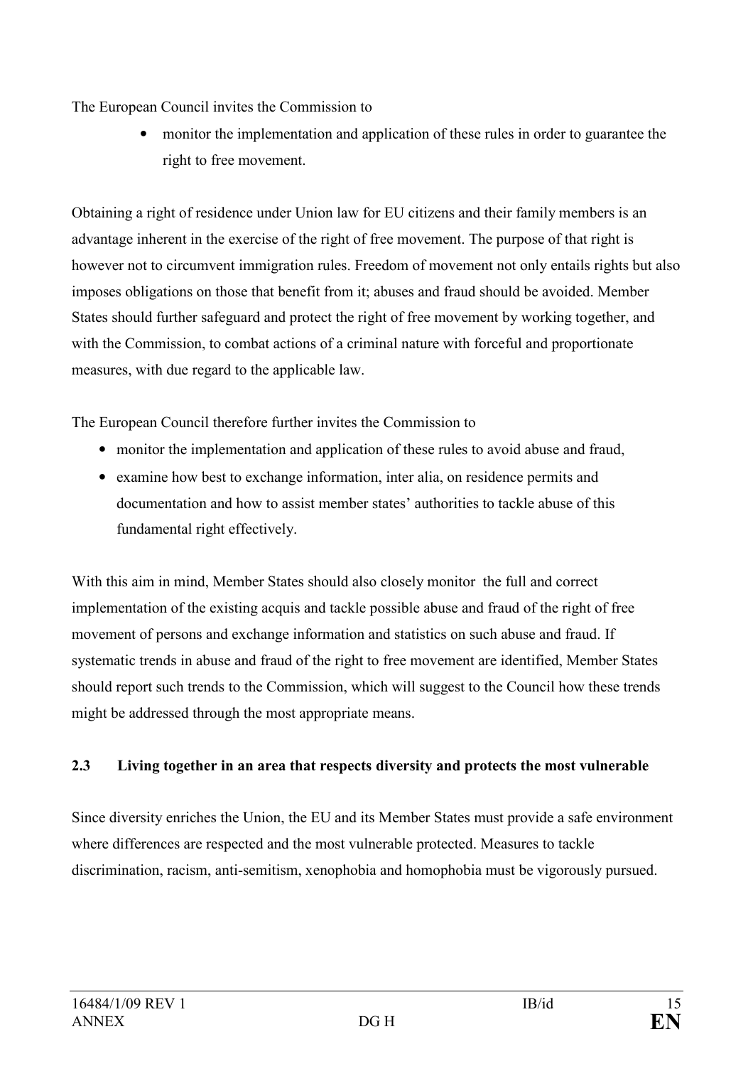The European Council invites the Commission to

- monitor the implementation and application of these rules in order to guarantee the right to free movement.

Obtaining a right of residence under Union law for EU citizens and their family members is an advantage inherent in the exercise of the right of free movement. The purpose of that right is however not to circumvent immigration rules. Freedom of movement not only entails rights but also imposes obligations on those that benefit from it; abuses and fraud should be avoided. Member States should further safeguard and protect the right of free movement by working together, and with the Commission, to combat actions of a criminal nature with forceful and proportionate measures, with due regard to the applicable law.

The European Council therefore further invites the Commission to

- monitor the implementation and application of these rules to avoid abuse and fraud,
- examine how best to exchange information, inter alia, on residence permits and documentation and how to assist member states' authorities to tackle abuse of this fundamental right effectively.

With this aim in mind, Member States should also closely monitor the full and correct implementation of the existing acquis and tackle possible abuse and fraud of the right of free movement of persons and exchange information and statistics on such abuse and fraud. If systematic trends in abuse and fraud of the right to free movement are identified, Member States should report such trends to the Commission, which will suggest to the Council how these trends might be addressed through the most appropriate means.

### 2.3 Living together in an area that respects diversity and protects the most vulnerable

Since diversity enriches the Union, the EU and its Member States must provide a safe environment where differences are respected and the most vulnerable protected. Measures to tackle discrimination, racism, anti-semitism, xenophobia and homophobia must be vigorously pursued.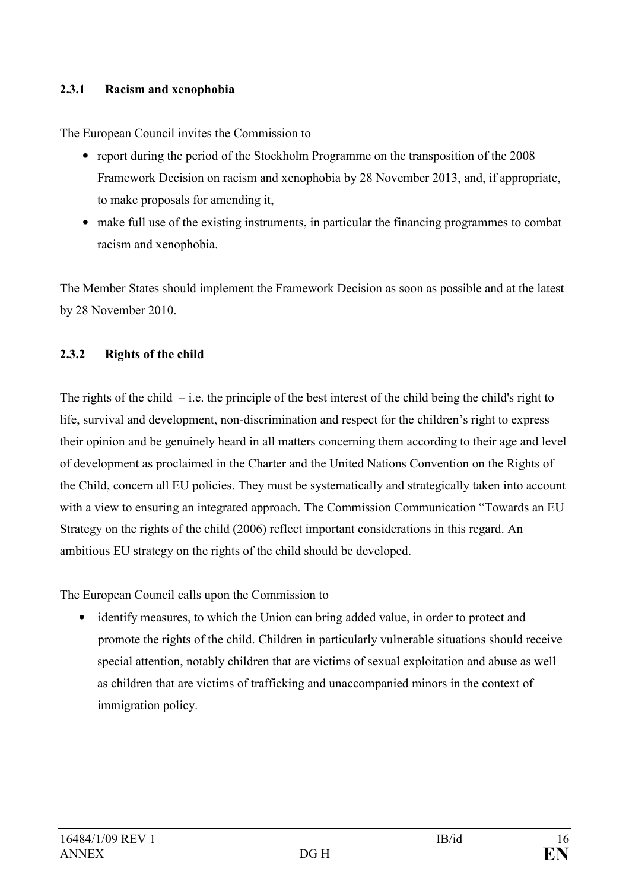### 2.3.1 Racism and xenophobia

The European Council invites the Commission to

- report during the period of the Stockholm Programme on the transposition of the 2008 Framework Decision on racism and xenophobia by 28 November 2013, and, if appropriate, to make proposals for amending it,
- make full use of the existing instruments, in particular the financing programmes to combat racism and xenophobia.

The Member States should implement the Framework Decision as soon as possible and at the latest by 28 November 2010.

### 2.3.2 Rights of the child

The rights of the child – i.e. the principle of the best interest of the child being the child's right to life, survival and development, non-discrimination and respect for the children's right to express their opinion and be genuinely heard in all matters concerning them according to their age and level of development as proclaimed in the Charter and the United Nations Convention on the Rights of the Child, concern all EU policies. They must be systematically and strategically taken into account with a view to ensuring an integrated approach. The Commission Communication "Towards an EU Strategy on the rights of the child (2006) reflect important considerations in this regard. An ambitious EU strategy on the rights of the child should be developed.

The European Council calls upon the Commission to

- identify measures, to which the Union can bring added value, in order to protect and promote the rights of the child. Children in particularly vulnerable situations should receive special attention, notably children that are victims of sexual exploitation and abuse as well as children that are victims of trafficking and unaccompanied minors in the context of immigration policy.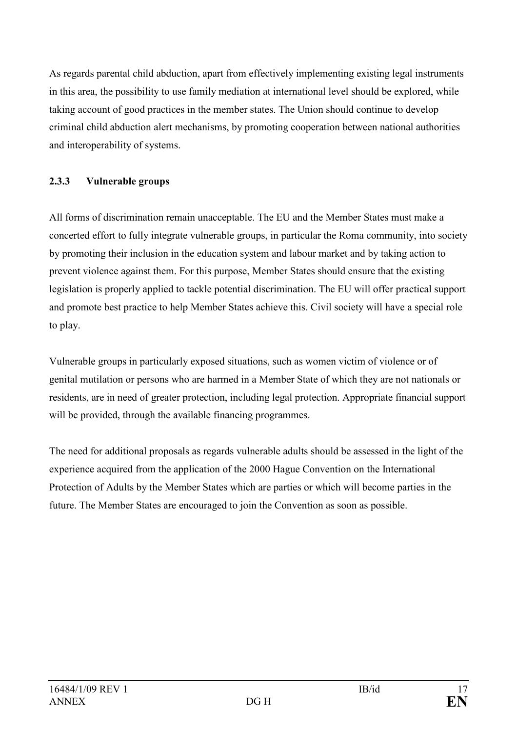As regards parental child abduction, apart from effectively implementing existing legal instruments in this area, the possibility to use family mediation at international level should be explored, while taking account of good practices in the member states. The Union should continue to develop criminal child abduction alert mechanisms, by promoting cooperation between national authorities and interoperability of systems.

#### 2.3.3 Vulnerable groups

All forms of discrimination remain unacceptable. The EU and the Member States must make a concerted effort to fully integrate vulnerable groups, in particular the Roma community, into society by promoting their inclusion in the education system and labour market and by taking action to prevent violence against them. For this purpose, Member States should ensure that the existing legislation is properly applied to tackle potential discrimination. The EU will offer practical support and promote best practice to help Member States achieve this. Civil society will have a special role to play.

Vulnerable groups in particularly exposed situations, such as women victim of violence or of genital mutilation or persons who are harmed in a Member State of which they are not nationals or residents, are in need of greater protection, including legal protection. Appropriate financial support will be provided, through the available financing programmes.

The need for additional proposals as regards vulnerable adults should be assessed in the light of the experience acquired from the application of the 2000 Hague Convention on the International Protection of Adults by the Member States which are parties or which will become parties in the future. The Member States are encouraged to join the Convention as soon as possible.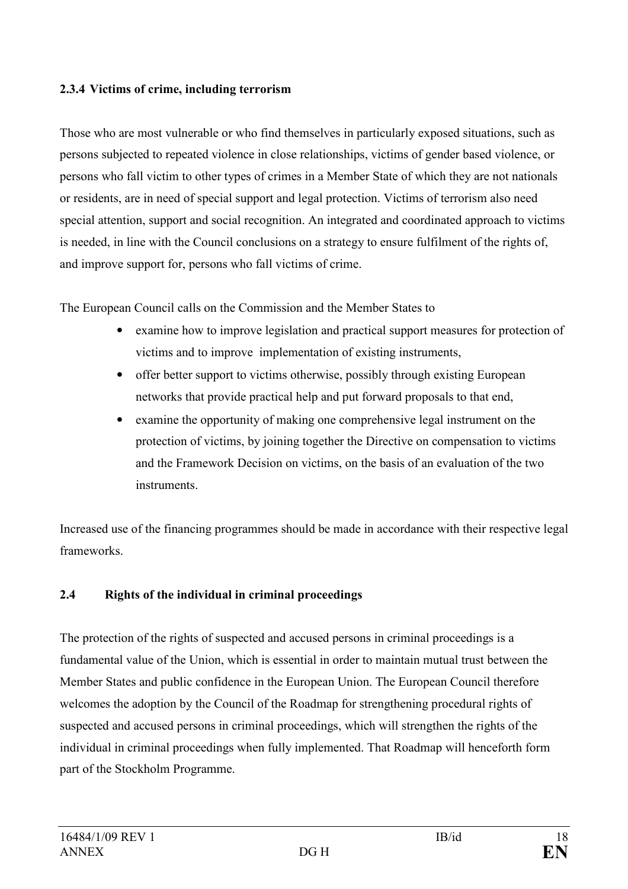### 2.3.4 Victims of crime, including terrorism

Those who are most vulnerable or who find themselves in particularly exposed situations, such as persons subjected to repeated violence in close relationships, victims of gender based violence, or persons who fall victim to other types of crimes in a Member State of which they are not nationals or residents, are in need of special support and legal protection. Victims of terrorism also need special attention, support and social recognition. An integrated and coordinated approach to victims is needed, in line with the Council conclusions on a strategy to ensure fulfilment of the rights of, and improve support for, persons who fall victims of crime.

The European Council calls on the Commission and the Member States to

- examine how to improve legislation and practical support measures for protection of victims and to improve implementation of existing instruments,
- offer better support to victims otherwise, possibly through existing European networks that provide practical help and put forward proposals to that end,
- examine the opportunity of making one comprehensive legal instrument on the protection of victims, by joining together the Directive on compensation to victims and the Framework Decision on victims, on the basis of an evaluation of the two instruments.

Increased use of the financing programmes should be made in accordance with their respective legal frameworks.

## 2.4 Rights of the individual in criminal proceedings

The protection of the rights of suspected and accused persons in criminal proceedings is a fundamental value of the Union, which is essential in order to maintain mutual trust between the Member States and public confidence in the European Union. The European Council therefore welcomes the adoption by the Council of the Roadmap for strengthening procedural rights of suspected and accused persons in criminal proceedings, which will strengthen the rights of the individual in criminal proceedings when fully implemented. That Roadmap will henceforth form part of the Stockholm Programme.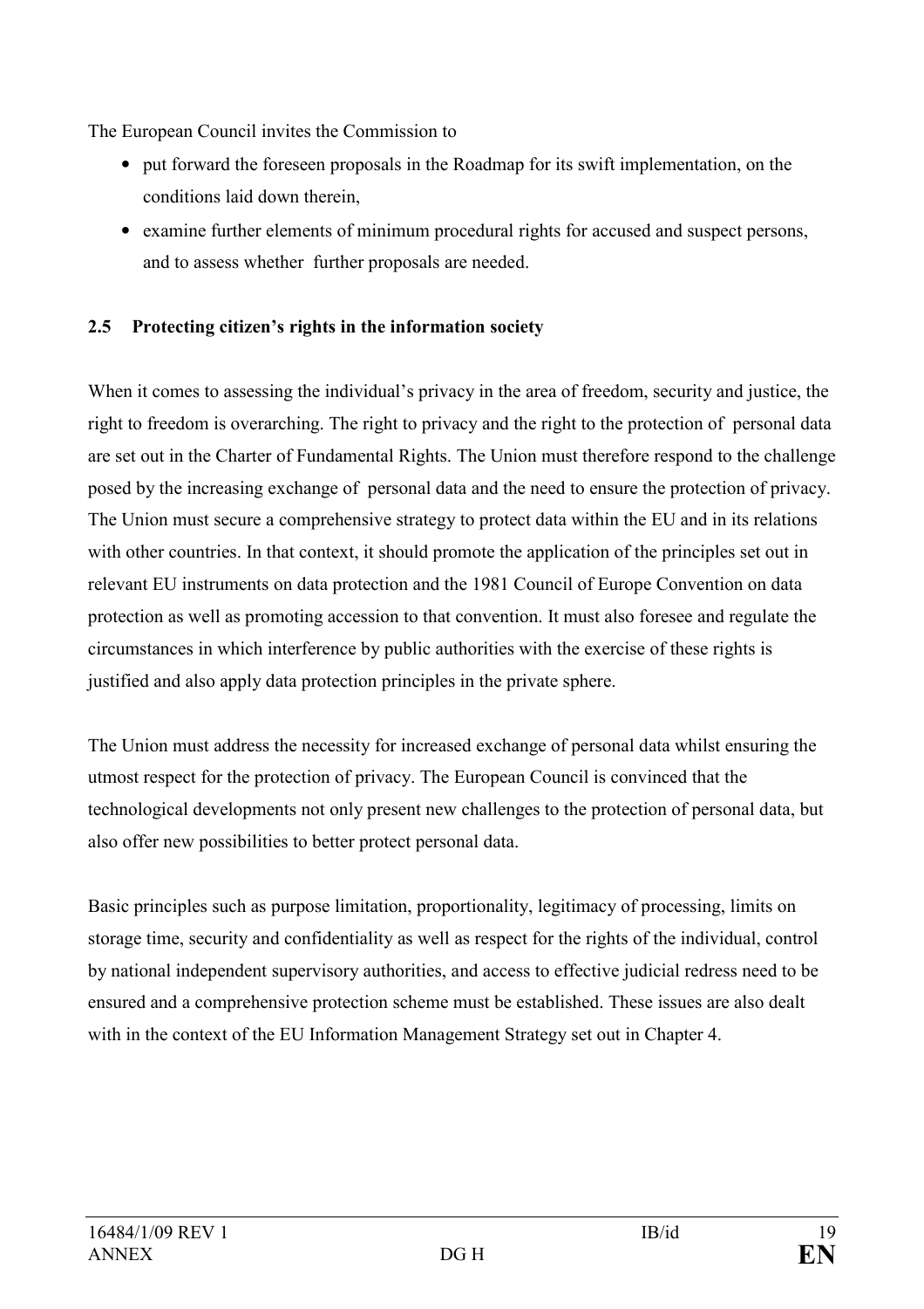The European Council invites the Commission to

- put forward the foreseen proposals in the Roadmap for its swift implementation, on the conditions laid down therein,
- examine further elements of minimum procedural rights for accused and suspect persons, and to assess whether further proposals are needed.

### 2.5 Protecting citizen's rights in the information society

When it comes to assessing the individual's privacy in the area of freedom, security and justice, the right to freedom is overarching. The right to privacy and the right to the protection of personal data are set out in the Charter of Fundamental Rights. The Union must therefore respond to the challenge posed by the increasing exchange of personal data and the need to ensure the protection of privacy. The Union must secure a comprehensive strategy to protect data within the EU and in its relations with other countries. In that context, it should promote the application of the principles set out in relevant EU instruments on data protection and the 1981 Council of Europe Convention on data protection as well as promoting accession to that convention. It must also foresee and regulate the circumstances in which interference by public authorities with the exercise of these rights is justified and also apply data protection principles in the private sphere.

The Union must address the necessity for increased exchange of personal data whilst ensuring the utmost respect for the protection of privacy. The European Council is convinced that the technological developments not only present new challenges to the protection of personal data, but also offer new possibilities to better protect personal data.

Basic principles such as purpose limitation, proportionality, legitimacy of processing, limits on storage time, security and confidentiality as well as respect for the rights of the individual, control by national independent supervisory authorities, and access to effective judicial redress need to be ensured and a comprehensive protection scheme must be established. These issues are also dealt with in the context of the EU Information Management Strategy set out in Chapter 4.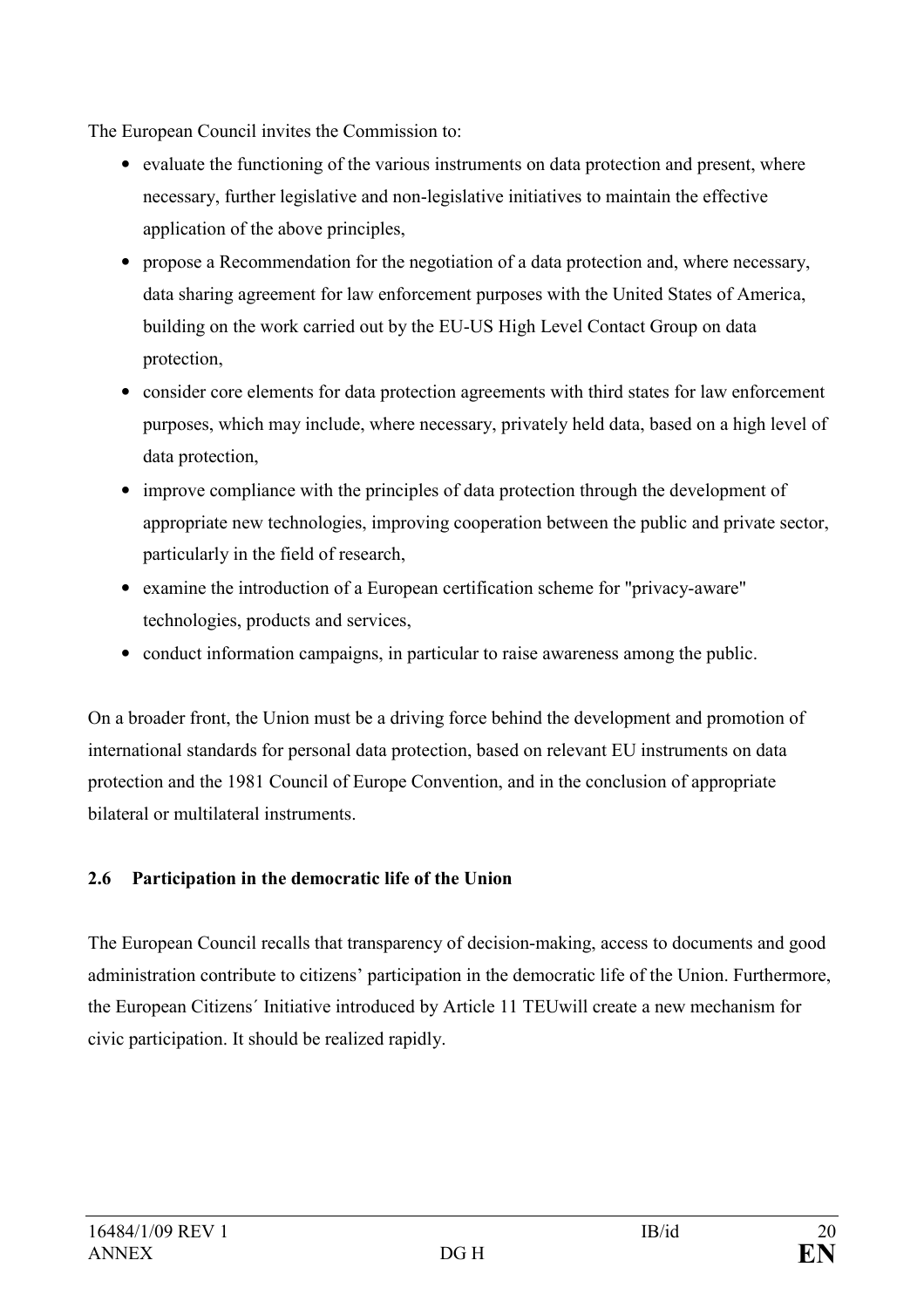The European Council invites the Commission to:

- evaluate the functioning of the various instruments on data protection and present, where necessary, further legislative and non-legislative initiatives to maintain the effective application of the above principles,
- propose a Recommendation for the negotiation of a data protection and, where necessary, data sharing agreement for law enforcement purposes with the United States of America, building on the work carried out by the EU-US High Level Contact Group on data protection,
- consider core elements for data protection agreements with third states for law enforcement purposes, which may include, where necessary, privately held data, based on a high level of data protection,
- improve compliance with the principles of data protection through the development of appropriate new technologies, improving cooperation between the public and private sector, particularly in the field of research,
- examine the introduction of a European certification scheme for "privacy-aware" technologies, products and services,
- conduct information campaigns, in particular to raise awareness among the public.

On a broader front, the Union must be a driving force behind the development and promotion of international standards for personal data protection, based on relevant EU instruments on data protection and the 1981 Council of Europe Convention, and in the conclusion of appropriate bilateral or multilateral instruments.

### 2.6 Participation in the democratic life of the Union

The European Council recalls that transparency of decision-making, access to documents and good administration contribute to citizens' participation in the democratic life of the Union. Furthermore, the European Citizens´ Initiative introduced by Article 11 TEUwill create a new mechanism for civic participation. It should be realized rapidly.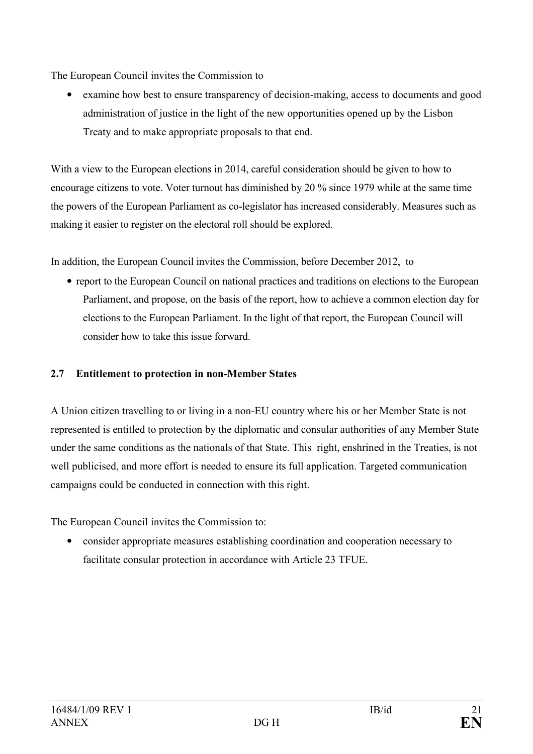The European Council invites the Commission to

- examine how best to ensure transparency of decision-making, access to documents and good administration of justice in the light of the new opportunities opened up by the Lisbon Treaty and to make appropriate proposals to that end.

With a view to the European elections in 2014, careful consideration should be given to how to encourage citizens to vote. Voter turnout has diminished by 20 % since 1979 while at the same time the powers of the European Parliament as co-legislator has increased considerably. Measures such as making it easier to register on the electoral roll should be explored.

In addition, the European Council invites the Commission, before December 2012, to

- report to the European Council on national practices and traditions on elections to the European Parliament, and propose, on the basis of the report, how to achieve a common election day for elections to the European Parliament. In the light of that report, the European Council will consider how to take this issue forward.

**2.7 Entitlement to protection in non-Member States**

A Union citizen travelling to or living in a non-EU country where his or her Member State is not represented is entitled to protection by the diplomatic and consular authorities of any Member State under the same conditions as the nationals of that State. This right, enshrined in the Treaties, is not well publicised, and more effort is needed to ensure its full application. Targeted communication campaigns could be conducted in connection with this right.

The European Council invites the Commission to:

- consider appropriate measures establishing coordination and cooperation necessary to facilitate consular protection in accordance with Article 23 TFUE.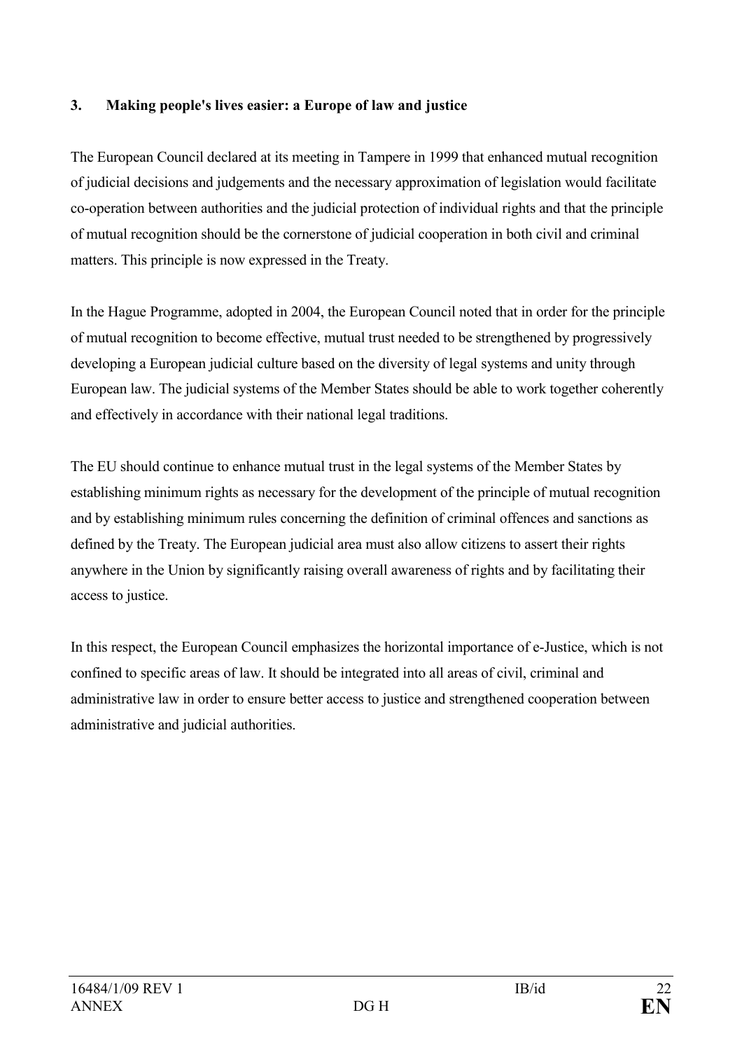## 3. Making people's lives easier: a Europe of law and justice

The European Council declared at its meeting in Tampere in 1999 that enhanced mutual recognition of judicial decisions and judgements and the necessary approximation of legislation would facilitate co-operation between authorities and the judicial protection of individual rights and that the principle of mutual recognition should be the cornerstone of judicial cooperation in both civil and criminal matters. This principle is now expressed in the Treaty.

In the Hague Programme, adopted in 2004, the European Council noted that in order for the principle of mutual recognition to become effective, mutual trust needed to be strengthened by progressively developing a European judicial culture based on the diversity of legal systems and unity through European law. The judicial systems of the Member States should be able to work together coherently and effectively in accordance with their national legal traditions.

The EU should continue to enhance mutual trust in the legal systems of the Member States by establishing minimum rights as necessary for the development of the principle of mutual recognition and by establishing minimum rules concerning the definition of criminal offences and sanctions as defined by the Treaty. The European judicial area must also allow citizens to assert their rights anywhere in the Union by significantly raising overall awareness of rights and by facilitating their access to justice.

In this respect, the European Council emphasizes the horizontal importance of e-Justice, which is not confined to specific areas of law. It should be integrated into all areas of civil, criminal and administrative law in order to ensure better access to justice and strengthened cooperation between administrative and judicial authorities.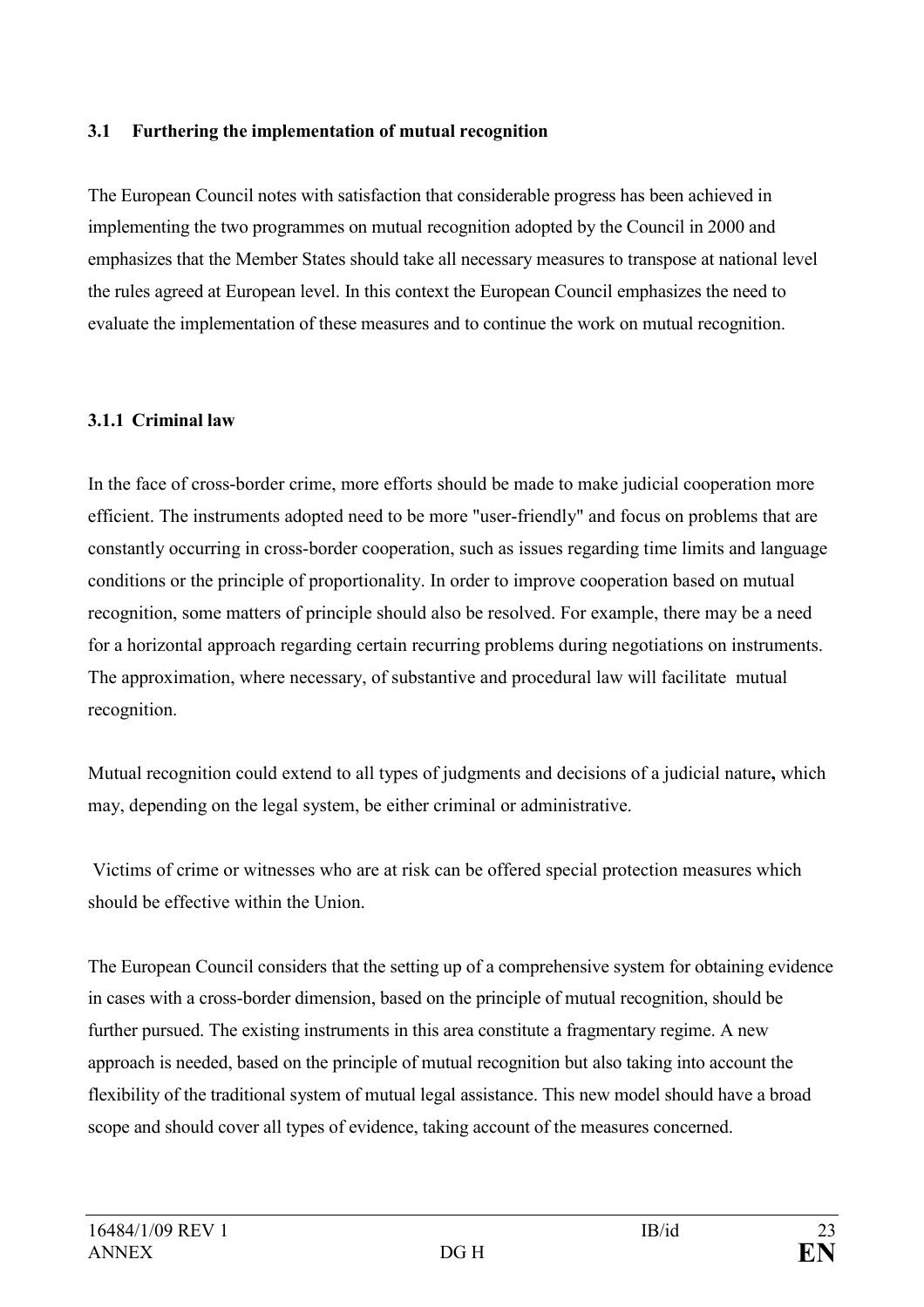### 3.1 Furthering the implementation of mutual recognition

The European Council notes with satisfaction that considerable progress has been achieved in implementing the two programmes on mutual recognition adopted by the Council in 2000 and emphasizes that the Member States should take all necessary measures to transpose at national level the rules agreed at European level. In this context the European Council emphasizes the need to evaluate the implementation of these measures and to continue the work on mutual recognition.

#### 3.1.1 Criminal law

In the face of cross-border crime, more efforts should be made to make judicial cooperation more efficient. The instruments adopted need to be more "user-friendly" and focus on problems that are constantly occurring in cross-border cooperation, such as issues regarding time limits and language conditions or the principle of proportionality. In order to improve cooperation based on mutual recognition, some matters of principle should also be resolved. For example, there may be a need for a horizontal approach regarding certain recurring problems during negotiations on instruments. The approximation, where necessary, of substantive and procedural law will facilitate mutual recognition.

Mutual recognition could extend to all types of judgments and decisions of a judicial nature**,** which may, depending on the legal system, be either criminal or administrative.

Victims of crime or witnesses who are at risk can be offered special protection measures which should be effective within the Union.

The European Council considers that the setting up of a comprehensive system for obtaining evidence in cases with a cross-border dimension, based on the principle of mutual recognition, should be further pursued. The existing instruments in this area constitute a fragmentary regime. A new approach is needed, based on the principle of mutual recognition but also taking into account the flexibility of the traditional system of mutual legal assistance. This new model should have a broad scope and should cover all types of evidence, taking account of the measures concerned.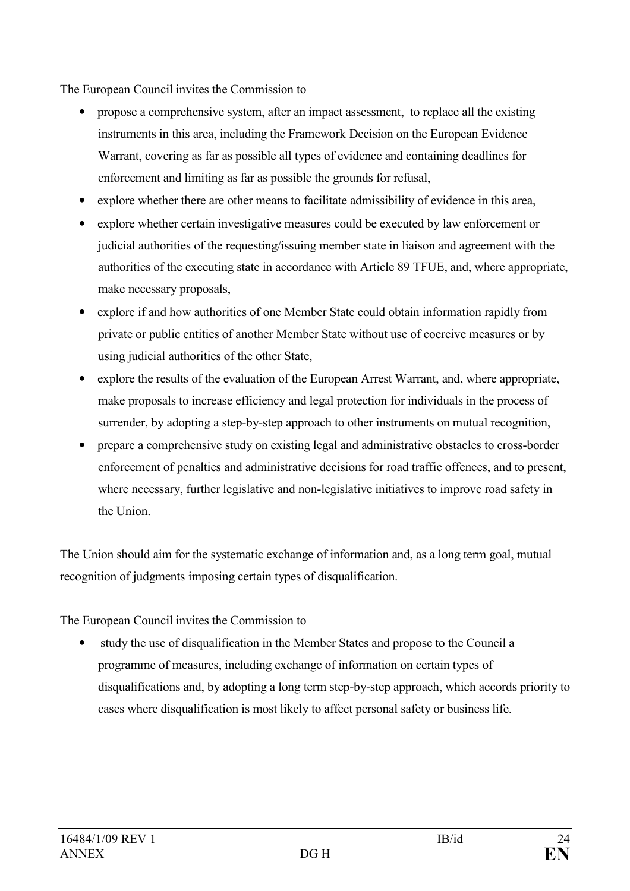The European Council invites the Commission to

- propose a comprehensive system, after an impact assessment, to replace all the existing instruments in this area, including the Framework Decision on the European Evidence Warrant, covering as far as possible all types of evidence and containing deadlines for enforcement and limiting as far as possible the grounds for refusal,
- explore whether there are other means to facilitate admissibility of evidence in this area,
- explore whether certain investigative measures could be executed by law enforcement or judicial authorities of the requesting/issuing member state in liaison and agreement with the authorities of the executing state in accordance with Article 89 TFUE, and, where appropriate, make necessary proposals,
- explore if and how authorities of one Member State could obtain information rapidly from private or public entities of another Member State without use of coercive measures or by using judicial authorities of the other State,
- explore the results of the evaluation of the European Arrest Warrant, and, where appropriate, make proposals to increase efficiency and legal protection for individuals in the process of surrender, by adopting a step-by-step approach to other instruments on mutual recognition,
- prepare a comprehensive study on existing legal and administrative obstacles to cross-border enforcement of penalties and administrative decisions for road traffic offences, and to present, where necessary, further legislative and non-legislative initiatives to improve road safety in the Union.

The Union should aim for the systematic exchange of information and, as a long term goal, mutual recognition of judgments imposing certain types of disqualification.

The European Council invites the Commission to

- study the use of disqualification in the Member States and propose to the Council a programme of measures, including exchange of information on certain types of disqualifications and, by adopting a long term step-by-step approach, which accords priority to cases where disqualification is most likely to affect personal safety or business life.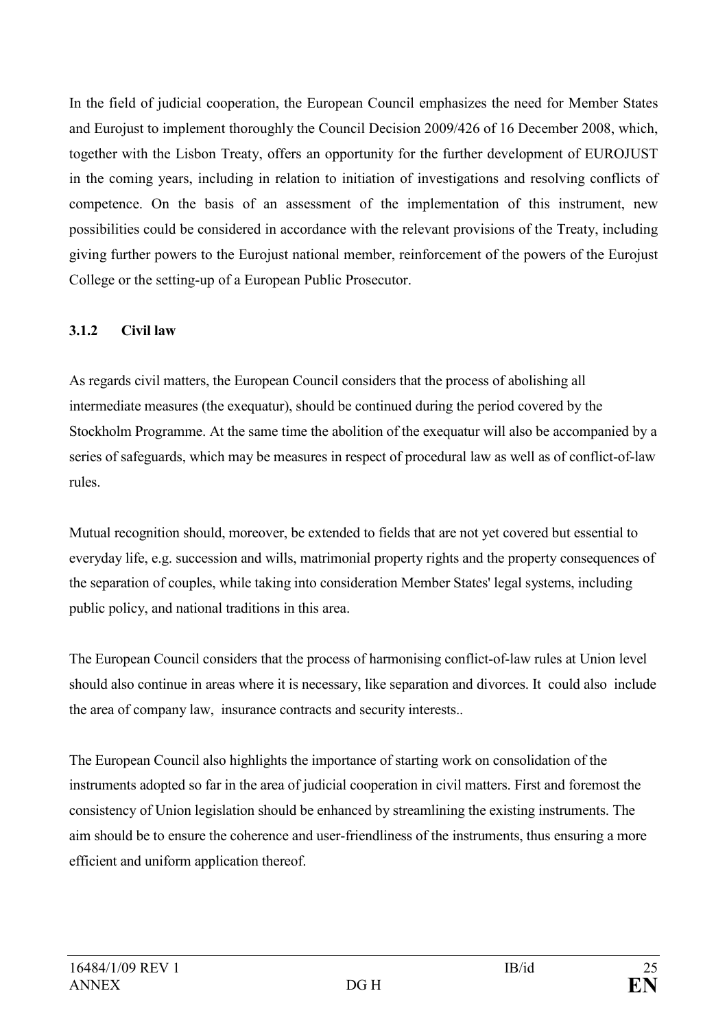In the field of judicial cooperation, the European Council emphasizes the need for Member States and Eurojust to implement thoroughly the Council Decision 2009/426 of 16 December 2008, which, together with the Lisbon Treaty, offers an opportunity for the further development of EUROJUST in the coming years, including in relation to initiation of investigations and resolving conflicts of competence. On the basis of an assessment of the implementation of this instrument, new possibilities could be considered in accordance with the relevant provisions of the Treaty, including giving further powers to the Eurojust national member, reinforcement of the powers of the Eurojust College or the setting-up of a European Public Prosecutor.

### 3.1.2 Civil law

As regards civil matters, the European Council considers that the process of abolishing all intermediate measures (the exequatur), should be continued during the period covered by the Stockholm Programme. At the same time the abolition of the exequatur will also be accompanied by a series of safeguards, which may be measures in respect of procedural law as well as of conflict-of-law rules.

Mutual recognition should, moreover, be extended to fields that are not yet covered but essential to everyday life, e.g. succession and wills, matrimonial property rights and the property consequences of the separation of couples, while taking into consideration Member States' legal systems, including public policy, and national traditions in this area.

The European Council considers that the process of harmonising conflict-of-law rules at Union level should also continue in areas where it is necessary, like separation and divorces. It could also include the area of company law, insurance contracts and security interests..

The European Council also highlights the importance of starting work on consolidation of the instruments adopted so far in the area of judicial cooperation in civil matters. First and foremost the consistency of Union legislation should be enhanced by streamlining the existing instruments. The aim should be to ensure the coherence and user-friendliness of the instruments, thus ensuring a more efficient and uniform application thereof.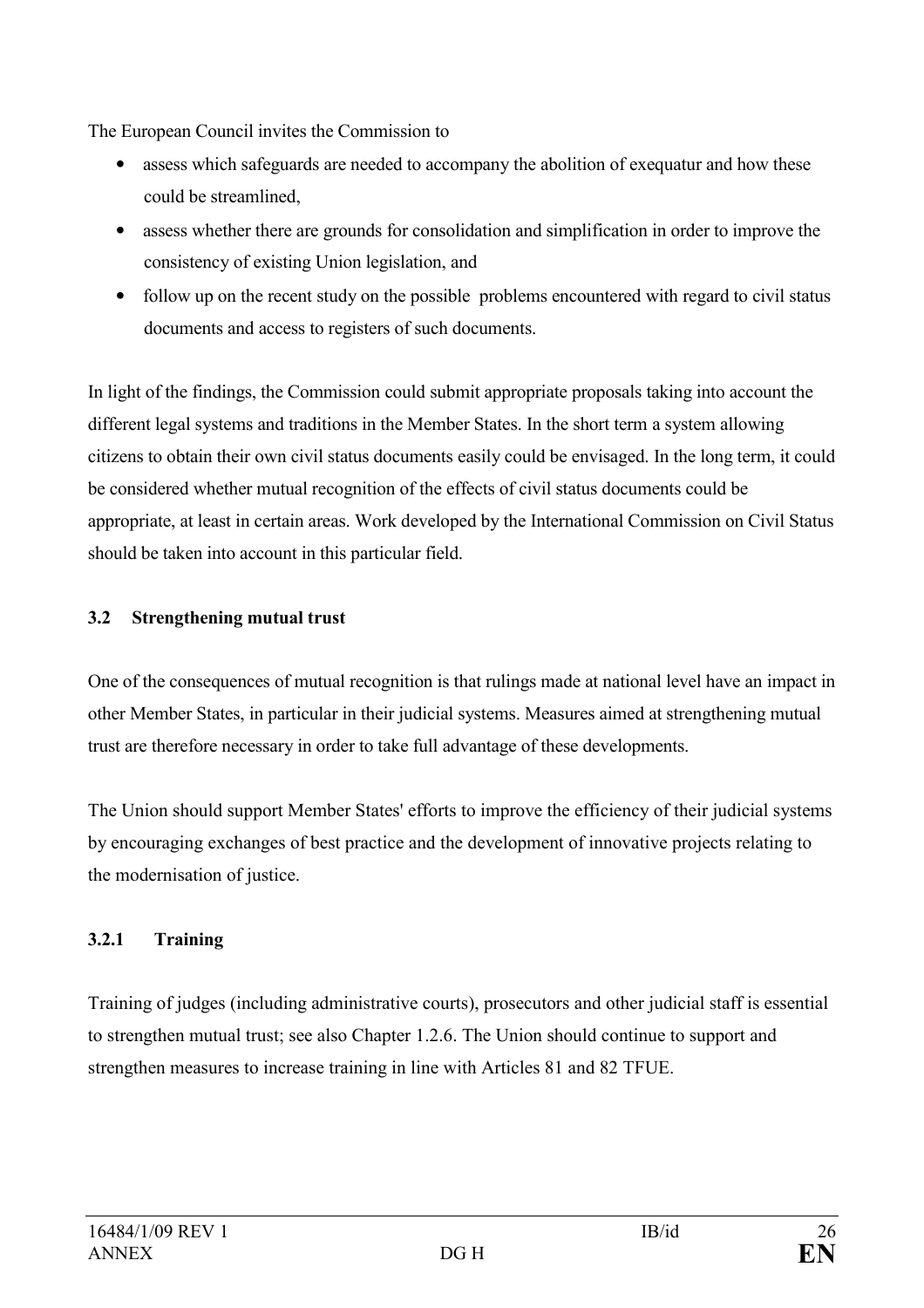The European Council invites the Commission to

- assess which safeguards are needed to accompany the abolition of exequatur and how these could be streamlined,
- assess whether there are grounds for consolidation and simplification in order to improve the consistency of existing Union legislation, and
- follow up on the recent study on the possible problems encountered with regard to civil status documents and access to registers of such documents.

In light of the findings, the Commission could submit appropriate proposals taking into account the different legal systems and traditions in the Member States. In the short term a system allowing citizens to obtain their own civil status documents easily could be envisaged. In the long term, it could be considered whether mutual recognition of the effects of civil status documents could be appropriate, at least in certain areas. Work developed by the International Commission on Civil Status should be taken into account in this particular field.

### 3.2 Strengthening mutual trust

One of the consequences of mutual recognition is that rulings made at national level have an impact in other Member States, in particular in their judicial systems. Measures aimed at strengthening mutual trust are therefore necessary in order to take full advantage of these developments.

The Union should support Member States' efforts to improve the efficiency of their judicial systems by encouraging exchanges of best practice and the development of innovative projects relating to the modernisation of justice.

#### 3.2.1 Training

Training of judges (including administrative courts), prosecutors and other judicial staff is essential to strengthen mutual trust; see also Chapter 1.2.6. The Union should continue to support and strengthen measures to increase training in line with Articles 81 and 82 TFUE.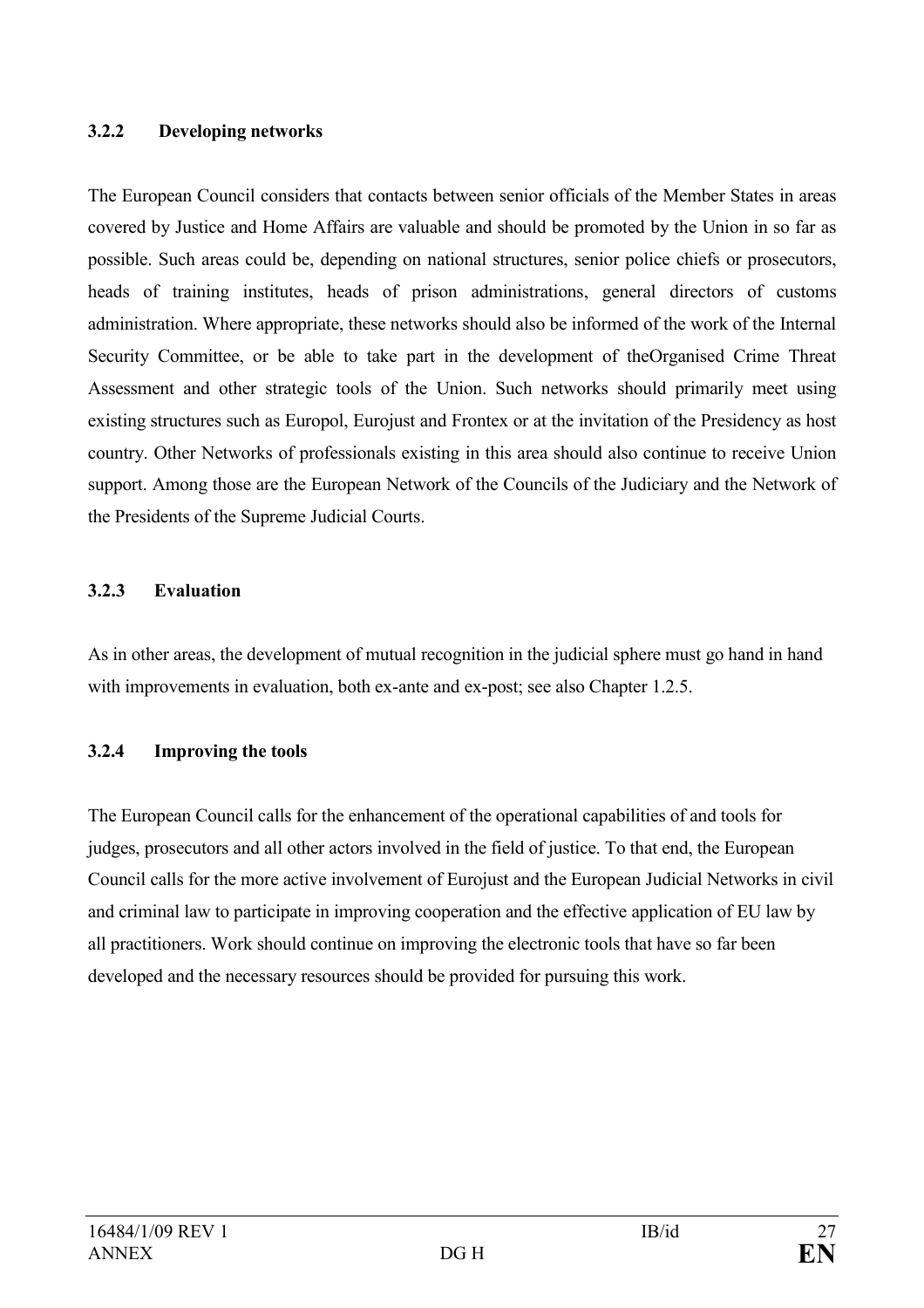### 3.2.2 Developing networks

The European Council considers that contacts between senior officials of the Member States in areas covered by Justice and Home Affairs are valuable and should be promoted by the Union in so far as possible. Such areas could be, depending on national structures, senior police chiefs or prosecutors, heads of training institutes, heads of prison administrations, general directors of customs administration. Where appropriate, these networks should also be informed of the work of the Internal Security Committee, or be able to take part in the development of theOrganised Crime Threat Assessment and other strategic tools of the Union. Such networks should primarily meet using existing structures such as Europol, Eurojust and Frontex or at the invitation of the Presidency as host country. Other Networks of professionals existing in this area should also continue to receive Union support. Among those are the European Network of the Councils of the Judiciary and the Network of the Presidents of the Supreme Judicial Courts.

### 3.2.3 Evaluation

As in other areas, the development of mutual recognition in the judicial sphere must go hand in hand with improvements in evaluation, both ex-ante and ex-post; see also Chapter 1.2.5.

### 3.2.4 Improving the tools

The European Council calls for the enhancement of the operational capabilities of and tools for judges, prosecutors and all other actors involved in the field of justice. To that end, the European Council calls for the more active involvement of Eurojust and the European Judicial Networks in civil and criminal law to participate in improving cooperation and the effective application of EU law by all practitioners. Work should continue on improving the electronic tools that have so far been developed and the necessary resources should be provided for pursuing this work.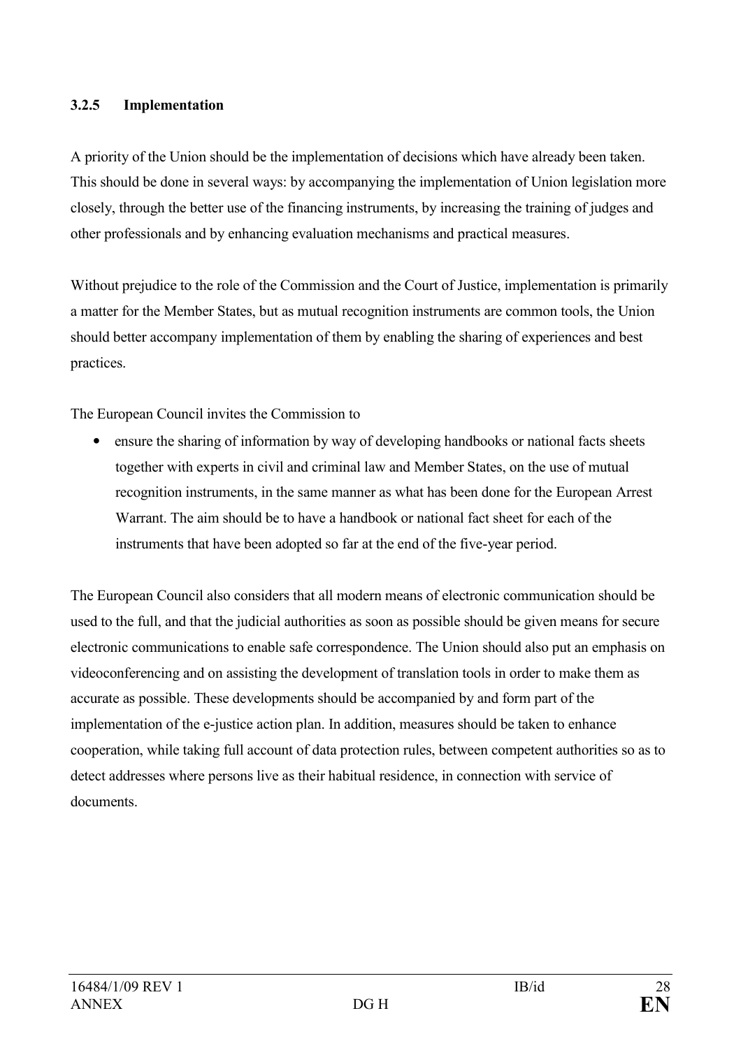### 3.2.5 Implementation

A priority of the Union should be the implementation of decisions which have already been taken. This should be done in several ways: by accompanying the implementation of Union legislation more closely, through the better use of the financing instruments, by increasing the training of judges and other professionals and by enhancing evaluation mechanisms and practical measures.

Without prejudice to the role of the Commission and the Court of Justice, implementation is primarily a matter for the Member States, but as mutual recognition instruments are common tools, the Union should better accompany implementation of them by enabling the sharing of experiences and best practices.

The European Council invites the Commission to

- ensure the sharing of information by way of developing handbooks or national facts sheets together with experts in civil and criminal law and Member States, on the use of mutual recognition instruments, in the same manner as what has been done for the European Arrest Warrant. The aim should be to have a handbook or national fact sheet for each of the instruments that have been adopted so far at the end of the five-year period.

The European Council also considers that all modern means of electronic communication should be used to the full, and that the judicial authorities as soon as possible should be given means for secure electronic communications to enable safe correspondence. The Union should also put an emphasis on videoconferencing and on assisting the development of translation tools in order to make them as accurate as possible. These developments should be accompanied by and form part of the implementation of the e-justice action plan. In addition, measures should be taken to enhance cooperation, while taking full account of data protection rules, between competent authorities so as to detect addresses where persons live as their habitual residence, in connection with service of documents.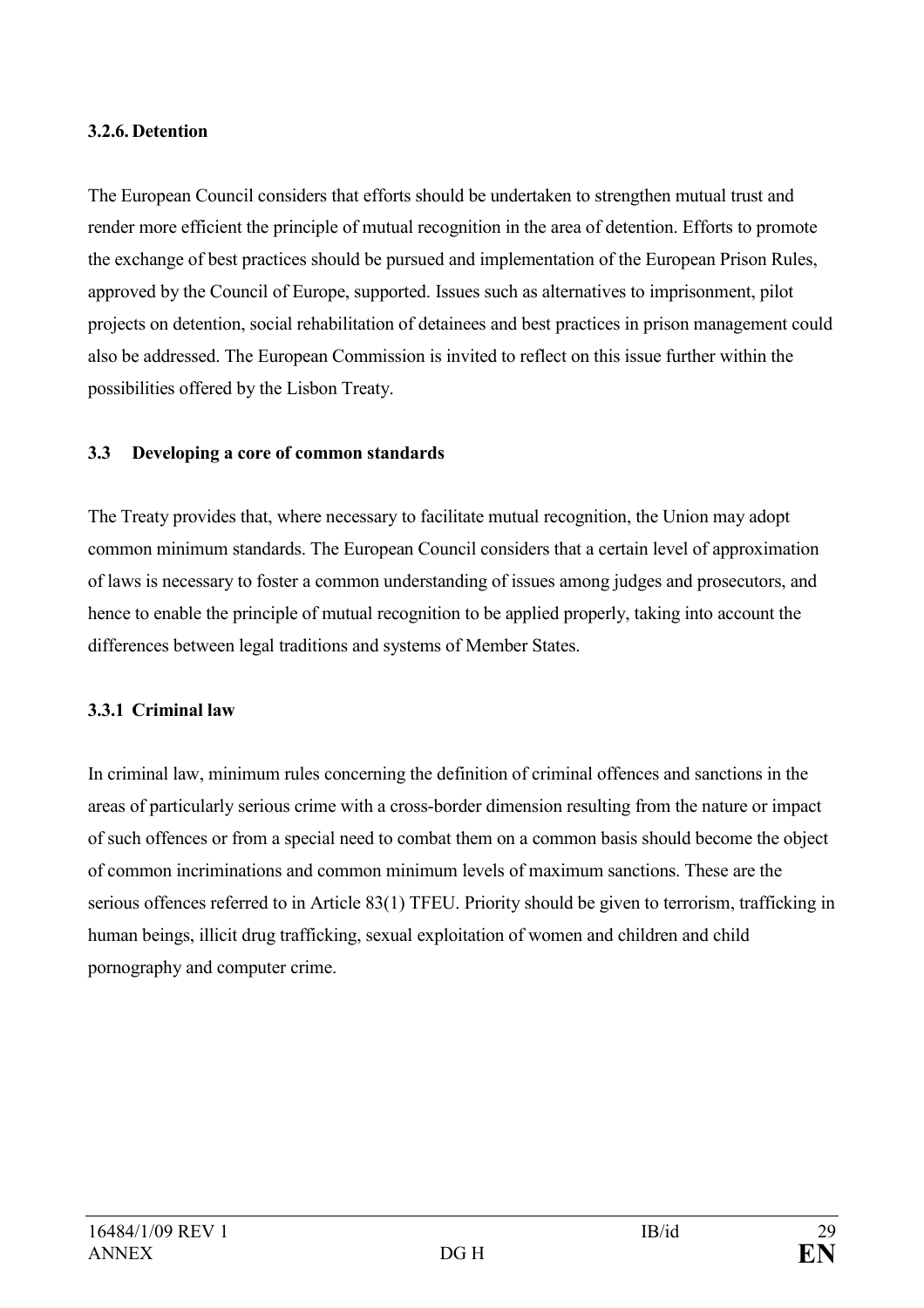### 3.2.6. Detention

The European Council considers that efforts should be undertaken to strengthen mutual trust and render more efficient the principle of mutual recognition in the area of detention. Efforts to promote the exchange of best practices should be pursued and implementation of the European Prison Rules, approved by the Council of Europe, supported. Issues such as alternatives to imprisonment, pilot projects on detention, social rehabilitation of detainees and best practices in prison management could also be addressed. The European Commission is invited to reflect on this issue further within the possibilities offered by the Lisbon Treaty.

## 3.3 Developing a core of common standards

The Treaty provides that, where necessary to facilitate mutual recognition, the Union may adopt common minimum standards. The European Council considers that a certain level of approximation of laws is necessary to foster a common understanding of issues among judges and prosecutors, and hence to enable the principle of mutual recognition to be applied properly, taking into account the differences between legal traditions and systems of Member States.

### 3.3.1 Criminal law

In criminal law, minimum rules concerning the definition of criminal offences and sanctions in the areas of particularly serious crime with a cross-border dimension resulting from the nature or impact of such offences or from a special need to combat them on a common basis should become the object of common incriminations and common minimum levels of maximum sanctions. These are the serious offences referred to in Article 83(1) TFEU. Priority should be given to terrorism, trafficking in human beings, illicit drug trafficking, sexual exploitation of women and children and child pornography and computer crime.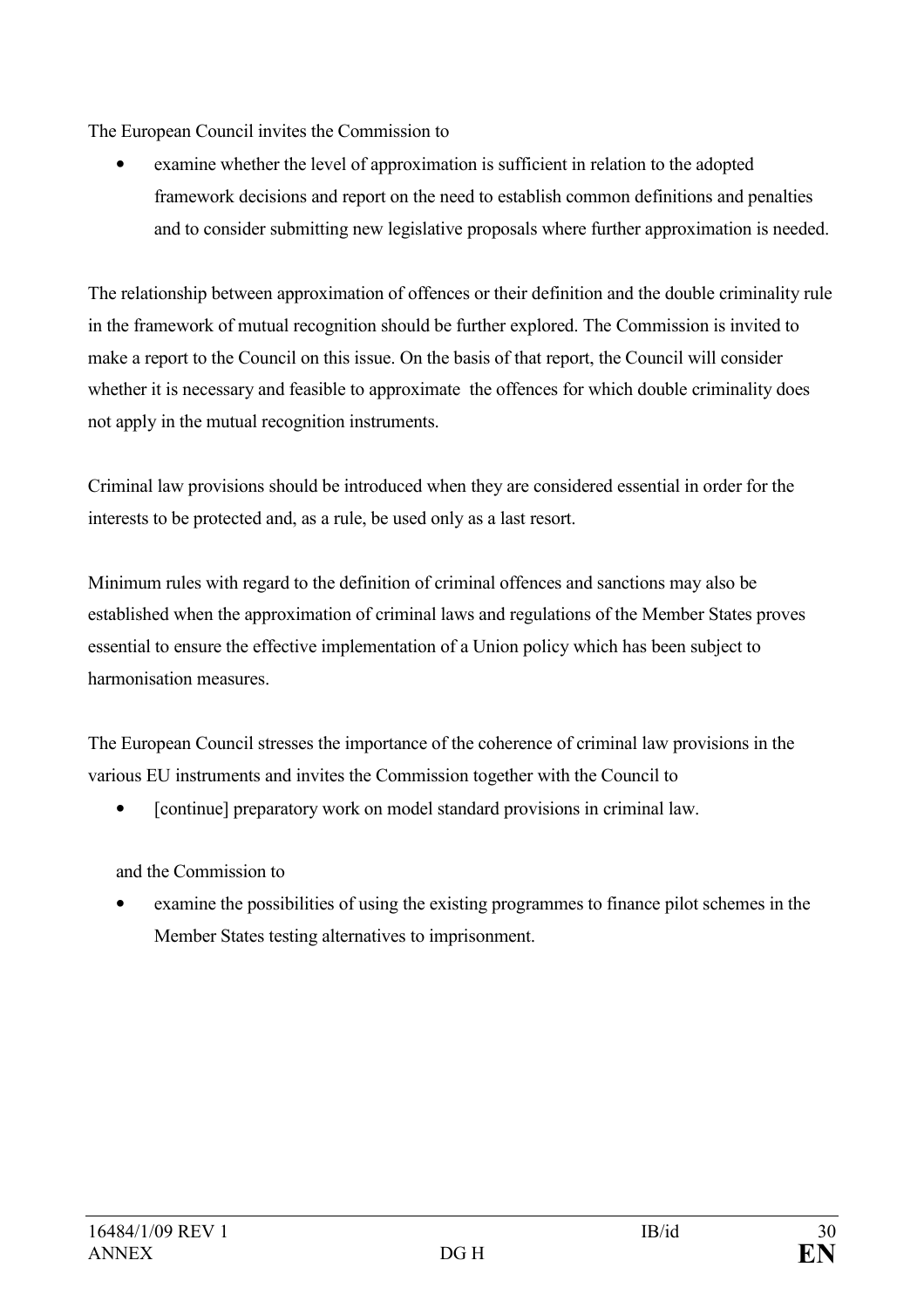The European Council invites the Commission to

- examine whether the level of approximation is sufficient in relation to the adopted framework decisions and report on the need to establish common definitions and penalties and to consider submitting new legislative proposals where further approximation is needed.

The relationship between approximation of offences or their definition and the double criminality rule in the framework of mutual recognition should be further explored. The Commission is invited to make a report to the Council on this issue. On the basis of that report, the Council will consider whether it is necessary and feasible to approximate the offences for which double criminality does not apply in the mutual recognition instruments.

Criminal law provisions should be introduced when they are considered essential in order for the interests to be protected and, as a rule, be used only as a last resort.

Minimum rules with regard to the definition of criminal offences and sanctions may also be established when the approximation of criminal laws and regulations of the Member States proves essential to ensure the effective implementation of a Union policy which has been subject to harmonisation measures.

The European Council stresses the importance of the coherence of criminal law provisions in the various EU instruments and invites the Commission together with the Council to

- [continue] preparatory work on model standard provisions in criminal law.

and the Commission to

- examine the possibilities of using the existing programmes to finance pilot schemes in the Member States testing alternatives to imprisonment.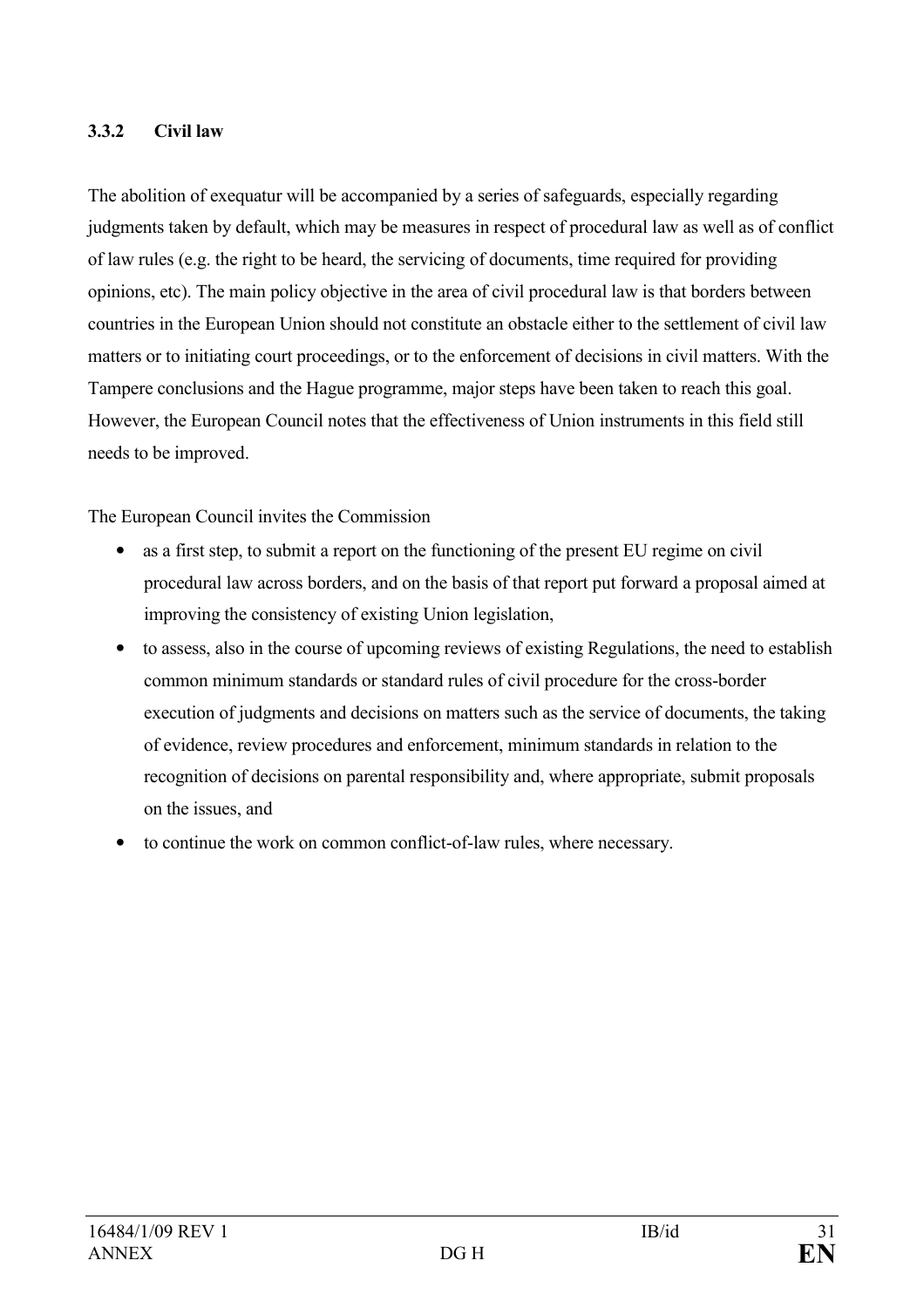### 3.3.2 Civil law

The abolition of exequatur will be accompanied by a series of safeguards, especially regarding judgments taken by default, which may be measures in respect of procedural law as well as of conflict of law rules (e.g. the right to be heard, the servicing of documents, time required for providing opinions, etc). The main policy objective in the area of civil procedural law is that borders between countries in the European Union should not constitute an obstacle either to the settlement of civil law matters or to initiating court proceedings, or to the enforcement of decisions in civil matters. With the Tampere conclusions and the Hague programme, major steps have been taken to reach this goal. However, the European Council notes that the effectiveness of Union instruments in this field still needs to be improved.

The European Council invites the Commission

- as a first step, to submit a report on the functioning of the present EU regime on civil procedural law across borders, and on the basis of that report put forward a proposal aimed at improving the consistency of existing Union legislation,
- to assess, also in the course of upcoming reviews of existing Regulations, the need to establish common minimum standards or standard rules of civil procedure for the cross-border execution of judgments and decisions on matters such as the service of documents, the taking of evidence, review procedures and enforcement, minimum standards in relation to the recognition of decisions on parental responsibility and, where appropriate, submit proposals on the issues, and
- to continue the work on common conflict-of-law rules, where necessary.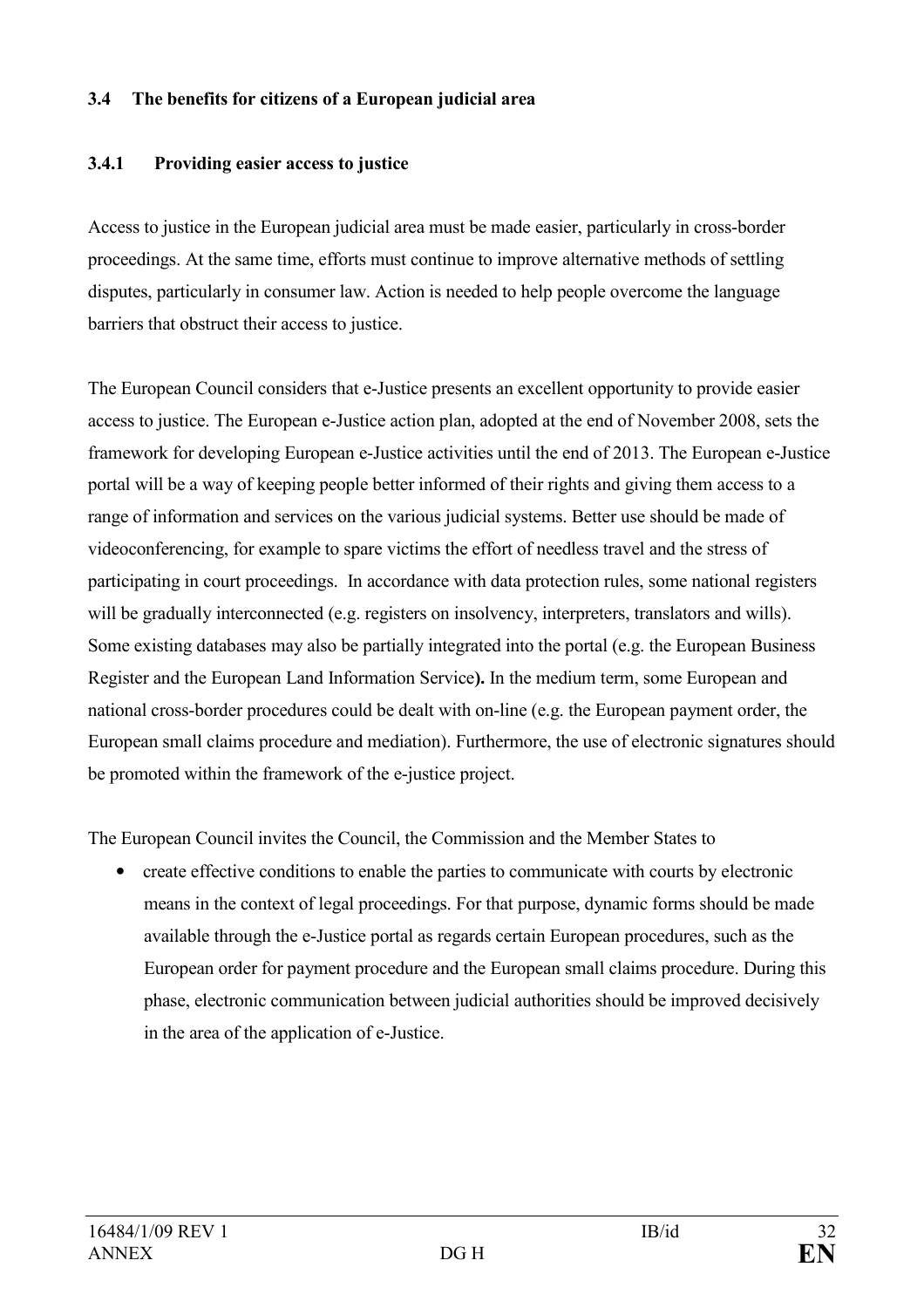### 3.4 The benefits for citizens of a European judicial area

#### 3.4.1 Providing easier access to justice

Access to justice in the European judicial area must be made easier, particularly in cross-border proceedings. At the same time, efforts must continue to improve alternative methods of settling disputes, particularly in consumer law. Action is needed to help people overcome the language barriers that obstruct their access to justice.

The European Council considers that e-Justice presents an excellent opportunity to provide easier access to justice. The European e-Justice action plan, adopted at the end of November 2008, sets the framework for developing European e-Justice activities until the end of 2013. The European e-Justice portal will be a way of keeping people better informed of their rights and giving them access to a range of information and services on the various judicial systems. Better use should be made of videoconferencing, for example to spare victims the effort of needless travel and the stress of participating in court proceedings. In accordance with data protection rules, some national registers will be gradually interconnected (e.g. registers on insolvency, interpreters, translators and wills). Some existing databases may also be partially integrated into the portal (e.g. the European Business Register and the European Land Information Service**).** In the medium term, some European and national cross-border procedures could be dealt with on-line (e.g. the European payment order, the European small claims procedure and mediation). Furthermore, the use of electronic signatures should be promoted within the framework of the e-justice project.

The European Council invites the Council, the Commission and the Member States to

- create effective conditions to enable the parties to communicate with courts by electronic means in the context of legal proceedings. For that purpose, dynamic forms should be made available through the e-Justice portal as regards certain European procedures, such as the European order for payment procedure and the European small claims procedure. During this phase, electronic communication between judicial authorities should be improved decisively in the area of the application of e-Justice.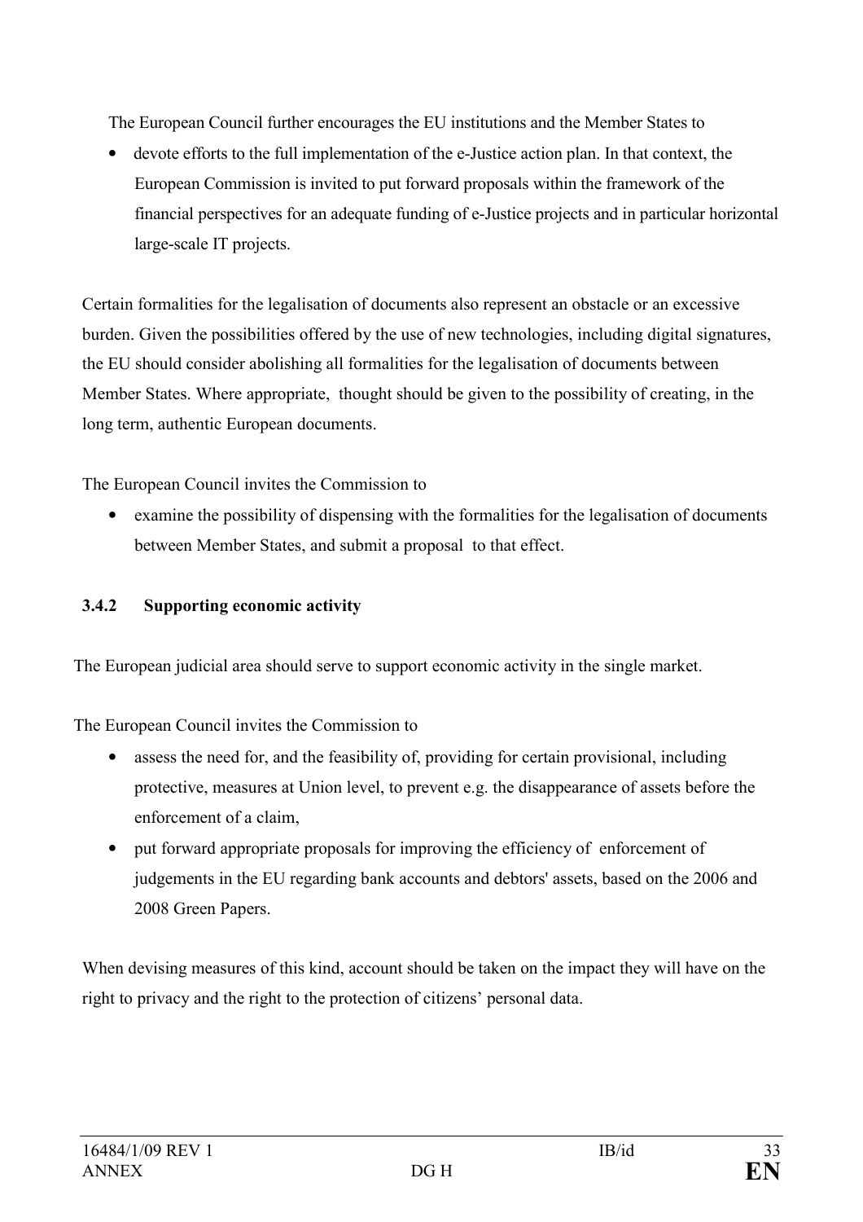The European Council further encourages the EU institutions and the Member States to

- devote efforts to the full implementation of the e-Justice action plan. In that context, the European Commission is invited to put forward proposals within the framework of the financial perspectives for an adequate funding of e-Justice projects and in particular horizontal large-scale IT projects.

Certain formalities for the legalisation of documents also represent an obstacle or an excessive burden. Given the possibilities offered by the use of new technologies, including digital signatures, the EU should consider abolishing all formalities for the legalisation of documents between Member States. Where appropriate, thought should be given to the possibility of creating, in the long term, authentic European documents.

The European Council invites the Commission to

- examine the possibility of dispensing with the formalities for the legalisation of documents between Member States, and submit a proposal to that effect.

### 3.4.2 Supporting economic activity

The European judicial area should serve to support economic activity in the single market.

The European Council invites the Commission to

- assess the need for, and the feasibility of, providing for certain provisional, including protective, measures at Union level, to prevent e.g. the disappearance of assets before the enforcement of a claim,
- put forward appropriate proposals for improving the efficiency of enforcement of judgements in the EU regarding bank accounts and debtors' assets, based on the 2006 and 2008 Green Papers.

When devising measures of this kind, account should be taken on the impact they will have on the right to privacy and the right to the protection of citizens' personal data.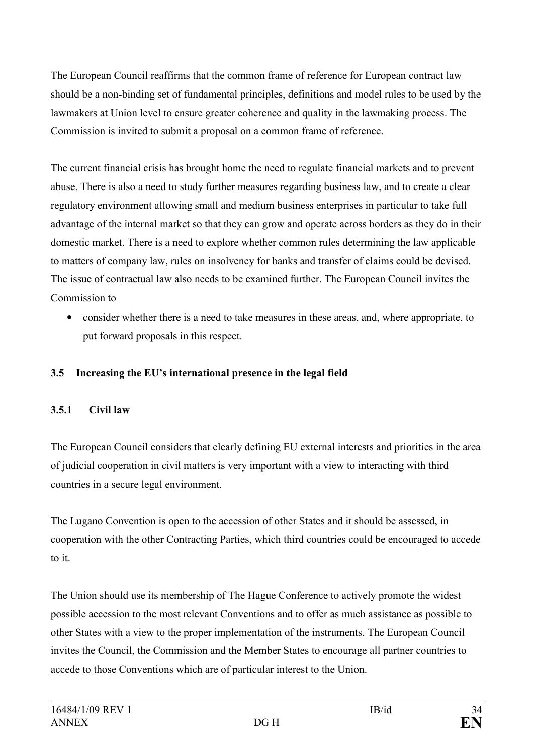The European Council reaffirms that the common frame of reference for European contract law should be a non-binding set of fundamental principles, definitions and model rules to be used by the lawmakers at Union level to ensure greater coherence and quality in the lawmaking process. The Commission is invited to submit a proposal on a common frame of reference.

The current financial crisis has brought home the need to regulate financial markets and to prevent abuse. There is also a need to study further measures regarding business law, and to create a clear regulatory environment allowing small and medium business enterprises in particular to take full advantage of the internal market so that they can grow and operate across borders as they do in their domestic market. There is a need to explore whether common rules determining the law applicable to matters of company law, rules on insolvency for banks and transfer of claims could be devised. The issue of contractual law also needs to be examined further. The European Council invites the Commission to

- consider whether there is a need to take measures in these areas, and, where appropriate, to put forward proposals in this respect.

### 3.5 Increasing the EU's international presence in the legal field

#### 3.5.1 Civil law

The European Council considers that clearly defining EU external interests and priorities in the area of judicial cooperation in civil matters is very important with a view to interacting with third countries in a secure legal environment.

The Lugano Convention is open to the accession of other States and it should be assessed, in cooperation with the other Contracting Parties, which third countries could be encouraged to accede to it.

The Union should use its membership of The Hague Conference to actively promote the widest possible accession to the most relevant Conventions and to offer as much assistance as possible to other States with a view to the proper implementation of the instruments. The European Council invites the Council, the Commission and the Member States to encourage all partner countries to accede to those Conventions which are of particular interest to the Union.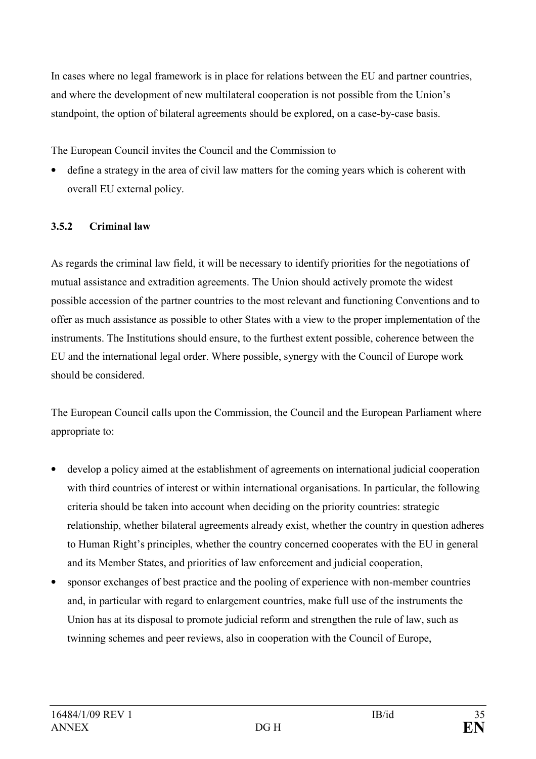In cases where no legal framework is in place for relations between the EU and partner countries, and where the development of new multilateral cooperation is not possible from the Union's standpoint, the option of bilateral agreements should be explored, on a case-by-case basis.

The European Council invites the Council and the Commission to

- define a strategy in the area of civil law matters for the coming years which is coherent with overall EU external policy.

### 3.5.2 Criminal law

As regards the criminal law field, it will be necessary to identify priorities for the negotiations of mutual assistance and extradition agreements. The Union should actively promote the widest possible accession of the partner countries to the most relevant and functioning Conventions and to offer as much assistance as possible to other States with a view to the proper implementation of the instruments. The Institutions should ensure, to the furthest extent possible, coherence between the EU and the international legal order. Where possible, synergy with the Council of Europe work should be considered.

The European Council calls upon the Commission, the Council and the European Parliament where appropriate to:

- develop a policy aimed at the establishment of agreements on international judicial cooperation with third countries of interest or within international organisations. In particular, the following criteria should be taken into account when deciding on the priority countries: strategic relationship, whether bilateral agreements already exist, whether the country in question adheres to Human Right's principles, whether the country concerned cooperates with the EU in general and its Member States, and priorities of law enforcement and judicial cooperation,
- sponsor exchanges of best practice and the pooling of experience with non-member countries and, in particular with regard to enlargement countries, make full use of the instruments the Union has at its disposal to promote judicial reform and strengthen the rule of law, such as twinning schemes and peer reviews, also in cooperation with the Council of Europe,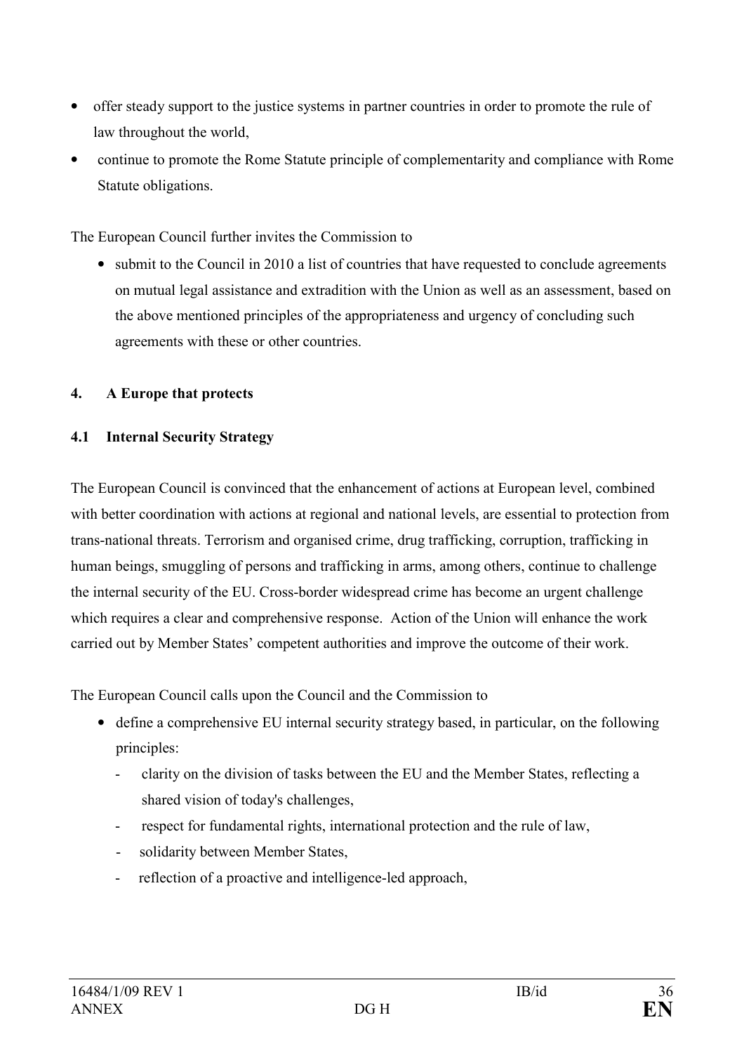- offer steady support to the justice systems in partner countries in order to promote the rule of law throughout the world,
- continue to promote the Rome Statute principle of complementarity and compliance with Rome Statute obligations.

The European Council further invites the Commission to

- submit to the Council in 2010 a list of countries that have requested to conclude agreements on mutual legal assistance and extradition with the Union as well as an assessment, based on the above mentioned principles of the appropriateness and urgency of concluding such agreements with these or other countries.

## 4. A Europe that protects

### 4.1 Internal Security Strategy

The European Council is convinced that the enhancement of actions at European level, combined with better coordination with actions at regional and national levels, are essential to protection from trans-national threats. Terrorism and organised crime, drug trafficking, corruption, trafficking in human beings, smuggling of persons and trafficking in arms, among others, continue to challenge the internal security of the EU. Cross-border widespread crime has become an urgent challenge which requires a clear and comprehensive response. Action of the Union will enhance the work carried out by Member States' competent authorities and improve the outcome of their work.

The European Council calls upon the Council and the Commission to

- define a comprehensive EU internal security strategy based, in particular, on the following principles:
  - clarity on the division of tasks between the EU and the Member States, reflecting a shared vision of today's challenges,
  - respect for fundamental rights, international protection and the rule of law,
  - solidarity between Member States,
  - reflection of a proactive and intelligence-led approach,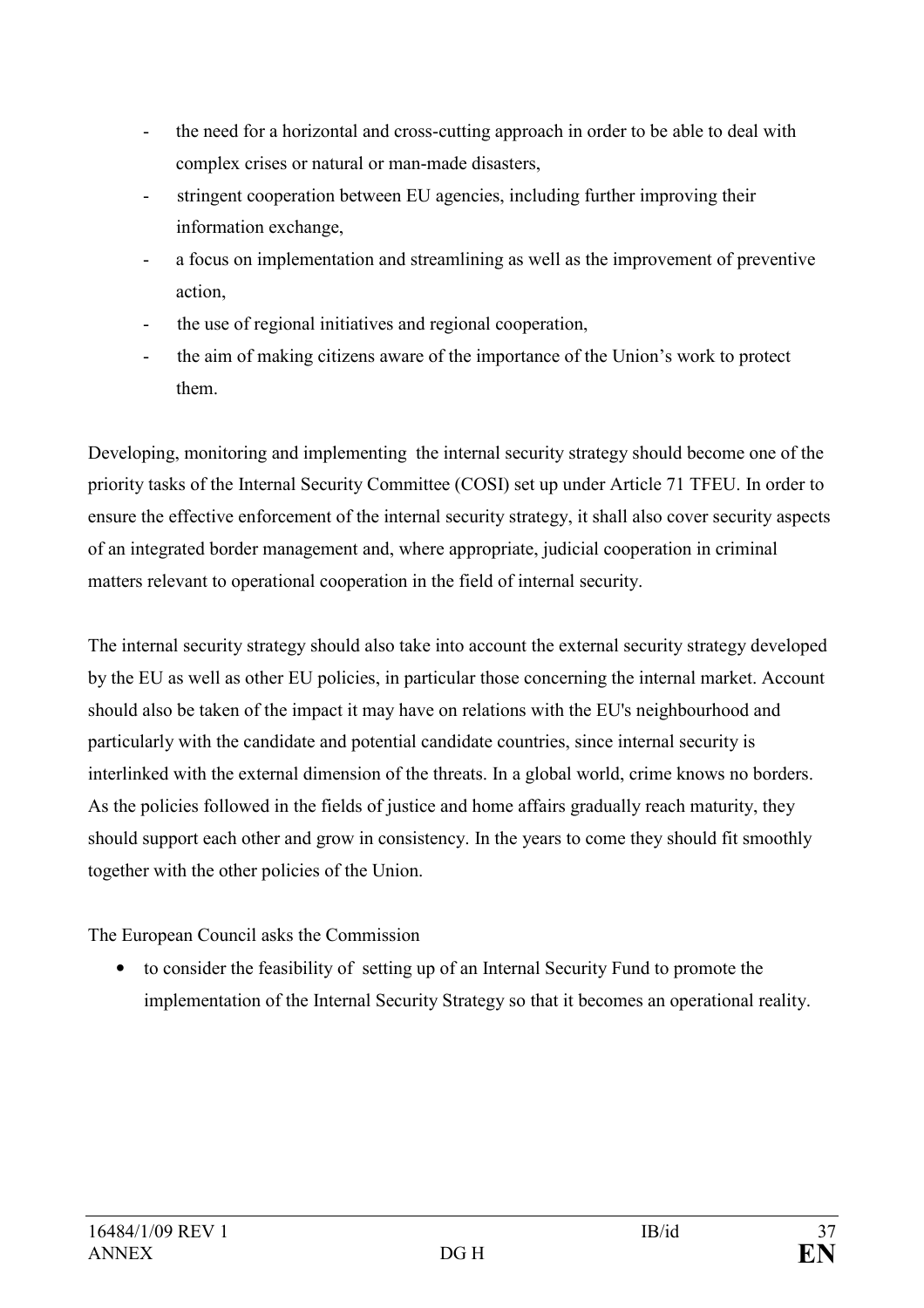- the need for a horizontal and cross-cutting approach in order to be able to deal with complex crises or natural or man-made disasters,
- stringent cooperation between EU agencies, including further improving their information exchange,
- a focus on implementation and streamlining as well as the improvement of preventive action,
- the use of regional initiatives and regional cooperation,
- the aim of making citizens aware of the importance of the Union's work to protect them.

Developing, monitoring and implementing the internal security strategy should become one of the priority tasks of the Internal Security Committee (COSI) set up under Article 71 TFEU. In order to ensure the effective enforcement of the internal security strategy, it shall also cover security aspects of an integrated border management and, where appropriate, judicial cooperation in criminal matters relevant to operational cooperation in the field of internal security.

The internal security strategy should also take into account the external security strategy developed by the EU as well as other EU policies, in particular those concerning the internal market. Account should also be taken of the impact it may have on relations with the EU's neighbourhood and particularly with the candidate and potential candidate countries, since internal security is interlinked with the external dimension of the threats. In a global world, crime knows no borders. As the policies followed in the fields of justice and home affairs gradually reach maturity, they should support each other and grow in consistency. In the years to come they should fit smoothly together with the other policies of the Union.

The European Council asks the Commission

- to consider the feasibility of setting up of an Internal Security Fund to promote the implementation of the Internal Security Strategy so that it becomes an operational reality.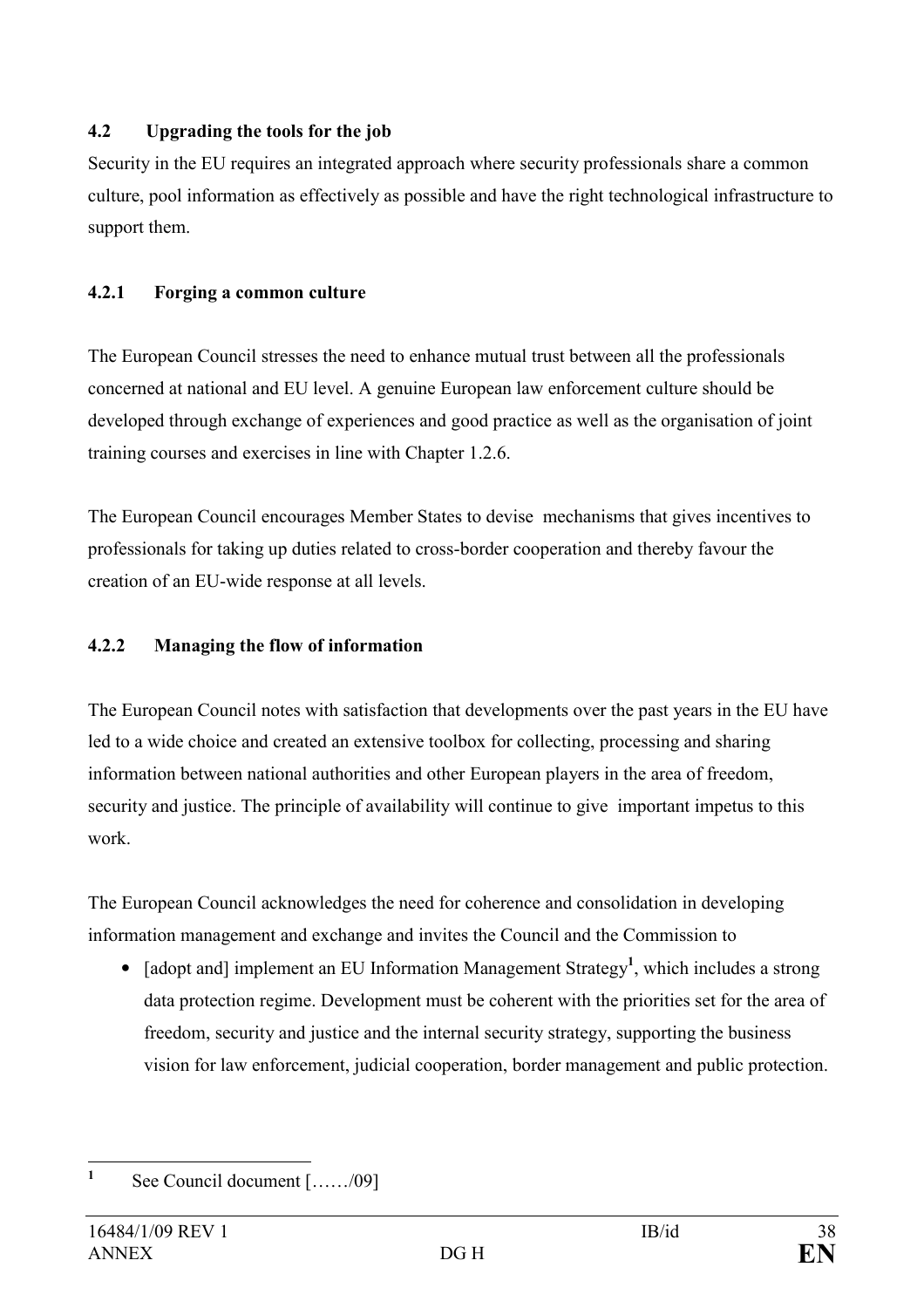### 4.2 Upgrading the tools for the job

Security in the EU requires an integrated approach where security professionals share a common culture, pool information as effectively as possible and have the right technological infrastructure to support them.

#### 4.2.1 Forging a common culture

The European Council stresses the need to enhance mutual trust between all the professionals concerned at national and EU level. A genuine European law enforcement culture should be developed through exchange of experiences and good practice as well as the organisation of joint training courses and exercises in line with Chapter 1.2.6.

The European Council encourages Member States to devise mechanisms that gives incentives to professionals for taking up duties related to cross-border cooperation and thereby favour the creation of an EU-wide response at all levels.

#### 4.2.2 Managing the flow of information

The European Council notes with satisfaction that developments over the past years in the EU have led to a wide choice and created an extensive toolbox for collecting, processing and sharing information between national authorities and other European players in the area of freedom, security and justice. The principle of availability will continue to give important impetus to this work.

The European Council acknowledges the need for coherence and consolidation in developing information management and exchange and invites the Council and the Commission to

- [adopt and] implement an EU Information Management Strategy[1], which includes a strong data protection regime. Development must be coherent with the priorities set for the area of freedom, security and justice and the internal security strategy, supporting the business vision for law enforcement, judicial cooperation, border management and public protection.

[1] See Council document [……/09]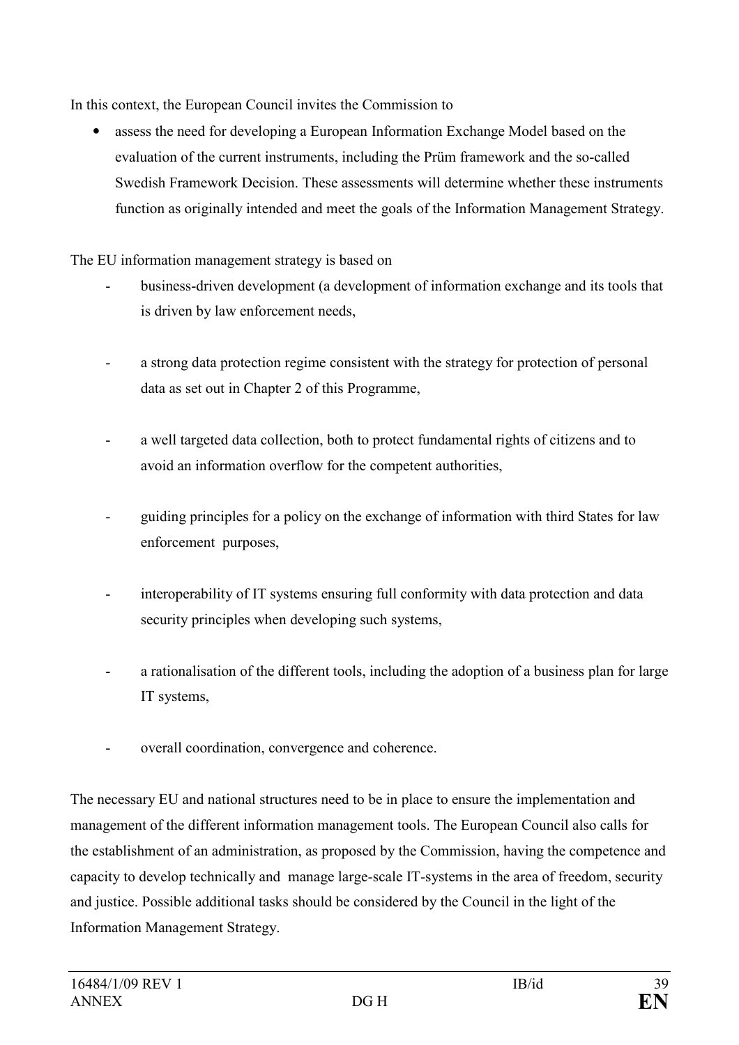In this context, the European Council invites the Commission to

- assess the need for developing a European Information Exchange Model based on the evaluation of the current instruments, including the Prüm framework and the so-called Swedish Framework Decision. These assessments will determine whether these instruments function as originally intended and meet the goals of the Information Management Strategy.

The EU information management strategy is based on

- business-driven development (a development of information exchange and its tools that is driven by law enforcement needs,
- a strong data protection regime consistent with the strategy for protection of personal data as set out in Chapter 2 of this Programme,
- a well targeted data collection, both to protect fundamental rights of citizens and to avoid an information overflow for the competent authorities,
- guiding principles for a policy on the exchange of information with third States for law enforcement purposes,
- interoperability of IT systems ensuring full conformity with data protection and data security principles when developing such systems,
- a rationalisation of the different tools, including the adoption of a business plan for large IT systems,
- overall coordination, convergence and coherence.

The necessary EU and national structures need to be in place to ensure the implementation and management of the different information management tools. The European Council also calls for the establishment of an administration, as proposed by the Commission, having the competence and capacity to develop technically and manage large-scale IT-systems in the area of freedom, security and justice. Possible additional tasks should be considered by the Council in the light of the Information Management Strategy.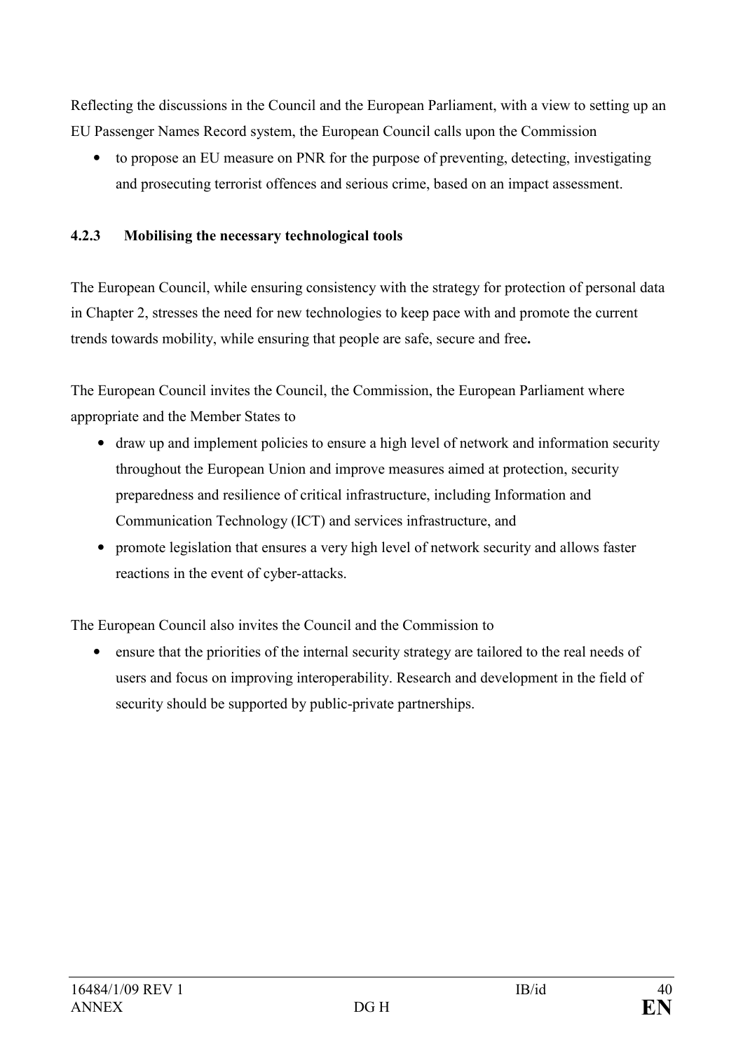Reflecting the discussions in the Council and the European Parliament, with a view to setting up an EU Passenger Names Record system, the European Council calls upon the Commission

- to propose an EU measure on PNR for the purpose of preventing, detecting, investigating and prosecuting terrorist offences and serious crime, based on an impact assessment.

#### 4.2.3 Mobilising the necessary technological tools

The European Council, while ensuring consistency with the strategy for protection of personal data in Chapter 2, stresses the need for new technologies to keep pace with and promote the current trends towards mobility, while ensuring that people are safe, secure and free**.**

The European Council invites the Council, the Commission, the European Parliament where appropriate and the Member States to

- draw up and implement policies to ensure a high level of network and information security throughout the European Union and improve measures aimed at protection, security preparedness and resilience of critical infrastructure, including Information and Communication Technology (ICT) and services infrastructure, and
- promote legislation that ensures a very high level of network security and allows faster reactions in the event of cyber-attacks.

The European Council also invites the Council and the Commission to

- ensure that the priorities of the internal security strategy are tailored to the real needs of users and focus on improving interoperability. Research and development in the field of security should be supported by public-private partnerships.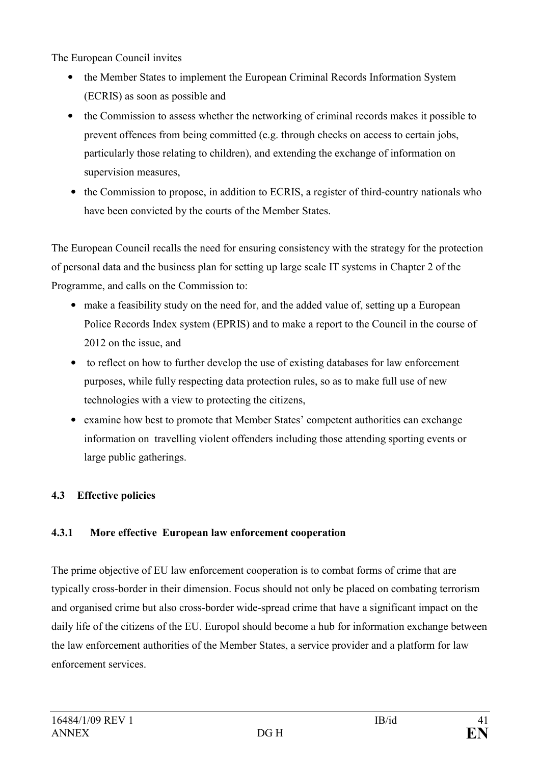The European Council invites

- the Member States to implement the European Criminal Records Information System (ECRIS) as soon as possible and
- the Commission to assess whether the networking of criminal records makes it possible to prevent offences from being committed (e.g. through checks on access to certain jobs, particularly those relating to children), and extending the exchange of information on supervision measures,
- the Commission to propose, in addition to ECRIS, a register of third-country nationals who have been convicted by the courts of the Member States.

The European Council recalls the need for ensuring consistency with the strategy for the protection of personal data and the business plan for setting up large scale IT systems in Chapter 2 of the Programme, and calls on the Commission to:

- make a feasibility study on the need for, and the added value of, setting up a European Police Records Index system (EPRIS) and to make a report to the Council in the course of 2012 on the issue, and
- to reflect on how to further develop the use of existing databases for law enforcement purposes, while fully respecting data protection rules, so as to make full use of new technologies with a view to protecting the citizens,
- examine how best to promote that Member States' competent authorities can exchange information on travelling violent offenders including those attending sporting events or large public gatherings.

### 4.3 Effective policies

#### 4.3.1 More effective European law enforcement cooperation

The prime objective of EU law enforcement cooperation is to combat forms of crime that are typically cross-border in their dimension. Focus should not only be placed on combating terrorism and organised crime but also cross-border wide-spread crime that have a significant impact on the daily life of the citizens of the EU. Europol should become a hub for information exchange between the law enforcement authorities of the Member States, a service provider and a platform for law enforcement services.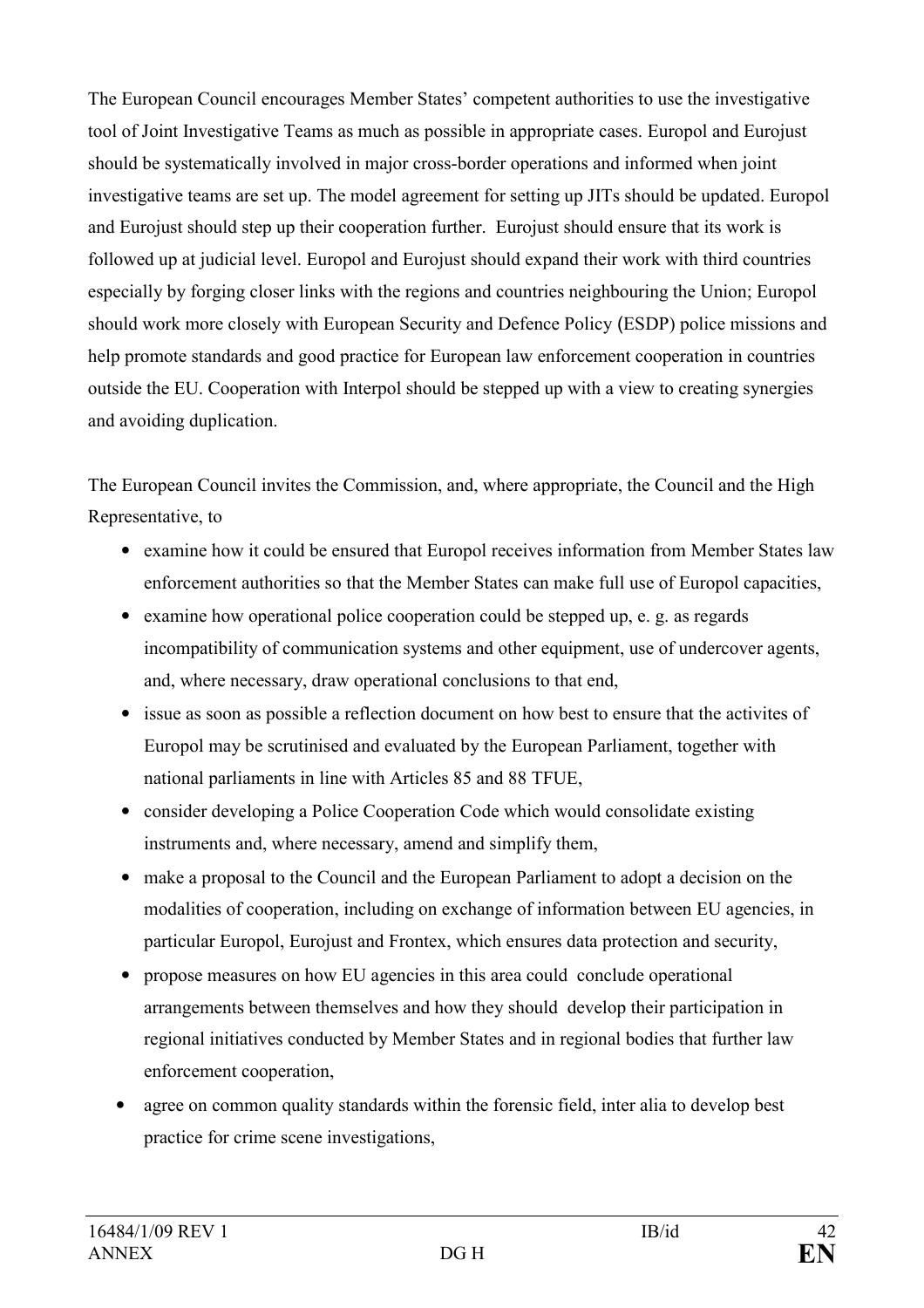The European Council encourages Member States' competent authorities to use the investigative tool of Joint Investigative Teams as much as possible in appropriate cases. Europol and Eurojust should be systematically involved in major cross-border operations and informed when joint investigative teams are set up. The model agreement for setting up JITs should be updated. Europol and Eurojust should step up their cooperation further. Eurojust should ensure that its work is followed up at judicial level. Europol and Eurojust should expand their work with third countries especially by forging closer links with the regions and countries neighbouring the Union; Europol should work more closely with European Security and Defence Policy (ESDP) police missions and help promote standards and good practice for European law enforcement cooperation in countries outside the EU. Cooperation with Interpol should be stepped up with a view to creating synergies and avoiding duplication.

The European Council invites the Commission, and, where appropriate, the Council and the High Representative, to

- examine how it could be ensured that Europol receives information from Member States law enforcement authorities so that the Member States can make full use of Europol capacities,
- examine how operational police cooperation could be stepped up, e. g. as regards incompatibility of communication systems and other equipment, use of undercover agents, and, where necessary, draw operational conclusions to that end,
- issue as soon as possible a reflection document on how best to ensure that the activites of Europol may be scrutinised and evaluated by the European Parliament, together with national parliaments in line with Articles 85 and 88 TFUE,
- consider developing a Police Cooperation Code which would consolidate existing instruments and, where necessary, amend and simplify them,
- make a proposal to the Council and the European Parliament to adopt a decision on the modalities of cooperation, including on exchange of information between EU agencies, in particular Europol, Eurojust and Frontex, which ensures data protection and security,
- propose measures on how EU agencies in this area could conclude operational arrangements between themselves and how they should develop their participation in regional initiatives conducted by Member States and in regional bodies that further law enforcement cooperation,
- agree on common quality standards within the forensic field, inter alia to develop best practice for crime scene investigations,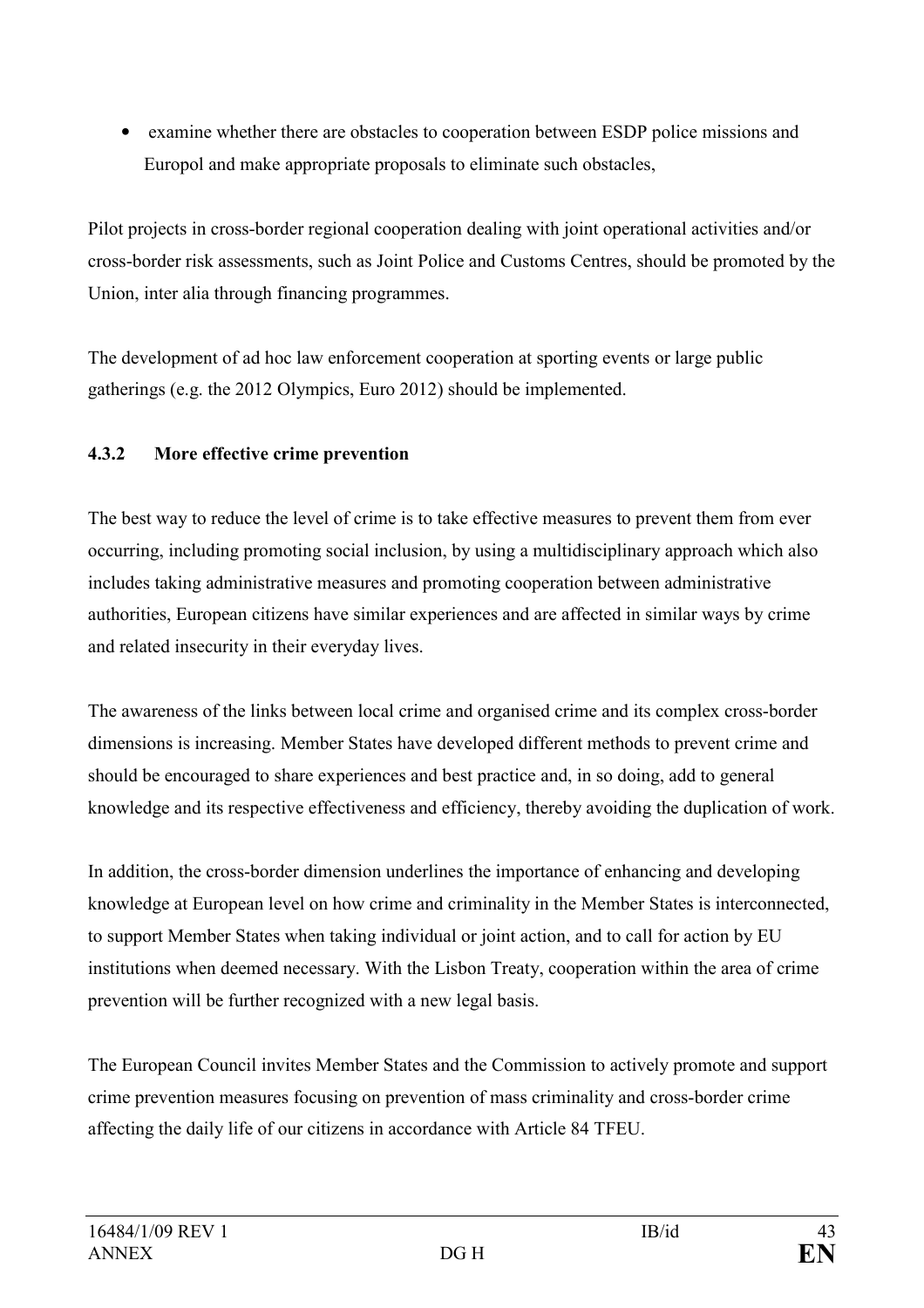- examine whether there are obstacles to cooperation between ESDP police missions and Europol and make appropriate proposals to eliminate such obstacles,

Pilot projects in cross-border regional cooperation dealing with joint operational activities and/or cross-border risk assessments, such as Joint Police and Customs Centres, should be promoted by the Union, inter alia through financing programmes.

The development of ad hoc law enforcement cooperation at sporting events or large public gatherings (e.g. the 2012 Olympics, Euro 2012) should be implemented.

#### 4.3.2 More effective crime prevention

The best way to reduce the level of crime is to take effective measures to prevent them from ever occurring, including promoting social inclusion, by using a multidisciplinary approach which also includes taking administrative measures and promoting cooperation between administrative authorities, European citizens have similar experiences and are affected in similar ways by crime and related insecurity in their everyday lives.

The awareness of the links between local crime and organised crime and its complex cross-border dimensions is increasing. Member States have developed different methods to prevent crime and should be encouraged to share experiences and best practice and, in so doing, add to general knowledge and its respective effectiveness and efficiency, thereby avoiding the duplication of work.

In addition, the cross-border dimension underlines the importance of enhancing and developing knowledge at European level on how crime and criminality in the Member States is interconnected, to support Member States when taking individual or joint action, and to call for action by EU institutions when deemed necessary. With the Lisbon Treaty, cooperation within the area of crime prevention will be further recognized with a new legal basis.

The European Council invites Member States and the Commission to actively promote and support crime prevention measures focusing on prevention of mass criminality and cross-border crime affecting the daily life of our citizens in accordance with Article 84 TFEU.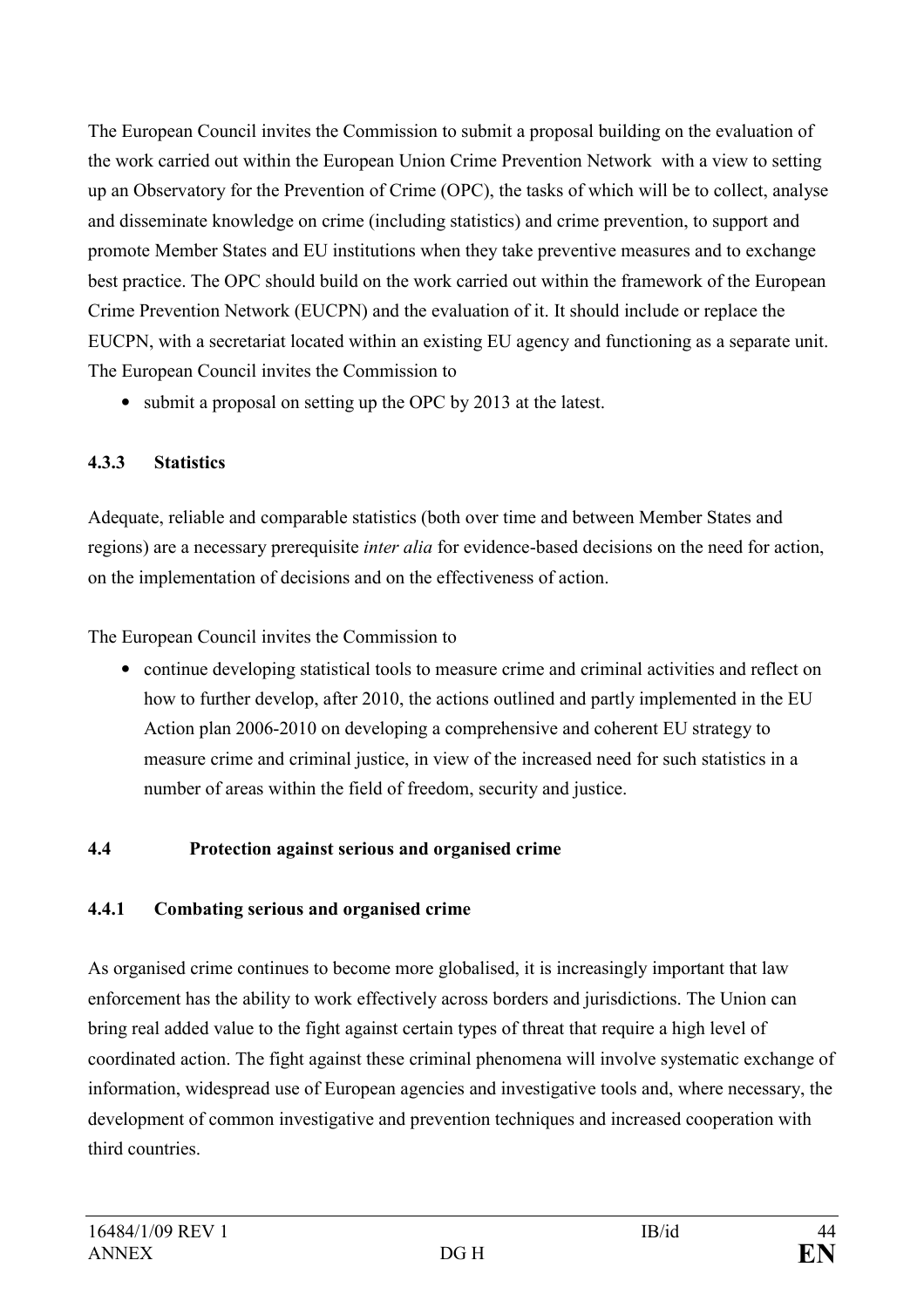The European Council invites the Commission to submit a proposal building on the evaluation of the work carried out within the European Union Crime Prevention Network with a view to setting up an Observatory for the Prevention of Crime (OPC), the tasks of which will be to collect, analyse and disseminate knowledge on crime (including statistics) and crime prevention, to support and promote Member States and EU institutions when they take preventive measures and to exchange best practice. The OPC should build on the work carried out within the framework of the European Crime Prevention Network (EUCPN) and the evaluation of it. It should include or replace the EUCPN, with a secretariat located within an existing EU agency and functioning as a separate unit. The European Council invites the Commission to

- submit a proposal on setting up the OPC by 2013 at the latest.

#### 4.3.3 Statistics

Adequate, reliable and comparable statistics (both over time and between Member States and regions) are a necessary prerequisite *inter alia* for evidence-based decisions on the need for action, on the implementation of decisions and on the effectiveness of action.

The European Council invites the Commission to

- continue developing statistical tools to measure crime and criminal activities and reflect on how to further develop, after 2010, the actions outlined and partly implemented in the EU Action plan 2006-2010 on developing a comprehensive and coherent EU strategy to measure crime and criminal justice, in view of the increased need for such statistics in a number of areas within the field of freedom, security and justice.

### 4.4 Protection against serious and organised crime

#### 4.4.1 Combating serious and organised crime

As organised crime continues to become more globalised, it is increasingly important that law enforcement has the ability to work effectively across borders and jurisdictions. The Union can bring real added value to the fight against certain types of threat that require a high level of coordinated action. The fight against these criminal phenomena will involve systematic exchange of information, widespread use of European agencies and investigative tools and, where necessary, the development of common investigative and prevention techniques and increased cooperation with third countries.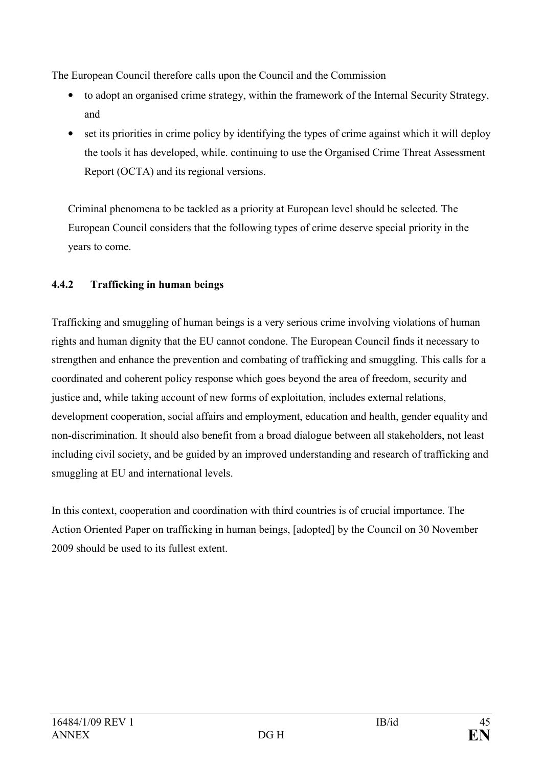The European Council therefore calls upon the Council and the Commission

- to adopt an organised crime strategy, within the framework of the Internal Security Strategy, and
- set its priorities in crime policy by identifying the types of crime against which it will deploy the tools it has developed, while. continuing to use the Organised Crime Threat Assessment Report (OCTA) and its regional versions.

Criminal phenomena to be tackled as a priority at European level should be selected. The European Council considers that the following types of crime deserve special priority in the years to come.

#### 4.4.2 Trafficking in human beings

Trafficking and smuggling of human beings is a very serious crime involving violations of human rights and human dignity that the EU cannot condone. The European Council finds it necessary to strengthen and enhance the prevention and combating of trafficking and smuggling. This calls for a coordinated and coherent policy response which goes beyond the area of freedom, security and justice and, while taking account of new forms of exploitation, includes external relations, development cooperation, social affairs and employment, education and health, gender equality and non-discrimination. It should also benefit from a broad dialogue between all stakeholders, not least including civil society, and be guided by an improved understanding and research of trafficking and smuggling at EU and international levels.

In this context, cooperation and coordination with third countries is of crucial importance. The Action Oriented Paper on trafficking in human beings, [adopted] by the Council on 30 November 2009 should be used to its fullest extent.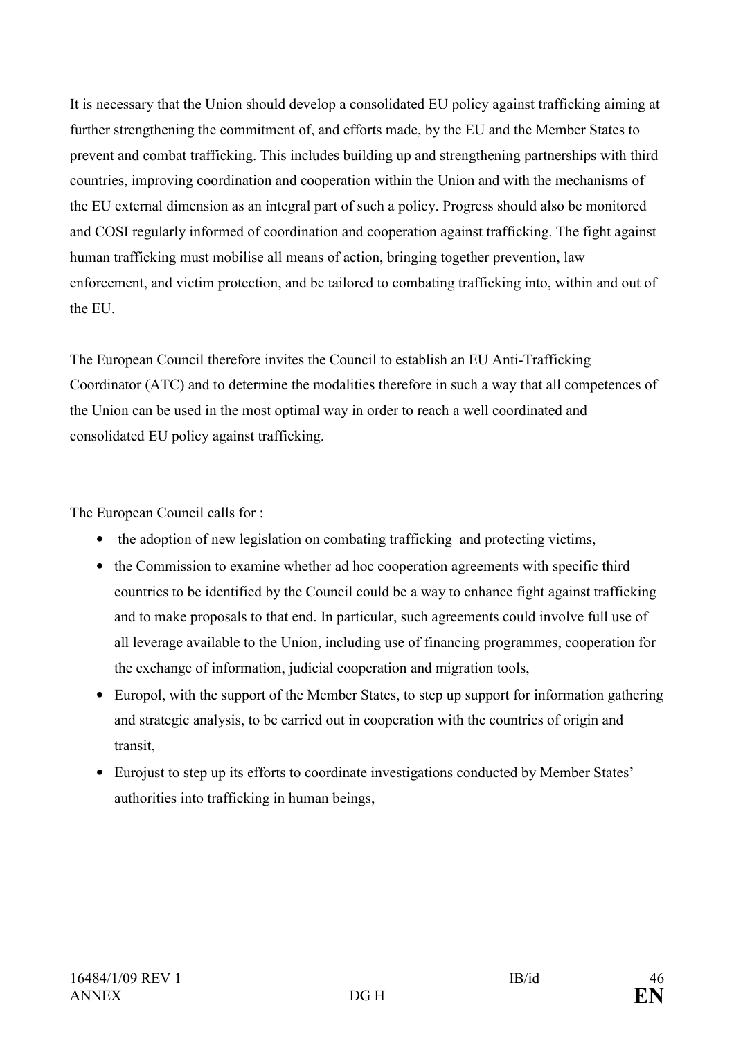It is necessary that the Union should develop a consolidated EU policy against trafficking aiming at further strengthening the commitment of, and efforts made, by the EU and the Member States to prevent and combat trafficking. This includes building up and strengthening partnerships with third countries, improving coordination and cooperation within the Union and with the mechanisms of the EU external dimension as an integral part of such a policy. Progress should also be monitored and COSI regularly informed of coordination and cooperation against trafficking. The fight against human trafficking must mobilise all means of action, bringing together prevention, law enforcement, and victim protection, and be tailored to combating trafficking into, within and out of the EU.

The European Council therefore invites the Council to establish an EU Anti-Trafficking Coordinator (ATC) and to determine the modalities therefore in such a way that all competences of the Union can be used in the most optimal way in order to reach a well coordinated and consolidated EU policy against trafficking.

The European Council calls for :

- the adoption of new legislation on combating trafficking and protecting victims,
- the Commission to examine whether ad hoc cooperation agreements with specific third countries to be identified by the Council could be a way to enhance fight against trafficking and to make proposals to that end. In particular, such agreements could involve full use of all leverage available to the Union, including use of financing programmes, cooperation for the exchange of information, judicial cooperation and migration tools,
- Europol, with the support of the Member States, to step up support for information gathering and strategic analysis, to be carried out in cooperation with the countries of origin and transit,
- Eurojust to step up its efforts to coordinate investigations conducted by Member States' authorities into trafficking in human beings,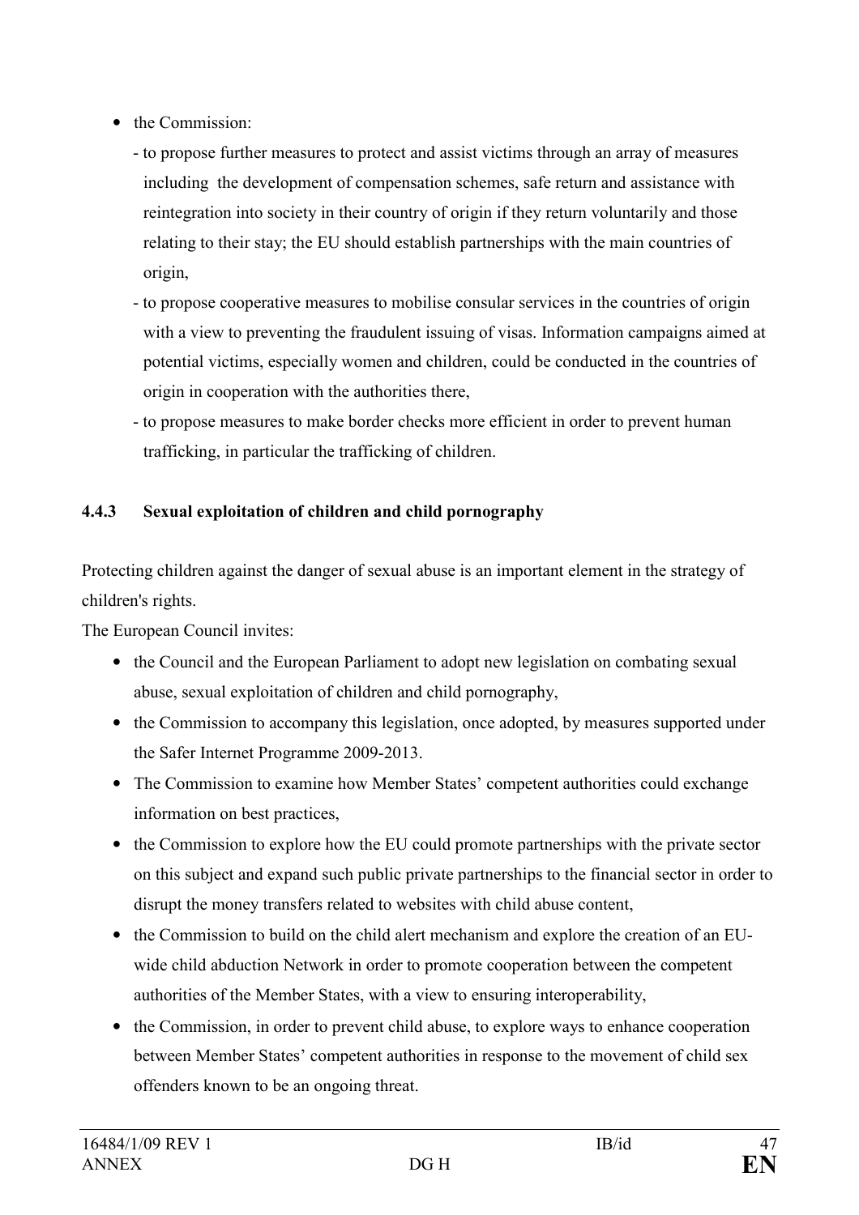- the Commission:
  - to propose further measures to protect and assist victims through an array of measures including the development of compensation schemes, safe return and assistance with reintegration into society in their country of origin if they return voluntarily and those relating to their stay; the EU should establish partnerships with the main countries of origin,
  - to propose cooperative measures to mobilise consular services in the countries of origin with a view to preventing the fraudulent issuing of visas. Information campaigns aimed at potential victims, especially women and children, could be conducted in the countries of origin in cooperation with the authorities there,
  - to propose measures to make border checks more efficient in order to prevent human trafficking, in particular the trafficking of children.

#### 4.4.3 Sexual exploitation of children and child pornography

Protecting children against the danger of sexual abuse is an important element in the strategy of children's rights.

The European Council invites:

- the Council and the European Parliament to adopt new legislation on combating sexual abuse, sexual exploitation of children and child pornography,
- the Commission to accompany this legislation, once adopted, by measures supported under the Safer Internet Programme 2009-2013.
- The Commission to examine how Member States' competent authorities could exchange information on best practices,
- the Commission to explore how the EU could promote partnerships with the private sector on this subject and expand such public private partnerships to the financial sector in order to disrupt the money transfers related to websites with child abuse content,
- the Commission to build on the child alert mechanism and explore the creation of an EU-wide child abduction Network in order to promote cooperation between the competent authorities of the Member States, with a view to ensuring interoperability,
- the Commission, in order to prevent child abuse, to explore ways to enhance cooperation between Member States' competent authorities in response to the movement of child sex offenders known to be an ongoing threat.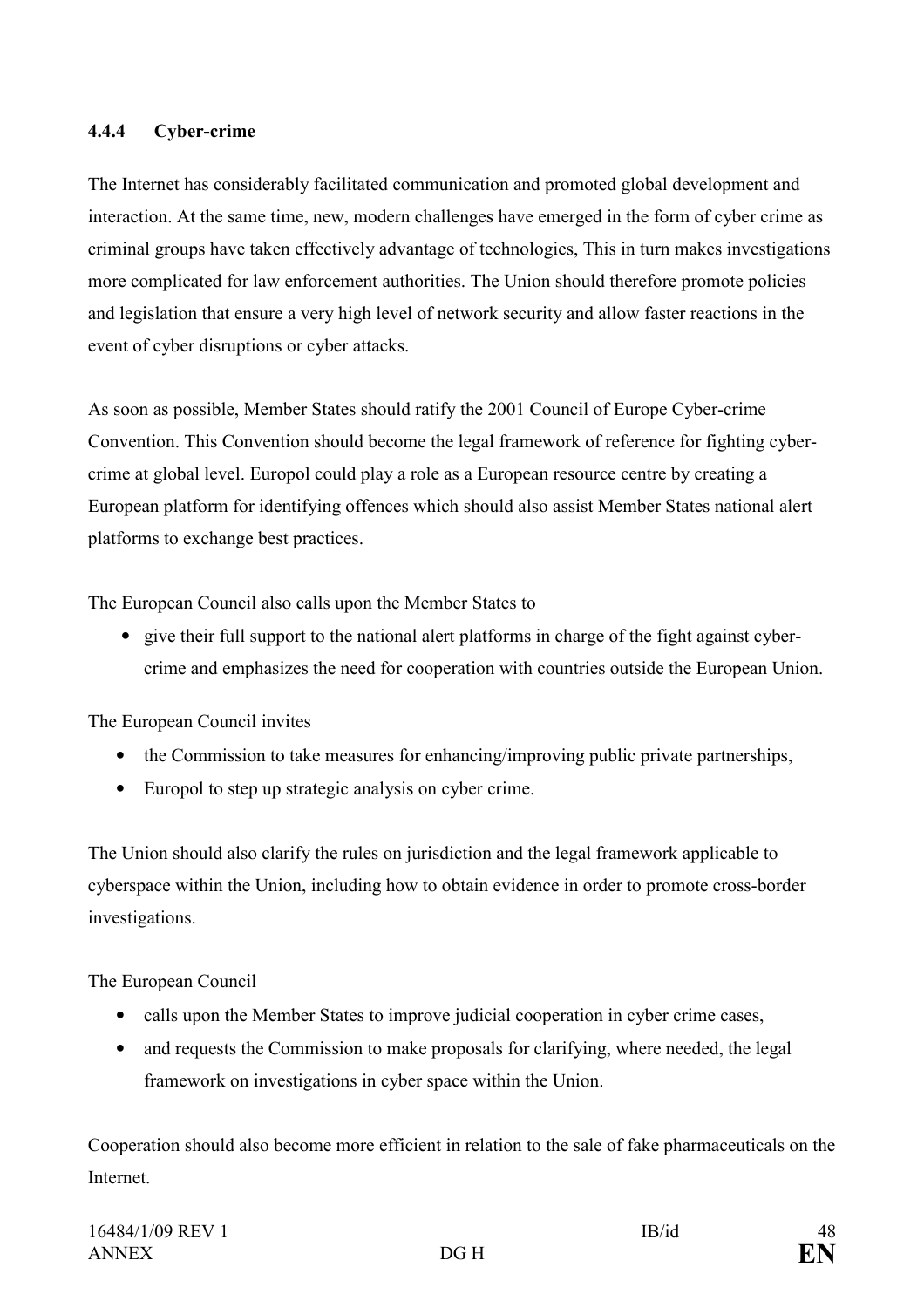#### 4.4.4 Cyber-crime

The Internet has considerably facilitated communication and promoted global development and interaction. At the same time, new, modern challenges have emerged in the form of cyber crime as criminal groups have taken effectively advantage of technologies, This in turn makes investigations more complicated for law enforcement authorities. The Union should therefore promote policies and legislation that ensure a very high level of network security and allow faster reactions in the event of cyber disruptions or cyber attacks.

As soon as possible, Member States should ratify the 2001 Council of Europe Cyber-crime Convention. This Convention should become the legal framework of reference for fighting cyber-crime at global level. Europol could play a role as a European resource centre by creating a European platform for identifying offences which should also assist Member States national alert platforms to exchange best practices.

The European Council also calls upon the Member States to

- give their full support to the national alert platforms in charge of the fight against cyber-crime and emphasizes the need for cooperation with countries outside the European Union.

The European Council invites

- the Commission to take measures for enhancing/improving public private partnerships,
- Europol to step up strategic analysis on cyber crime.

The Union should also clarify the rules on jurisdiction and the legal framework applicable to cyberspace within the Union, including how to obtain evidence in order to promote cross-border investigations.

The European Council

- calls upon the Member States to improve judicial cooperation in cyber crime cases,
- and requests the Commission to make proposals for clarifying, where needed, the legal framework on investigations in cyber space within the Union.

Cooperation should also become more efficient in relation to the sale of fake pharmaceuticals on the Internet.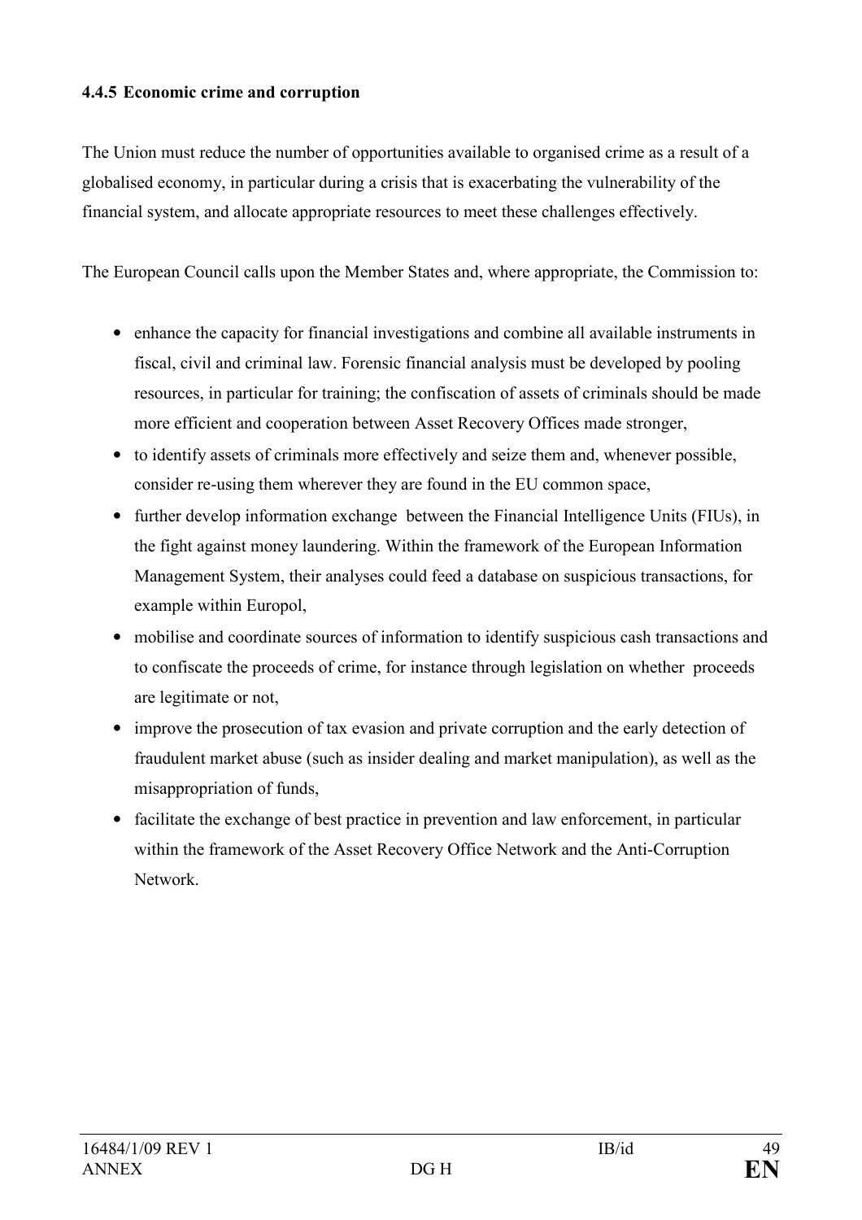#### 4.4.5 Economic crime and corruption

The Union must reduce the number of opportunities available to organised crime as a result of a globalised economy, in particular during a crisis that is exacerbating the vulnerability of the financial system, and allocate appropriate resources to meet these challenges effectively.

The European Council calls upon the Member States and, where appropriate, the Commission to:

- enhance the capacity for financial investigations and combine all available instruments in fiscal, civil and criminal law. Forensic financial analysis must be developed by pooling resources, in particular for training; the confiscation of assets of criminals should be made more efficient and cooperation between Asset Recovery Offices made stronger,
- to identify assets of criminals more effectively and seize them and, whenever possible, consider re-using them wherever they are found in the EU common space,
- further develop information exchange between the Financial Intelligence Units (FIUs), in the fight against money laundering. Within the framework of the European Information Management System, their analyses could feed a database on suspicious transactions, for example within Europol,
- mobilise and coordinate sources of information to identify suspicious cash transactions and to confiscate the proceeds of crime, for instance through legislation on whether proceeds are legitimate or not,
- improve the prosecution of tax evasion and private corruption and the early detection of fraudulent market abuse (such as insider dealing and market manipulation), as well as the misappropriation of funds,
- facilitate the exchange of best practice in prevention and law enforcement, in particular within the framework of the Asset Recovery Office Network and the Anti-Corruption Network.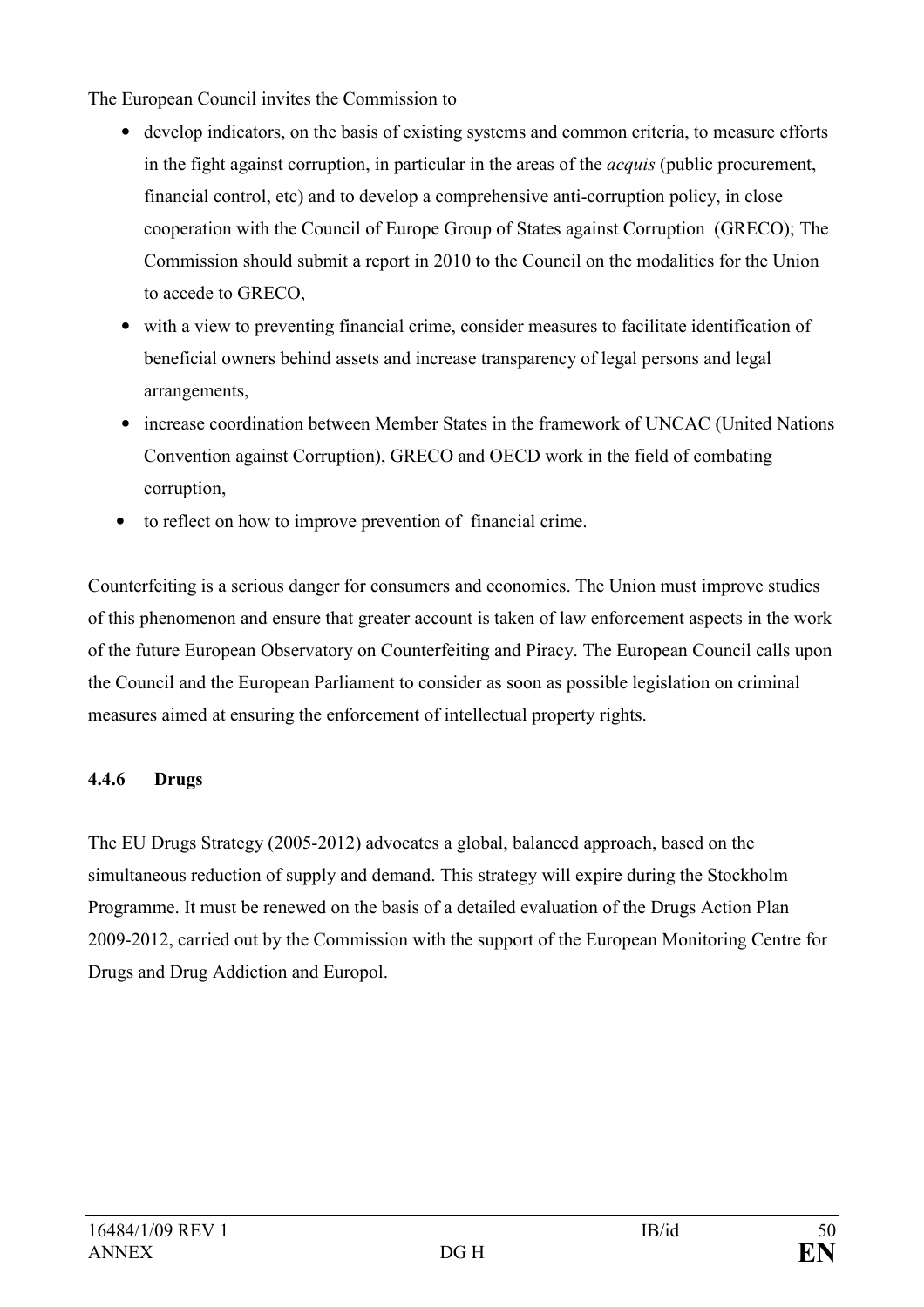The European Council invites the Commission to

- develop indicators, on the basis of existing systems and common criteria, to measure efforts in the fight against corruption, in particular in the areas of the *acquis* (public procurement, financial control, etc) and to develop a comprehensive anti-corruption policy, in close cooperation with the Council of Europe Group of States against Corruption (GRECO); The Commission should submit a report in 2010 to the Council on the modalities for the Union to accede to GRECO,
- with a view to preventing financial crime, consider measures to facilitate identification of beneficial owners behind assets and increase transparency of legal persons and legal arrangements,
- increase coordination between Member States in the framework of UNCAC (United Nations Convention against Corruption), GRECO and OECD work in the field of combating corruption,
- to reflect on how to improve prevention of financial crime.

Counterfeiting is a serious danger for consumers and economies. The Union must improve studies of this phenomenon and ensure that greater account is taken of law enforcement aspects in the work of the future European Observatory on Counterfeiting and Piracy. The European Council calls upon the Council and the European Parliament to consider as soon as possible legislation on criminal measures aimed at ensuring the enforcement of intellectual property rights.

#### 4.4.6 Drugs

The EU Drugs Strategy (2005-2012) advocates a global, balanced approach, based on the simultaneous reduction of supply and demand. This strategy will expire during the Stockholm Programme. It must be renewed on the basis of a detailed evaluation of the Drugs Action Plan 2009-2012, carried out by the Commission with the support of the European Monitoring Centre for Drugs and Drug Addiction and Europol.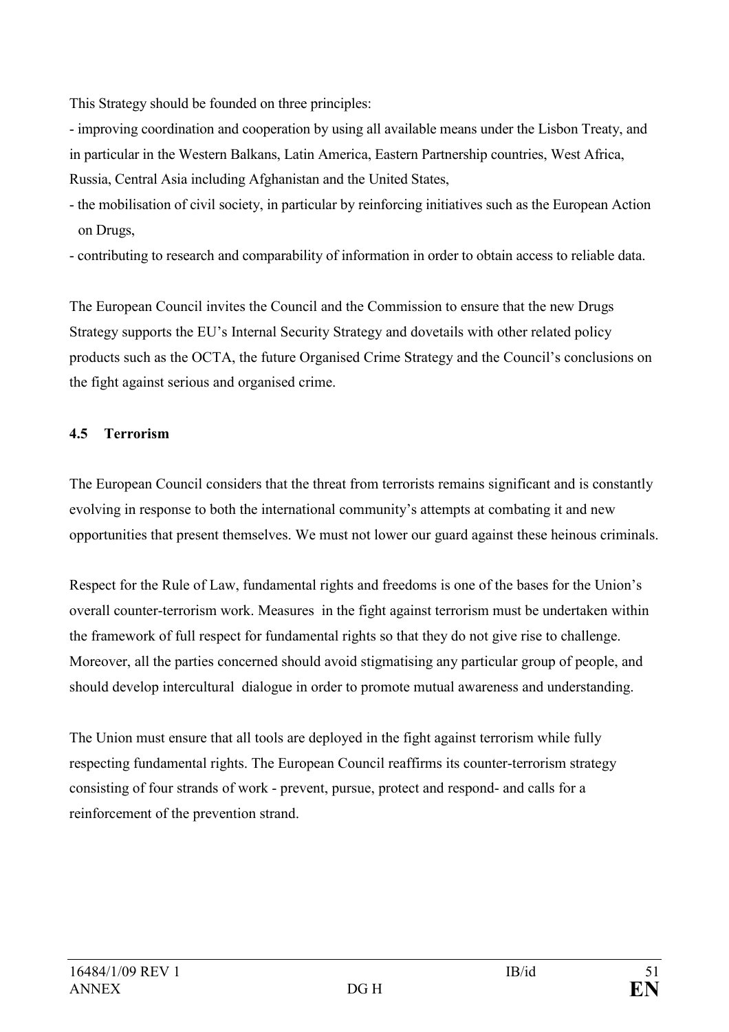This Strategy should be founded on three principles:

- improving coordination and cooperation by using all available means under the Lisbon Treaty, and in particular in the Western Balkans, Latin America, Eastern Partnership countries, West Africa, Russia, Central Asia including Afghanistan and the United States,
- the mobilisation of civil society, in particular by reinforcing initiatives such as the European Action on Drugs,
- contributing to research and comparability of information in order to obtain access to reliable data.

The European Council invites the Council and the Commission to ensure that the new Drugs Strategy supports the EU's Internal Security Strategy and dovetails with other related policy products such as the OCTA, the future Organised Crime Strategy and the Council's conclusions on the fight against serious and organised crime.

### 4.5 Terrorism

The European Council considers that the threat from terrorists remains significant and is constantly evolving in response to both the international community's attempts at combating it and new opportunities that present themselves. We must not lower our guard against these heinous criminals.

Respect for the Rule of Law, fundamental rights and freedoms is one of the bases for the Union's overall counter-terrorism work. Measures in the fight against terrorism must be undertaken within the framework of full respect for fundamental rights so that they do not give rise to challenge. Moreover, all the parties concerned should avoid stigmatising any particular group of people, and should develop intercultural dialogue in order to promote mutual awareness and understanding.

The Union must ensure that all tools are deployed in the fight against terrorism while fully respecting fundamental rights. The European Council reaffirms its counter-terrorism strategy consisting of four strands of work - prevent, pursue, protect and respond- and calls for a reinforcement of the prevention strand.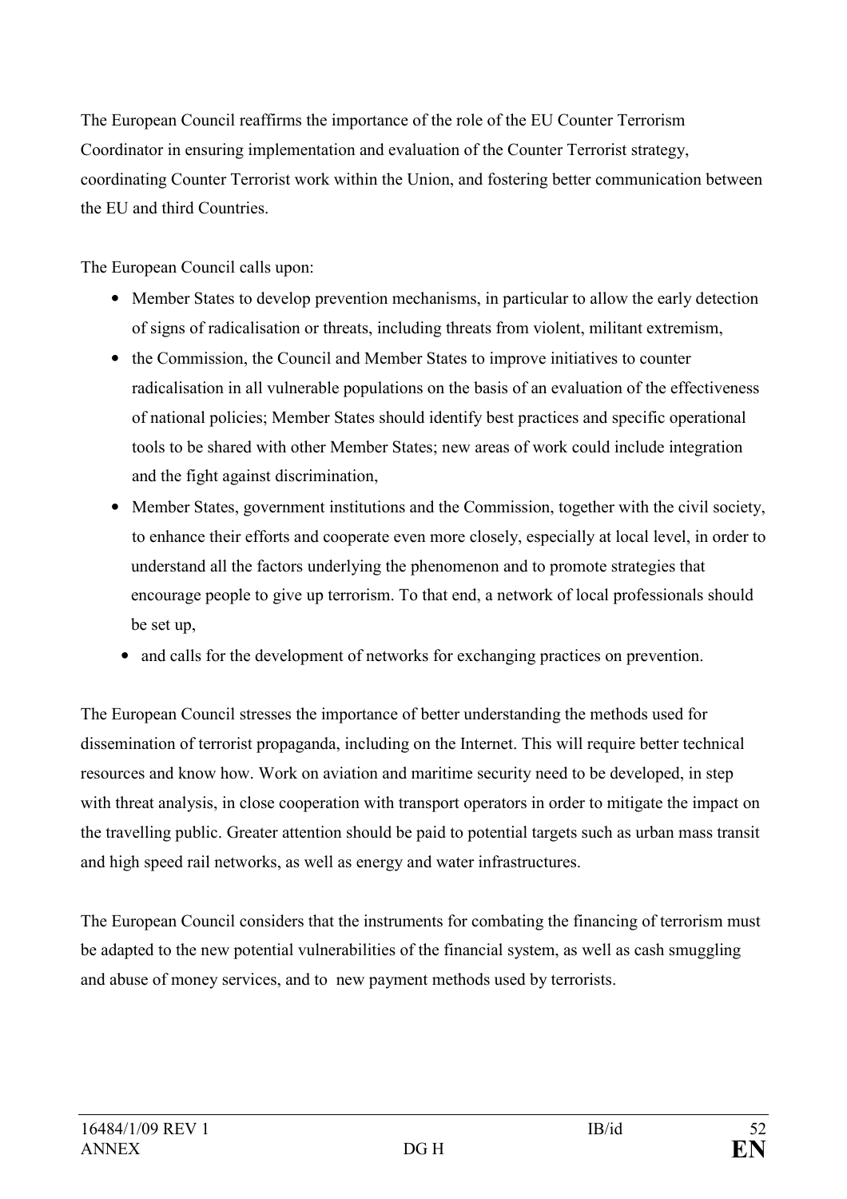The European Council reaffirms the importance of the role of the EU Counter Terrorism Coordinator in ensuring implementation and evaluation of the Counter Terrorist strategy, coordinating Counter Terrorist work within the Union, and fostering better communication between the EU and third Countries.

The European Council calls upon:

- Member States to develop prevention mechanisms, in particular to allow the early detection of signs of radicalisation or threats, including threats from violent, militant extremism,
- the Commission, the Council and Member States to improve initiatives to counter radicalisation in all vulnerable populations on the basis of an evaluation of the effectiveness of national policies; Member States should identify best practices and specific operational tools to be shared with other Member States; new areas of work could include integration and the fight against discrimination,
- Member States, government institutions and the Commission, together with the civil society, to enhance their efforts and cooperate even more closely, especially at local level, in order to understand all the factors underlying the phenomenon and to promote strategies that encourage people to give up terrorism. To that end, a network of local professionals should be set up,
- and calls for the development of networks for exchanging practices on prevention.

The European Council stresses the importance of better understanding the methods used for dissemination of terrorist propaganda, including on the Internet. This will require better technical resources and know how. Work on aviation and maritime security need to be developed, in step with threat analysis, in close cooperation with transport operators in order to mitigate the impact on the travelling public. Greater attention should be paid to potential targets such as urban mass transit and high speed rail networks, as well as energy and water infrastructures.

The European Council considers that the instruments for combating the financing of terrorism must be adapted to the new potential vulnerabilities of the financial system, as well as cash smuggling and abuse of money services, and to new payment methods used by terrorists.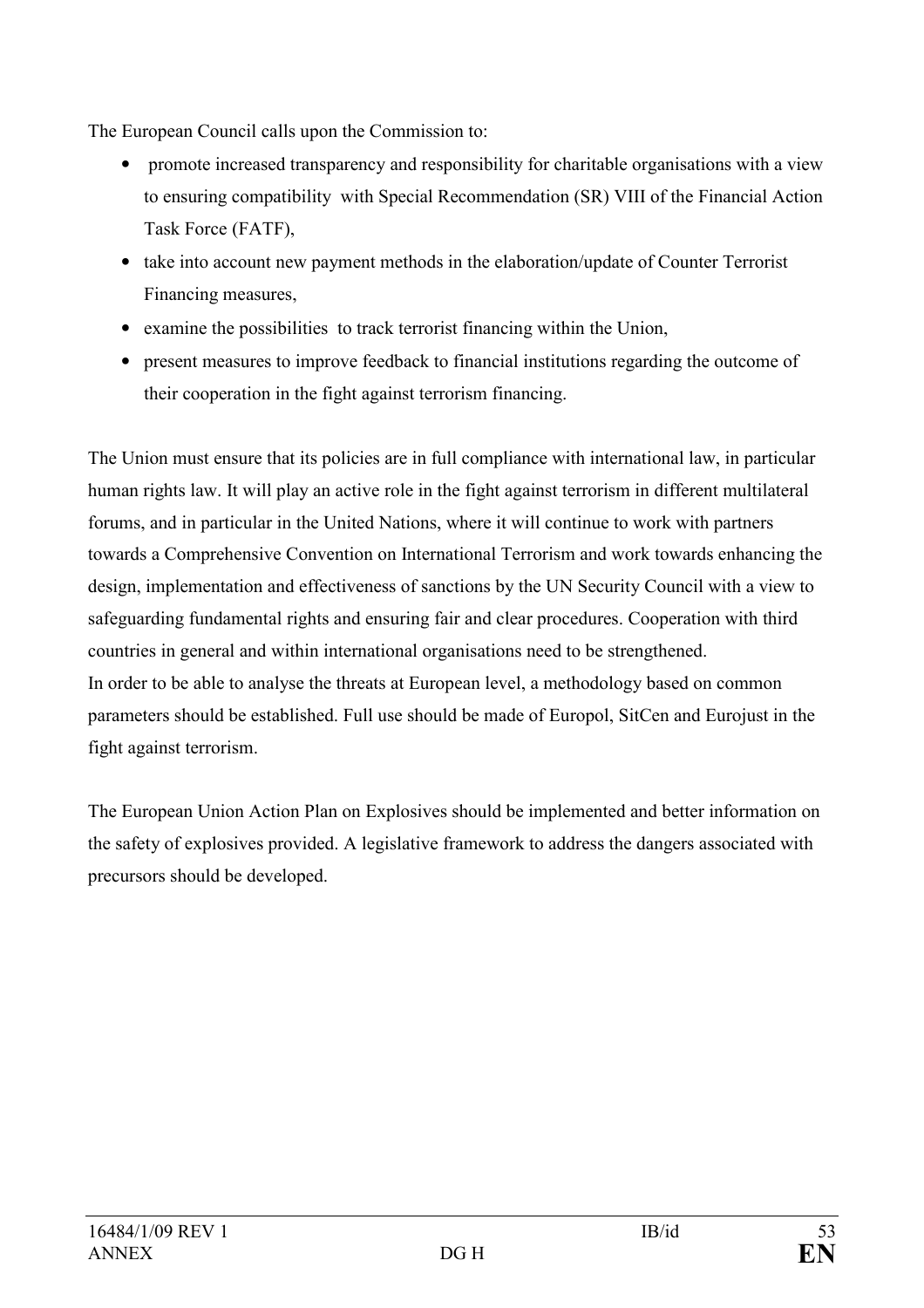The European Council calls upon the Commission to:

- promote increased transparency and responsibility for charitable organisations with a view to ensuring compatibility with Special Recommendation (SR) VIII of the Financial Action Task Force (FATF),
- take into account new payment methods in the elaboration/update of Counter Terrorist Financing measures,
- examine the possibilities to track terrorist financing within the Union,
- present measures to improve feedback to financial institutions regarding the outcome of their cooperation in the fight against terrorism financing.

The Union must ensure that its policies are in full compliance with international law, in particular human rights law. It will play an active role in the fight against terrorism in different multilateral forums, and in particular in the United Nations, where it will continue to work with partners towards a Comprehensive Convention on International Terrorism and work towards enhancing the design, implementation and effectiveness of sanctions by the UN Security Council with a view to safeguarding fundamental rights and ensuring fair and clear procedures. Cooperation with third countries in general and within international organisations need to be strengthened.
In order to be able to analyse the threats at European level, a methodology based on common parameters should be established. Full use should be made of Europol, SitCen and Eurojust in the fight against terrorism.

The European Union Action Plan on Explosives should be implemented and better information on the safety of explosives provided. A legislative framework to address the dangers associated with precursors should be developed.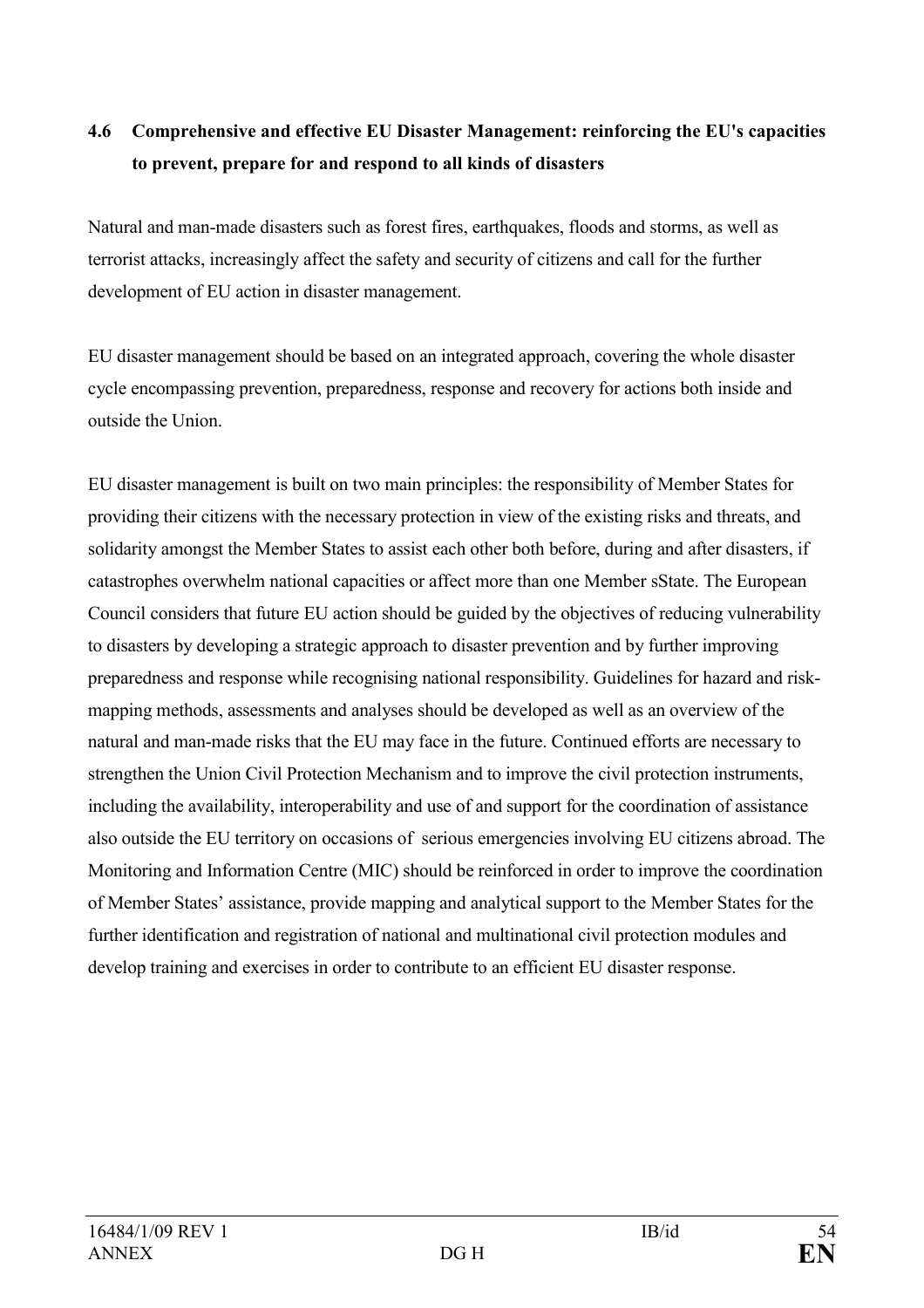## 4.6 Comprehensive and effective EU Disaster Management: reinforcing the EU's capacities to prevent, prepare for and respond to all kinds of disasters

Natural and man-made disasters such as forest fires, earthquakes, floods and storms, as well as terrorist attacks, increasingly affect the safety and security of citizens and call for the further development of EU action in disaster management.

EU disaster management should be based on an integrated approach, covering the whole disaster cycle encompassing prevention, preparedness, response and recovery for actions both inside and outside the Union.

EU disaster management is built on two main principles: the responsibility of Member States for providing their citizens with the necessary protection in view of the existing risks and threats, and solidarity amongst the Member States to assist each other both before, during and after disasters, if catastrophes overwhelm national capacities or affect more than one Member sState. The European Council considers that future EU action should be guided by the objectives of reducing vulnerability to disasters by developing a strategic approach to disaster prevention and by further improving preparedness and response while recognising national responsibility. Guidelines for hazard and risk-mapping methods, assessments and analyses should be developed as well as an overview of the natural and man-made risks that the EU may face in the future. Continued efforts are necessary to strengthen the Union Civil Protection Mechanism and to improve the civil protection instruments, including the availability, interoperability and use of and support for the coordination of assistance also outside the EU territory on occasions of serious emergencies involving EU citizens abroad. The Monitoring and Information Centre (MIC) should be reinforced in order to improve the coordination of Member States' assistance, provide mapping and analytical support to the Member States for the further identification and registration of national and multinational civil protection modules and develop training and exercises in order to contribute to an efficient EU disaster response.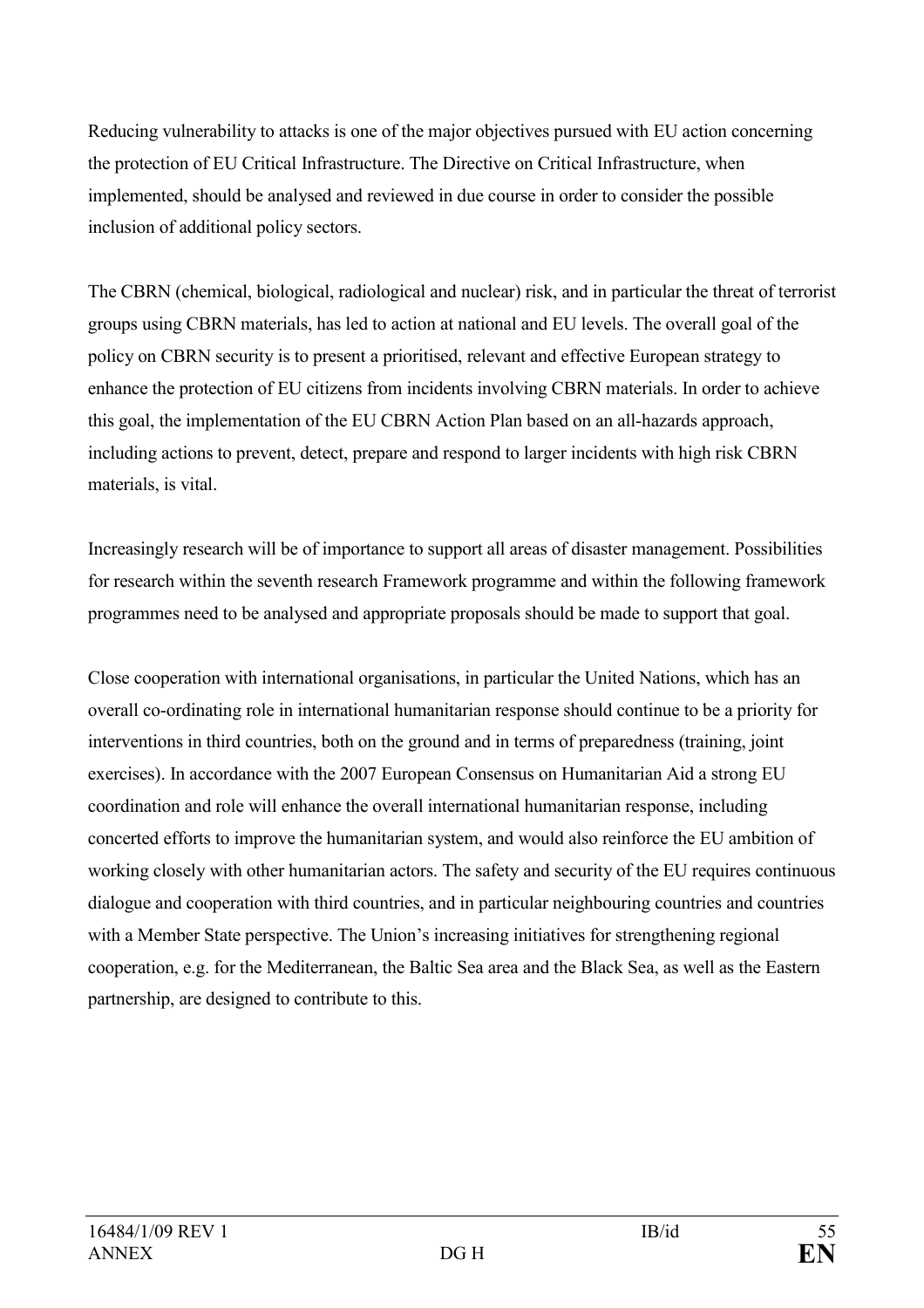Reducing vulnerability to attacks is one of the major objectives pursued with EU action concerning the protection of EU Critical Infrastructure. The Directive on Critical Infrastructure, when implemented, should be analysed and reviewed in due course in order to consider the possible inclusion of additional policy sectors.

The CBRN (chemical, biological, radiological and nuclear) risk, and in particular the threat of terrorist groups using CBRN materials, has led to action at national and EU levels. The overall goal of the policy on CBRN security is to present a prioritised, relevant and effective European strategy to enhance the protection of EU citizens from incidents involving CBRN materials. In order to achieve this goal, the implementation of the EU CBRN Action Plan based on an all-hazards approach, including actions to prevent, detect, prepare and respond to larger incidents with high risk CBRN materials, is vital.

Increasingly research will be of importance to support all areas of disaster management. Possibilities for research within the seventh research Framework programme and within the following framework programmes need to be analysed and appropriate proposals should be made to support that goal.

Close cooperation with international organisations, in particular the United Nations, which has an overall co-ordinating role in international humanitarian response should continue to be a priority for interventions in third countries, both on the ground and in terms of preparedness (training, joint exercises). In accordance with the 2007 European Consensus on Humanitarian Aid a strong EU coordination and role will enhance the overall international humanitarian response, including concerted efforts to improve the humanitarian system, and would also reinforce the EU ambition of working closely with other humanitarian actors. The safety and security of the EU requires continuous dialogue and cooperation with third countries, and in particular neighbouring countries and countries with a Member State perspective. The Union's increasing initiatives for strengthening regional cooperation, e.g. for the Mediterranean, the Baltic Sea area and the Black Sea, as well as the Eastern partnership, are designed to contribute to this.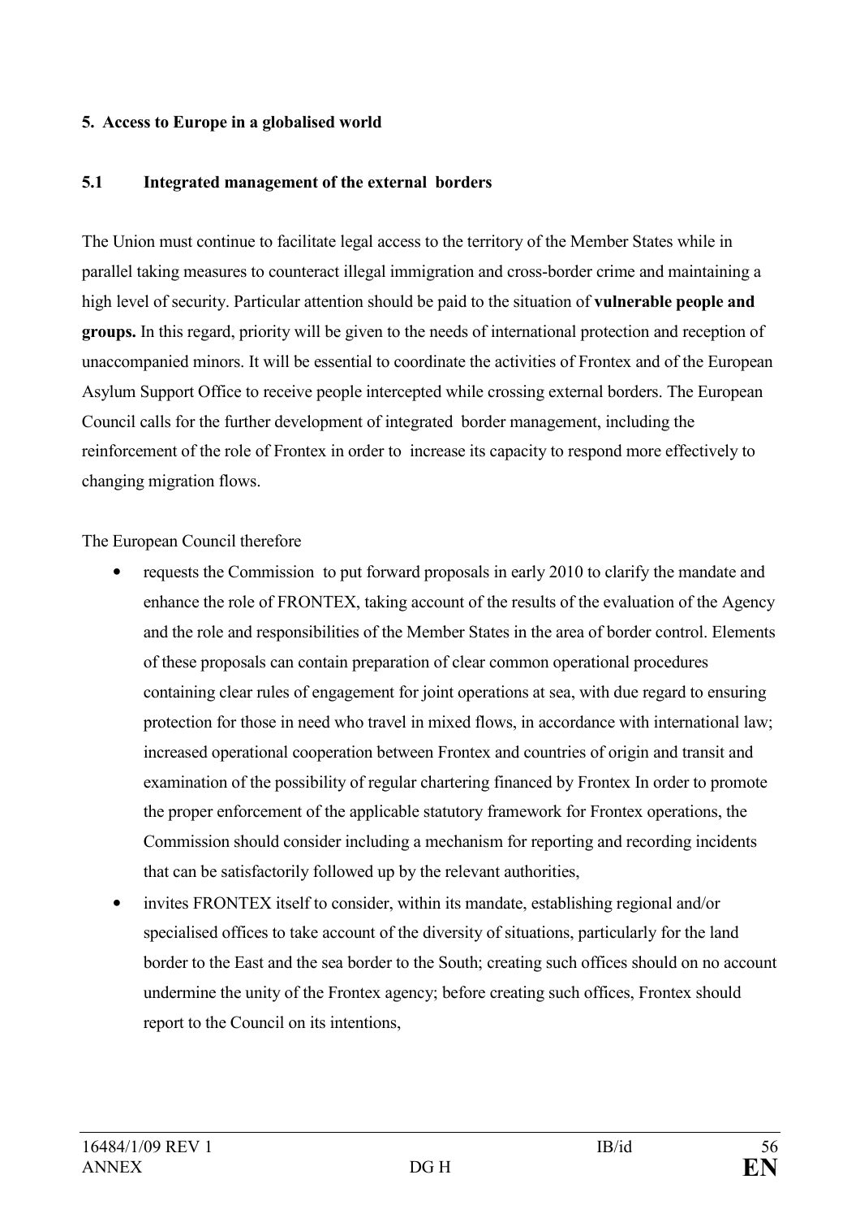## 5. Access to Europe in a globalised world

### 5.1 Integrated management of the external borders

The Union must continue to facilitate legal access to the territory of the Member States while in parallel taking measures to counteract illegal immigration and cross-border crime and maintaining a high level of security. Particular attention should be paid to the situation of **vulnerable people and groups.** In this regard, priority will be given to the needs of international protection and reception of unaccompanied minors. It will be essential to coordinate the activities of Frontex and of the European Asylum Support Office to receive people intercepted while crossing external borders. The European Council calls for the further development of integrated border management, including the reinforcement of the role of Frontex in order to increase its capacity to respond more effectively to changing migration flows.

The European Council therefore

- requests the Commission to put forward proposals in early 2010 to clarify the mandate and enhance the role of FRONTEX, taking account of the results of the evaluation of the Agency and the role and responsibilities of the Member States in the area of border control. Elements of these proposals can contain preparation of clear common operational procedures containing clear rules of engagement for joint operations at sea, with due regard to ensuring protection for those in need who travel in mixed flows, in accordance with international law; increased operational cooperation between Frontex and countries of origin and transit and examination of the possibility of regular chartering financed by Frontex In order to promote the proper enforcement of the applicable statutory framework for Frontex operations, the Commission should consider including a mechanism for reporting and recording incidents that can be satisfactorily followed up by the relevant authorities,
- invites FRONTEX itself to consider, within its mandate, establishing regional and/or specialised offices to take account of the diversity of situations, particularly for the land border to the East and the sea border to the South; creating such offices should on no account undermine the unity of the Frontex agency; before creating such offices, Frontex should report to the Council on its intentions,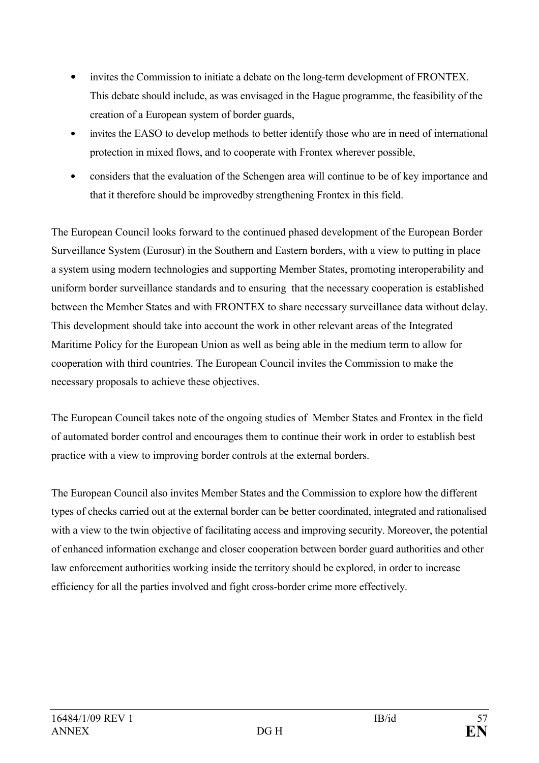- invites the Commission to initiate a debate on the long-term development of FRONTEX. This debate should include, as was envisaged in the Hague programme, the feasibility of the creation of a European system of border guards,
- invites the EASO to develop methods to better identify those who are in need of international protection in mixed flows, and to cooperate with Frontex wherever possible,
- considers that the evaluation of the Schengen area will continue to be of key importance and that it therefore should be improvedby strengthening Frontex in this field.

The European Council looks forward to the continued phased development of the European Border Surveillance System (Eurosur) in the Southern and Eastern borders, with a view to putting in place a system using modern technologies and supporting Member States, promoting interoperability and uniform border surveillance standards and to ensuring that the necessary cooperation is established between the Member States and with FRONTEX to share necessary surveillance data without delay. This development should take into account the work in other relevant areas of the Integrated Maritime Policy for the European Union as well as being able in the medium term to allow for cooperation with third countries. The European Council invites the Commission to make the necessary proposals to achieve these objectives.

The European Council takes note of the ongoing studies of Member States and Frontex in the field of automated border control and encourages them to continue their work in order to establish best practice with a view to improving border controls at the external borders.

The European Council also invites Member States and the Commission to explore how the different types of checks carried out at the external border can be better coordinated, integrated and rationalised with a view to the twin objective of facilitating access and improving security. Moreover, the potential of enhanced information exchange and closer cooperation between border guard authorities and other law enforcement authorities working inside the territory should be explored, in order to increase efficiency for all the parties involved and fight cross-border crime more effectively.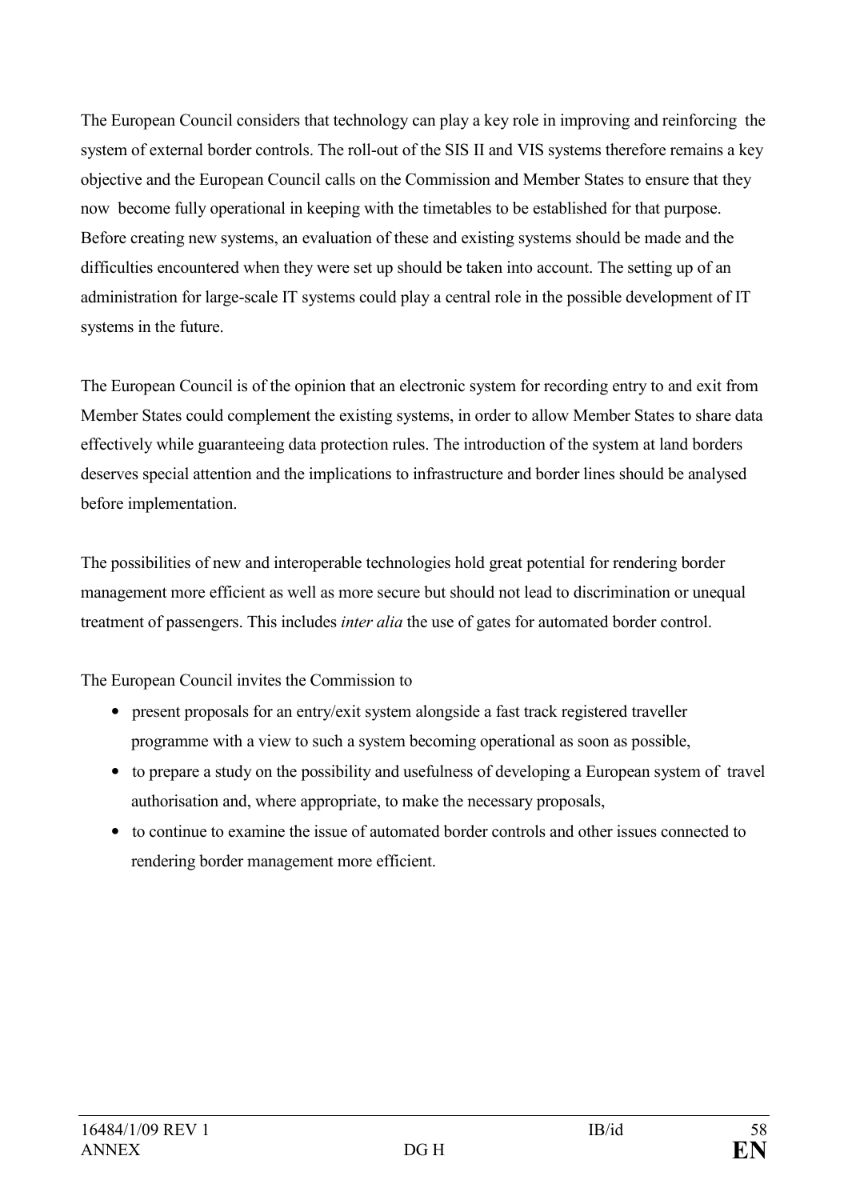The European Council considers that technology can play a key role in improving and reinforcing the system of external border controls. The roll-out of the SIS II and VIS systems therefore remains a key objective and the European Council calls on the Commission and Member States to ensure that they now become fully operational in keeping with the timetables to be established for that purpose. Before creating new systems, an evaluation of these and existing systems should be made and the difficulties encountered when they were set up should be taken into account. The setting up of an administration for large-scale IT systems could play a central role in the possible development of IT systems in the future.

The European Council is of the opinion that an electronic system for recording entry to and exit from Member States could complement the existing systems, in order to allow Member States to share data effectively while guaranteeing data protection rules. The introduction of the system at land borders deserves special attention and the implications to infrastructure and border lines should be analysed before implementation.

The possibilities of new and interoperable technologies hold great potential for rendering border management more efficient as well as more secure but should not lead to discrimination or unequal treatment of passengers. This includes *inter alia* the use of gates for automated border control.

The European Council invites the Commission to

- present proposals for an entry/exit system alongside a fast track registered traveller programme with a view to such a system becoming operational as soon as possible,
- to prepare a study on the possibility and usefulness of developing a European system of travel authorisation and, where appropriate, to make the necessary proposals,
- to continue to examine the issue of automated border controls and other issues connected to rendering border management more efficient.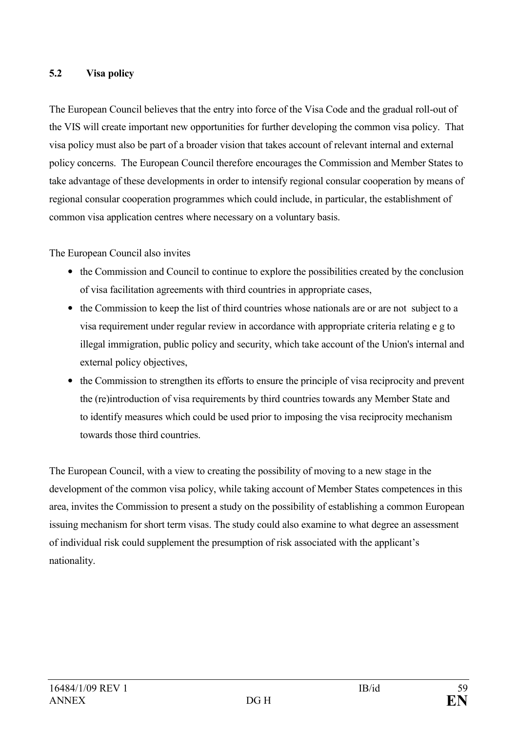### 5.2 Visa policy

The European Council believes that the entry into force of the Visa Code and the gradual roll-out of the VIS will create important new opportunities for further developing the common visa policy. That visa policy must also be part of a broader vision that takes account of relevant internal and external policy concerns. The European Council therefore encourages the Commission and Member States to take advantage of these developments in order to intensify regional consular cooperation by means of regional consular cooperation programmes which could include, in particular, the establishment of common visa application centres where necessary on a voluntary basis.

The European Council also invites

- the Commission and Council to continue to explore the possibilities created by the conclusion of visa facilitation agreements with third countries in appropriate cases,
- the Commission to keep the list of third countries whose nationals are or are not subject to a visa requirement under regular review in accordance with appropriate criteria relating e g to illegal immigration, public policy and security, which take account of the Union's internal and external policy objectives,
- the Commission to strengthen its efforts to ensure the principle of visa reciprocity and prevent the (re)introduction of visa requirements by third countries towards any Member State and to identify measures which could be used prior to imposing the visa reciprocity mechanism towards those third countries.

The European Council, with a view to creating the possibility of moving to a new stage in the development of the common visa policy, while taking account of Member States competences in this area, invites the Commission to present a study on the possibility of establishing a common European issuing mechanism for short term visas. The study could also examine to what degree an assessment of individual risk could supplement the presumption of risk associated with the applicant's nationality.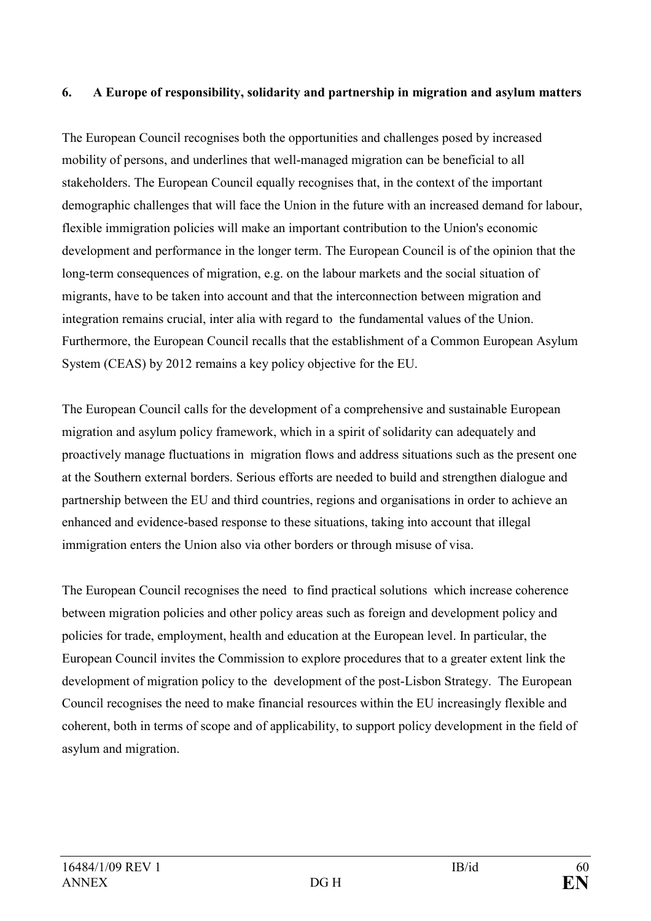## 6. A Europe of responsibility, solidarity and partnership in migration and asylum matters

The European Council recognises both the opportunities and challenges posed by increased mobility of persons, and underlines that well-managed migration can be beneficial to all stakeholders. The European Council equally recognises that, in the context of the important demographic challenges that will face the Union in the future with an increased demand for labour, flexible immigration policies will make an important contribution to the Union's economic development and performance in the longer term. The European Council is of the opinion that the long-term consequences of migration, e.g. on the labour markets and the social situation of migrants, have to be taken into account and that the interconnection between migration and integration remains crucial, inter alia with regard to the fundamental values of the Union. Furthermore, the European Council recalls that the establishment of a Common European Asylum System (CEAS) by 2012 remains a key policy objective for the EU.

The European Council calls for the development of a comprehensive and sustainable European migration and asylum policy framework, which in a spirit of solidarity can adequately and proactively manage fluctuations in migration flows and address situations such as the present one at the Southern external borders. Serious efforts are needed to build and strengthen dialogue and partnership between the EU and third countries, regions and organisations in order to achieve an enhanced and evidence-based response to these situations, taking into account that illegal immigration enters the Union also via other borders or through misuse of visa.

The European Council recognises the need to find practical solutions which increase coherence between migration policies and other policy areas such as foreign and development policy and policies for trade, employment, health and education at the European level. In particular, the European Council invites the Commission to explore procedures that to a greater extent link the development of migration policy to the development of the post-Lisbon Strategy. The European Council recognises the need to make financial resources within the EU increasingly flexible and coherent, both in terms of scope and of applicability, to support policy development in the field of asylum and migration.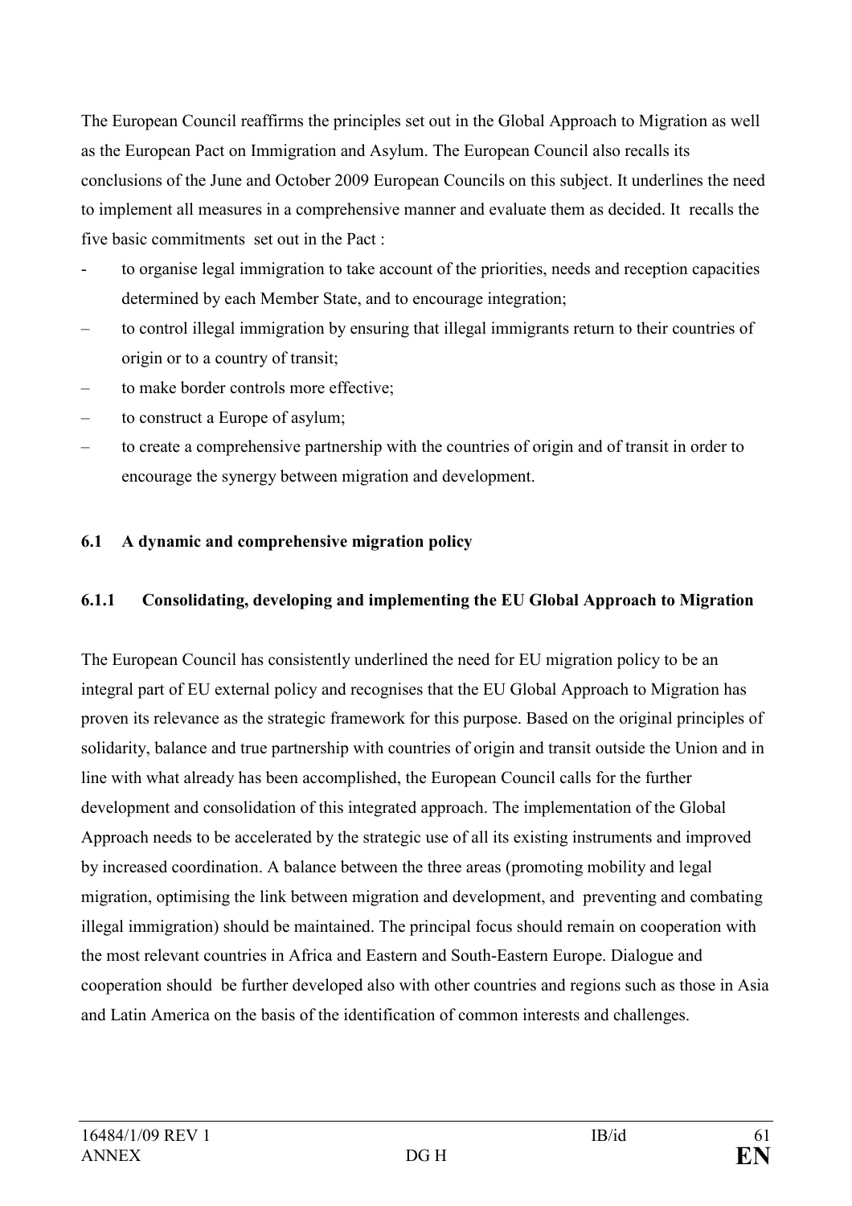The European Council reaffirms the principles set out in the Global Approach to Migration as well as the European Pact on Immigration and Asylum. The European Council also recalls its conclusions of the June and October 2009 European Councils on this subject. It underlines the need to implement all measures in a comprehensive manner and evaluate them as decided. It recalls the five basic commitments set out in the Pact :

- to organise legal immigration to take account of the priorities, needs and reception capacities determined by each Member State, and to encourage integration;
- to control illegal immigration by ensuring that illegal immigrants return to their countries of origin or to a country of transit;
- to make border controls more effective;
- to construct a Europe of asylum;
- to create a comprehensive partnership with the countries of origin and of transit in order to encourage the synergy between migration and development.

### 6.1 A dynamic and comprehensive migration policy

#### 6.1.1 Consolidating, developing and implementing the EU Global Approach to Migration

The European Council has consistently underlined the need for EU migration policy to be an integral part of EU external policy and recognises that the EU Global Approach to Migration has proven its relevance as the strategic framework for this purpose. Based on the original principles of solidarity, balance and true partnership with countries of origin and transit outside the Union and in line with what already has been accomplished, the European Council calls for the further development and consolidation of this integrated approach. The implementation of the Global Approach needs to be accelerated by the strategic use of all its existing instruments and improved by increased coordination. A balance between the three areas (promoting mobility and legal migration, optimising the link between migration and development, and preventing and combating illegal immigration) should be maintained. The principal focus should remain on cooperation with the most relevant countries in Africa and Eastern and South-Eastern Europe. Dialogue and cooperation should be further developed also with other countries and regions such as those in Asia and Latin America on the basis of the identification of common interests and challenges.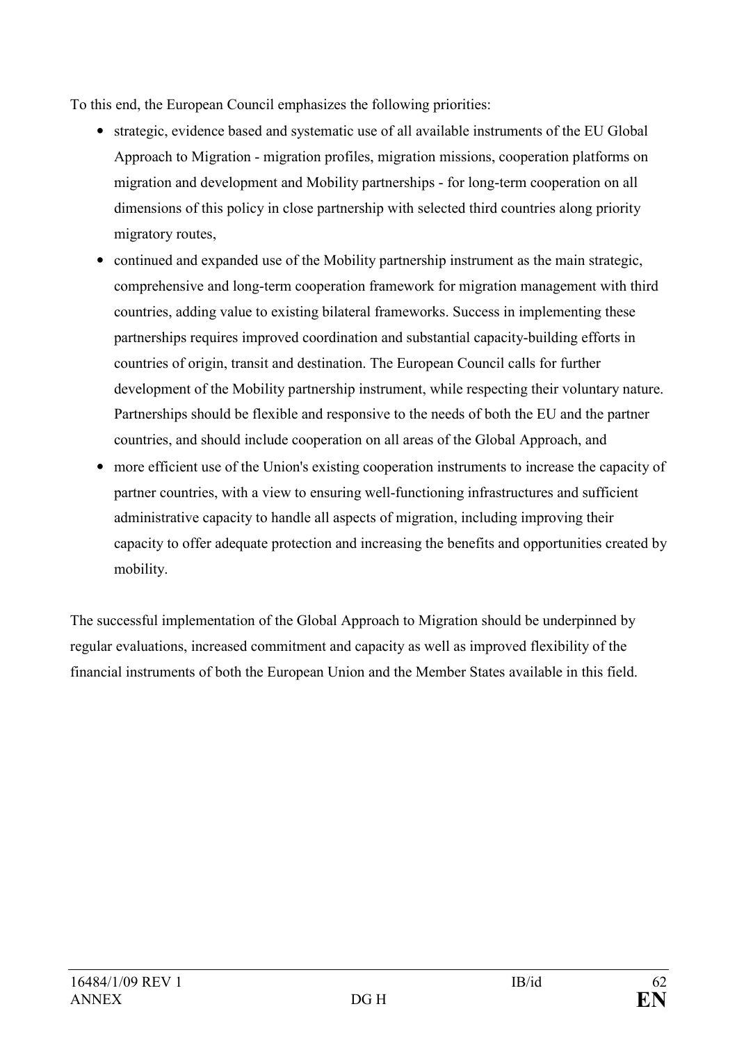To this end, the European Council emphasizes the following priorities:

- strategic, evidence based and systematic use of all available instruments of the EU Global Approach to Migration - migration profiles, migration missions, cooperation platforms on migration and development and Mobility partnerships - for long-term cooperation on all dimensions of this policy in close partnership with selected third countries along priority migratory routes,
- continued and expanded use of the Mobility partnership instrument as the main strategic, comprehensive and long-term cooperation framework for migration management with third countries, adding value to existing bilateral frameworks. Success in implementing these partnerships requires improved coordination and substantial capacity-building efforts in countries of origin, transit and destination. The European Council calls for further development of the Mobility partnership instrument, while respecting their voluntary nature. Partnerships should be flexible and responsive to the needs of both the EU and the partner countries, and should include cooperation on all areas of the Global Approach, and
- more efficient use of the Union's existing cooperation instruments to increase the capacity of partner countries, with a view to ensuring well-functioning infrastructures and sufficient administrative capacity to handle all aspects of migration, including improving their capacity to offer adequate protection and increasing the benefits and opportunities created by mobility.

The successful implementation of the Global Approach to Migration should be underpinned by regular evaluations, increased commitment and capacity as well as improved flexibility of the financial instruments of both the European Union and the Member States available in this field.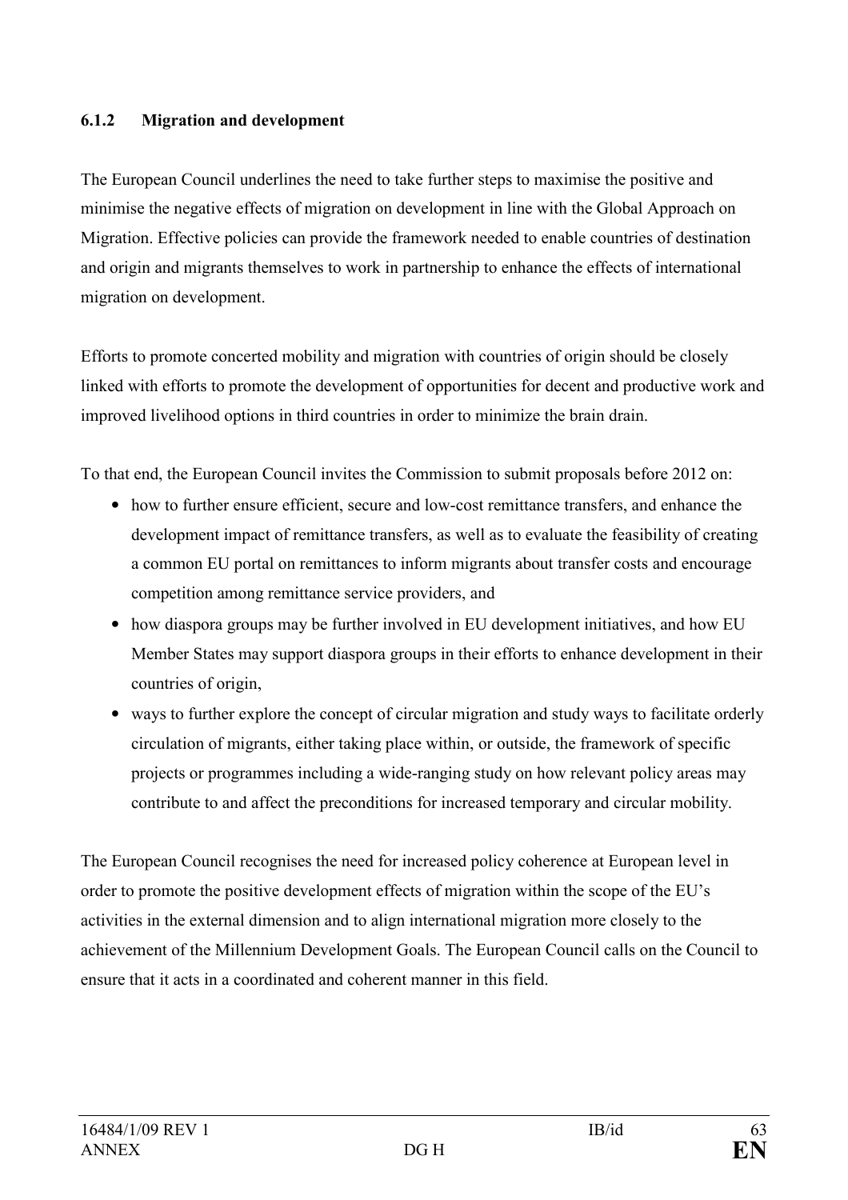### 6.1.2 Migration and development

The European Council underlines the need to take further steps to maximise the positive and minimise the negative effects of migration on development in line with the Global Approach on Migration. Effective policies can provide the framework needed to enable countries of destination and origin and migrants themselves to work in partnership to enhance the effects of international migration on development.

Efforts to promote concerted mobility and migration with countries of origin should be closely linked with efforts to promote the development of opportunities for decent and productive work and improved livelihood options in third countries in order to minimize the brain drain.

To that end, the European Council invites the Commission to submit proposals before 2012 on:

- how to further ensure efficient, secure and low-cost remittance transfers, and enhance the development impact of remittance transfers, as well as to evaluate the feasibility of creating a common EU portal on remittances to inform migrants about transfer costs and encourage competition among remittance service providers, and
- how diaspora groups may be further involved in EU development initiatives, and how EU Member States may support diaspora groups in their efforts to enhance development in their countries of origin,
- ways to further explore the concept of circular migration and study ways to facilitate orderly circulation of migrants, either taking place within, or outside, the framework of specific projects or programmes including a wide-ranging study on how relevant policy areas may contribute to and affect the preconditions for increased temporary and circular mobility.

The European Council recognises the need for increased policy coherence at European level in order to promote the positive development effects of migration within the scope of the EU's activities in the external dimension and to align international migration more closely to the achievement of the Millennium Development Goals. The European Council calls on the Council to ensure that it acts in a coordinated and coherent manner in this field.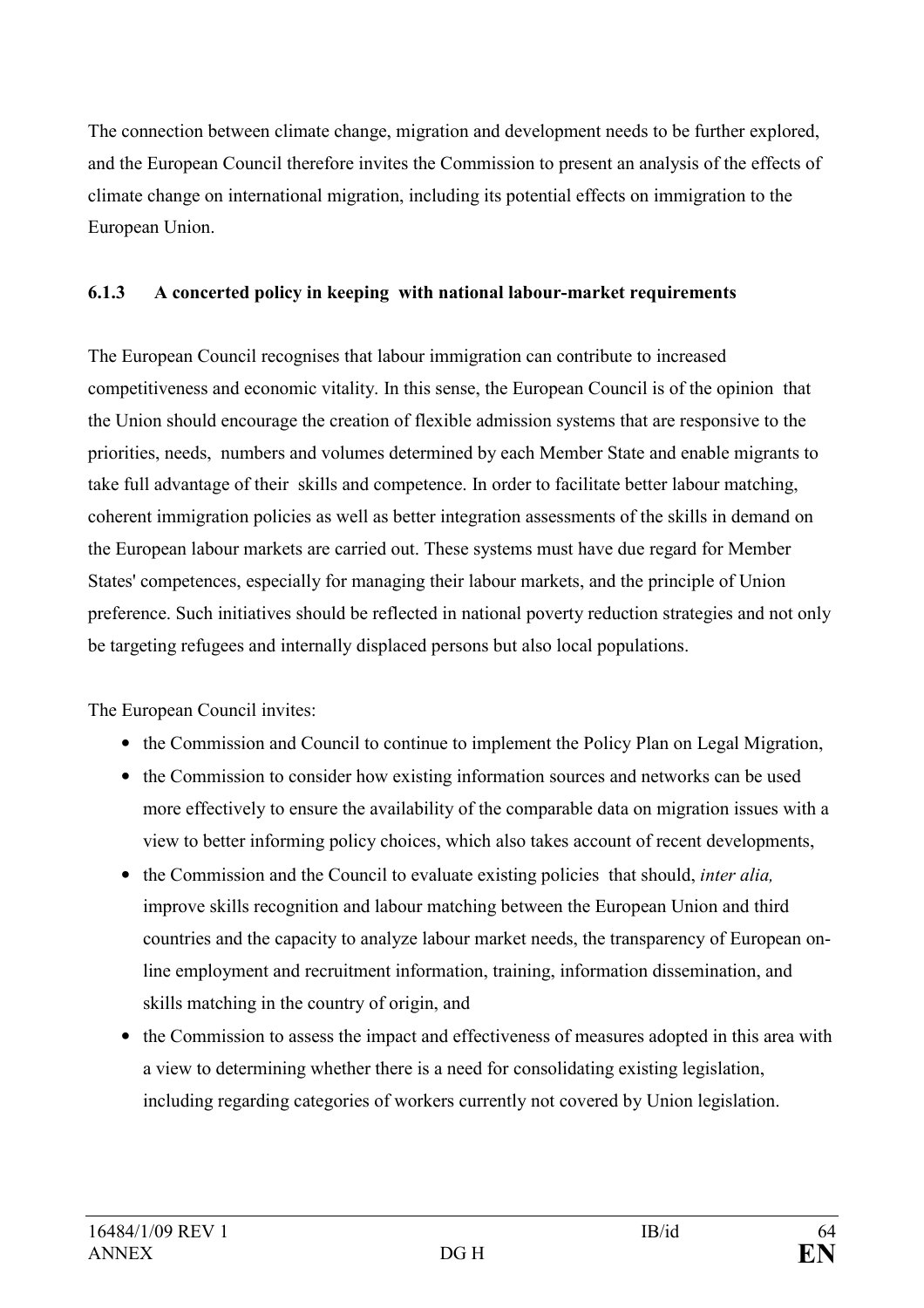The connection between climate change, migration and development needs to be further explored, and the European Council therefore invites the Commission to present an analysis of the effects of climate change on international migration, including its potential effects on immigration to the European Union.

### 6.1.3 A concerted policy in keeping with national labour-market requirements

The European Council recognises that labour immigration can contribute to increased competitiveness and economic vitality. In this sense, the European Council is of the opinion that the Union should encourage the creation of flexible admission systems that are responsive to the priorities, needs, numbers and volumes determined by each Member State and enable migrants to take full advantage of their skills and competence. In order to facilitate better labour matching, coherent immigration policies as well as better integration assessments of the skills in demand on the European labour markets are carried out. These systems must have due regard for Member States' competences, especially for managing their labour markets, and the principle of Union preference. Such initiatives should be reflected in national poverty reduction strategies and not only be targeting refugees and internally displaced persons but also local populations.

The European Council invites:

- the Commission and Council to continue to implement the Policy Plan on Legal Migration,
- the Commission to consider how existing information sources and networks can be used more effectively to ensure the availability of the comparable data on migration issues with a view to better informing policy choices, which also takes account of recent developments,
- the Commission and the Council to evaluate existing policies that should, *inter alia,* improve skills recognition and labour matching between the European Union and third countries and the capacity to analyze labour market needs, the transparency of European on-line employment and recruitment information, training, information dissemination, and skills matching in the country of origin, and
- the Commission to assess the impact and effectiveness of measures adopted in this area with a view to determining whether there is a need for consolidating existing legislation, including regarding categories of workers currently not covered by Union legislation.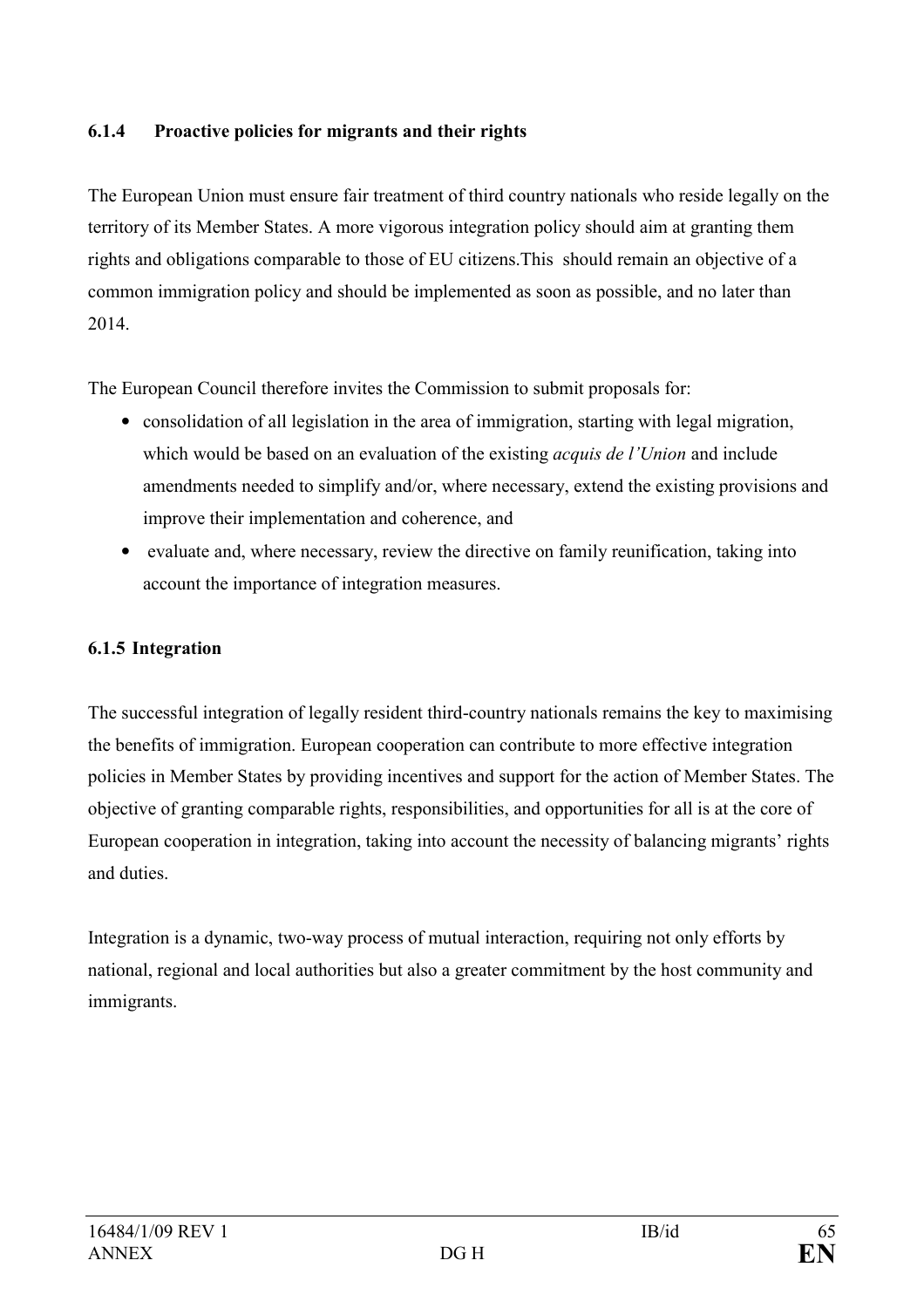#### 6.1.4 Proactive policies for migrants and their rights

The European Union must ensure fair treatment of third country nationals who reside legally on the territory of its Member States. A more vigorous integration policy should aim at granting them rights and obligations comparable to those of EU citizens.This should remain an objective of a common immigration policy and should be implemented as soon as possible, and no later than 2014.

The European Council therefore invites the Commission to submit proposals for:

- consolidation of all legislation in the area of immigration, starting with legal migration, which would be based on an evaluation of the existing *acquis de l'Union* and include amendments needed to simplify and/or, where necessary, extend the existing provisions and improve their implementation and coherence, and
- evaluate and, where necessary, review the directive on family reunification, taking into account the importance of integration measures.

#### 6.1.5 Integration

The successful integration of legally resident third-country nationals remains the key to maximising the benefits of immigration. European cooperation can contribute to more effective integration policies in Member States by providing incentives and support for the action of Member States. The objective of granting comparable rights, responsibilities, and opportunities for all is at the core of European cooperation in integration, taking into account the necessity of balancing migrants' rights and duties.

Integration is a dynamic, two-way process of mutual interaction, requiring not only efforts by national, regional and local authorities but also a greater commitment by the host community and immigrants.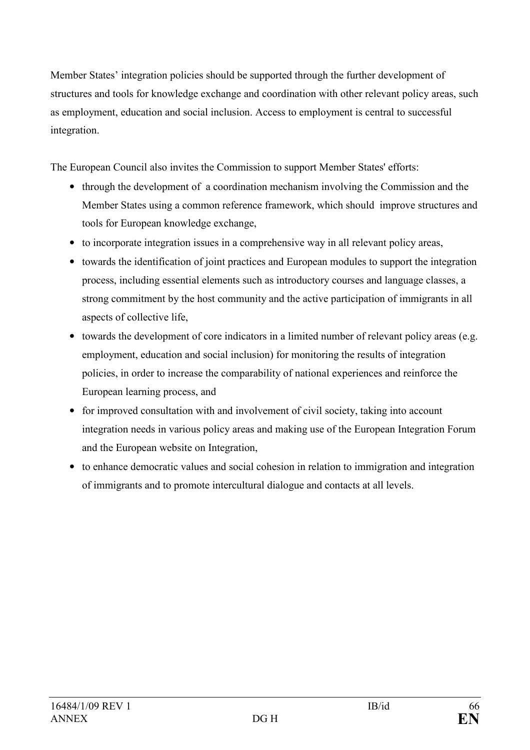Member States' integration policies should be supported through the further development of structures and tools for knowledge exchange and coordination with other relevant policy areas, such as employment, education and social inclusion. Access to employment is central to successful integration.

The European Council also invites the Commission to support Member States' efforts:

- through the development of a coordination mechanism involving the Commission and the Member States using a common reference framework, which should improve structures and tools for European knowledge exchange,
- to incorporate integration issues in a comprehensive way in all relevant policy areas,
- towards the identification of joint practices and European modules to support the integration process, including essential elements such as introductory courses and language classes, a strong commitment by the host community and the active participation of immigrants in all aspects of collective life,
- towards the development of core indicators in a limited number of relevant policy areas (e.g. employment, education and social inclusion) for monitoring the results of integration policies, in order to increase the comparability of national experiences and reinforce the European learning process, and
- for improved consultation with and involvement of civil society, taking into account integration needs in various policy areas and making use of the European Integration Forum and the European website on Integration,
- to enhance democratic values and social cohesion in relation to immigration and integration of immigrants and to promote intercultural dialogue and contacts at all levels.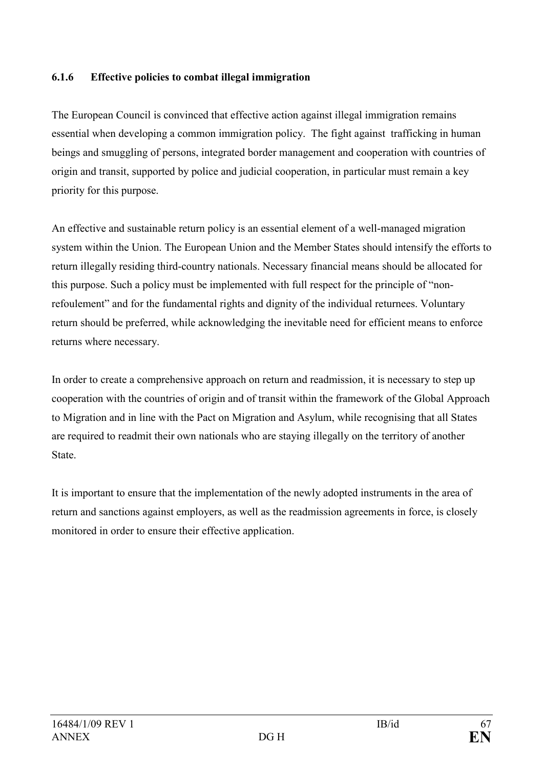#### 6.1.6 Effective policies to combat illegal immigration

The European Council is convinced that effective action against illegal immigration remains essential when developing a common immigration policy. The fight against trafficking in human beings and smuggling of persons, integrated border management and cooperation with countries of origin and transit, supported by police and judicial cooperation, in particular must remain a key priority for this purpose.

An effective and sustainable return policy is an essential element of a well-managed migration system within the Union. The European Union and the Member States should intensify the efforts to return illegally residing third-country nationals. Necessary financial means should be allocated for this purpose. Such a policy must be implemented with full respect for the principle of "non-refoulement" and for the fundamental rights and dignity of the individual returnees. Voluntary return should be preferred, while acknowledging the inevitable need for efficient means to enforce returns where necessary.

In order to create a comprehensive approach on return and readmission, it is necessary to step up cooperation with the countries of origin and of transit within the framework of the Global Approach to Migration and in line with the Pact on Migration and Asylum, while recognising that all States are required to readmit their own nationals who are staying illegally on the territory of another State.

It is important to ensure that the implementation of the newly adopted instruments in the area of return and sanctions against employers, as well as the readmission agreements in force, is closely monitored in order to ensure their effective application.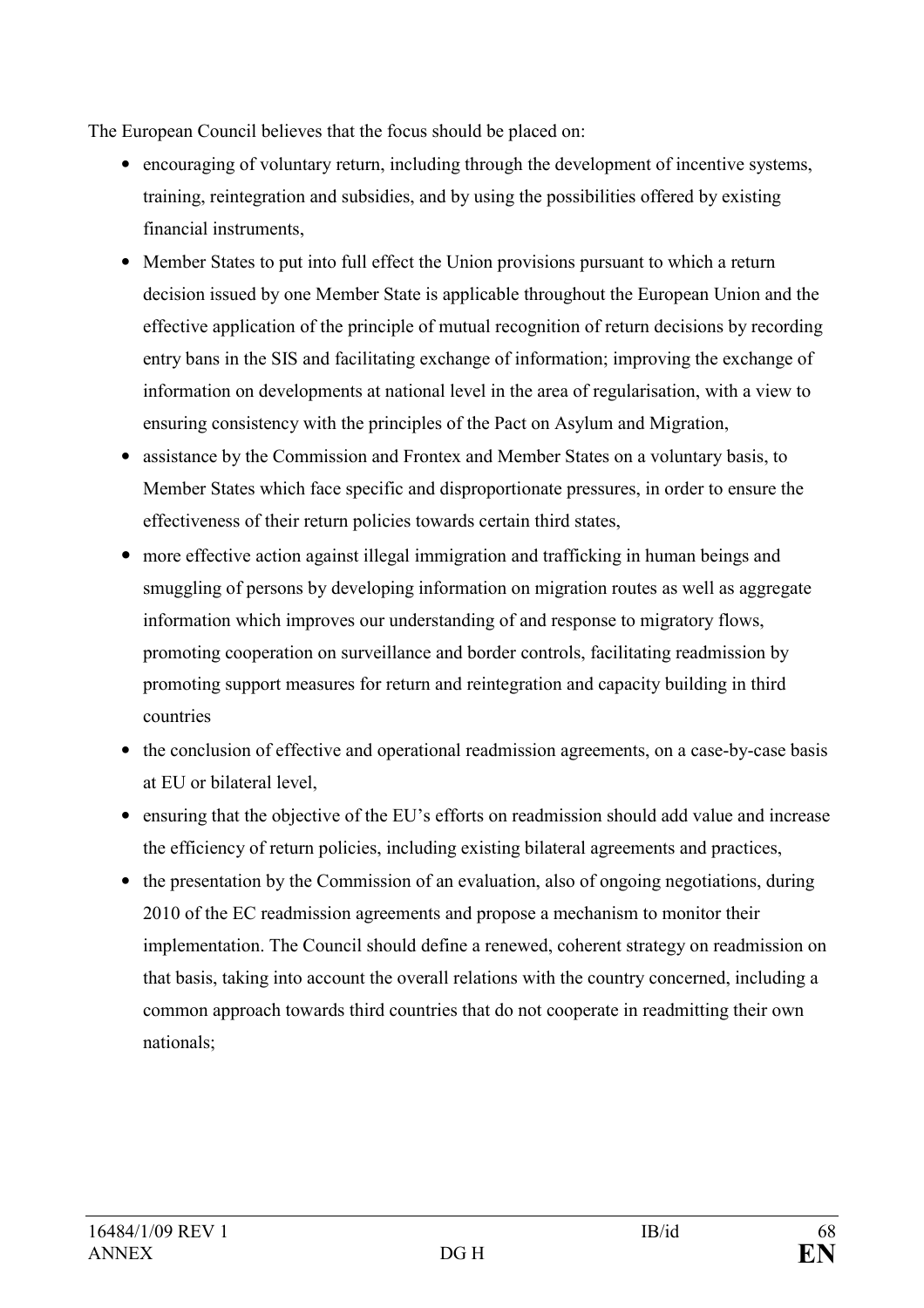The European Council believes that the focus should be placed on:

- encouraging of voluntary return, including through the development of incentive systems, training, reintegration and subsidies, and by using the possibilities offered by existing financial instruments,
- Member States to put into full effect the Union provisions pursuant to which a return decision issued by one Member State is applicable throughout the European Union and the effective application of the principle of mutual recognition of return decisions by recording entry bans in the SIS and facilitating exchange of information; improving the exchange of information on developments at national level in the area of regularisation, with a view to ensuring consistency with the principles of the Pact on Asylum and Migration,
- assistance by the Commission and Frontex and Member States on a voluntary basis, to Member States which face specific and disproportionate pressures, in order to ensure the effectiveness of their return policies towards certain third states,
- more effective action against illegal immigration and trafficking in human beings and smuggling of persons by developing information on migration routes as well as aggregate information which improves our understanding of and response to migratory flows, promoting cooperation on surveillance and border controls, facilitating readmission by promoting support measures for return and reintegration and capacity building in third countries
- the conclusion of effective and operational readmission agreements, on a case-by-case basis at EU or bilateral level,
- ensuring that the objective of the EU's efforts on readmission should add value and increase the efficiency of return policies, including existing bilateral agreements and practices,
- the presentation by the Commission of an evaluation, also of ongoing negotiations, during 2010 of the EC readmission agreements and propose a mechanism to monitor their implementation. The Council should define a renewed, coherent strategy on readmission on that basis, taking into account the overall relations with the country concerned, including a common approach towards third countries that do not cooperate in readmitting their own nationals;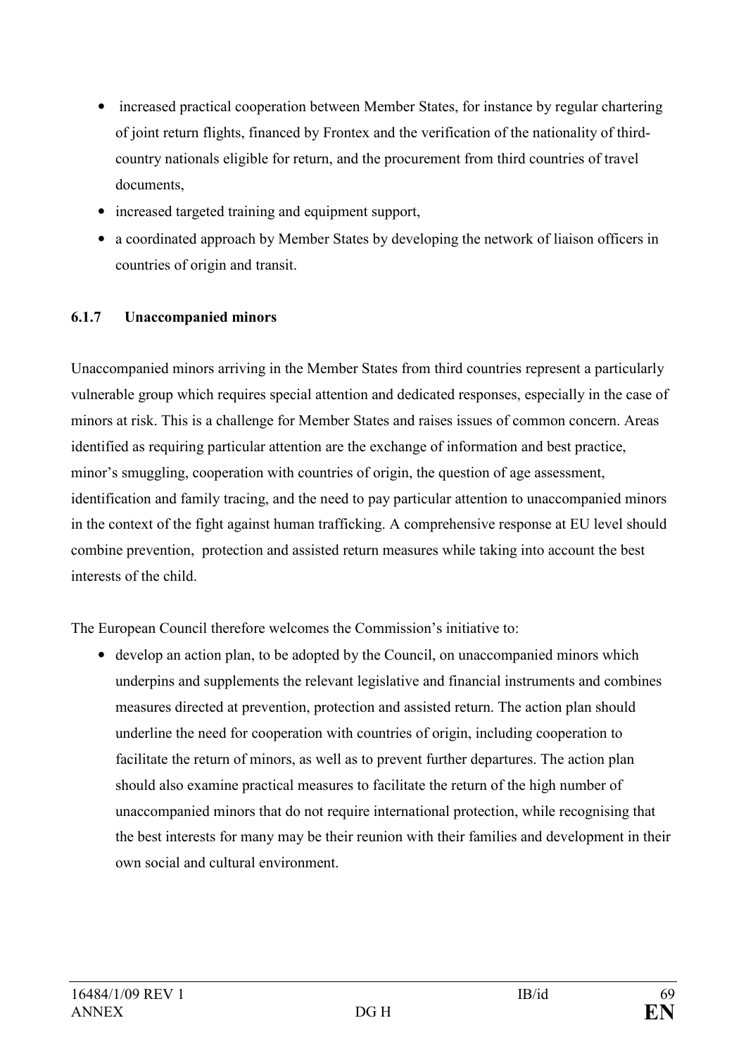- increased practical cooperation between Member States, for instance by regular chartering of joint return flights, financed by Frontex and the verification of the nationality of third-country nationals eligible for return, and the procurement from third countries of travel documents,
- increased targeted training and equipment support,
- a coordinated approach by Member States by developing the network of liaison officers in countries of origin and transit.

#### 6.1.7 Unaccompanied minors

Unaccompanied minors arriving in the Member States from third countries represent a particularly vulnerable group which requires special attention and dedicated responses, especially in the case of minors at risk. This is a challenge for Member States and raises issues of common concern. Areas identified as requiring particular attention are the exchange of information and best practice, minor's smuggling, cooperation with countries of origin, the question of age assessment, identification and family tracing, and the need to pay particular attention to unaccompanied minors in the context of the fight against human trafficking. A comprehensive response at EU level should combine prevention, protection and assisted return measures while taking into account the best interests of the child.

The European Council therefore welcomes the Commission's initiative to:

- develop an action plan, to be adopted by the Council, on unaccompanied minors which underpins and supplements the relevant legislative and financial instruments and combines measures directed at prevention, protection and assisted return. The action plan should underline the need for cooperation with countries of origin, including cooperation to facilitate the return of minors, as well as to prevent further departures. The action plan should also examine practical measures to facilitate the return of the high number of unaccompanied minors that do not require international protection, while recognising that the best interests for many may be their reunion with their families and development in their own social and cultural environment.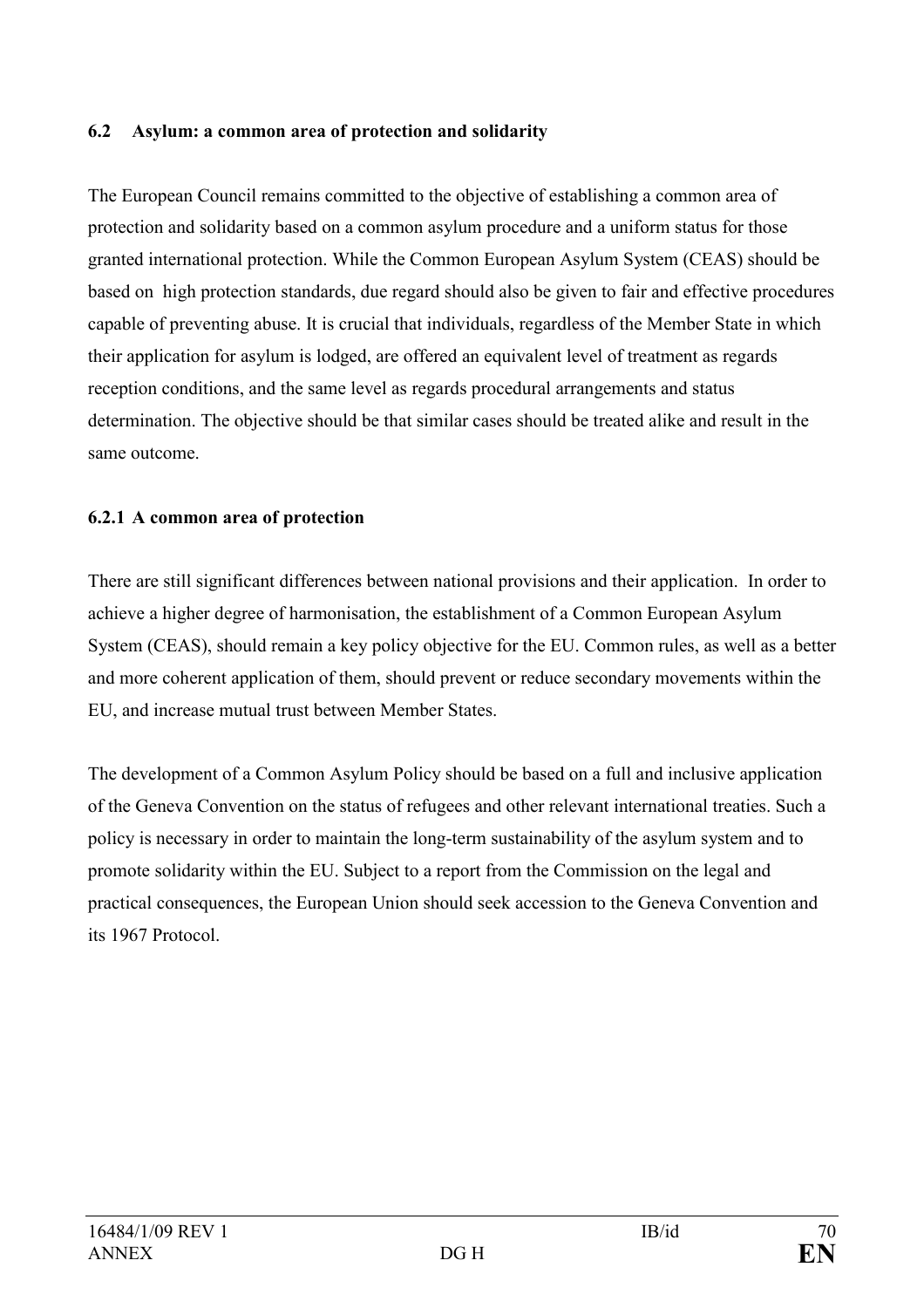### 6.2 Asylum: a common area of protection and solidarity

The European Council remains committed to the objective of establishing a common area of protection and solidarity based on a common asylum procedure and a uniform status for those granted international protection. While the Common European Asylum System (CEAS) should be based on high protection standards, due regard should also be given to fair and effective procedures capable of preventing abuse. It is crucial that individuals, regardless of the Member State in which their application for asylum is lodged, are offered an equivalent level of treatment as regards reception conditions, and the same level as regards procedural arrangements and status determination. The objective should be that similar cases should be treated alike and result in the same outcome.

#### 6.2.1 A common area of protection

There are still significant differences between national provisions and their application. In order to achieve a higher degree of harmonisation, the establishment of a Common European Asylum System (CEAS), should remain a key policy objective for the EU. Common rules, as well as a better and more coherent application of them, should prevent or reduce secondary movements within the EU, and increase mutual trust between Member States.

The development of a Common Asylum Policy should be based on a full and inclusive application of the Geneva Convention on the status of refugees and other relevant international treaties. Such a policy is necessary in order to maintain the long-term sustainability of the asylum system and to promote solidarity within the EU. Subject to a report from the Commission on the legal and practical consequences, the European Union should seek accession to the Geneva Convention and its 1967 Protocol.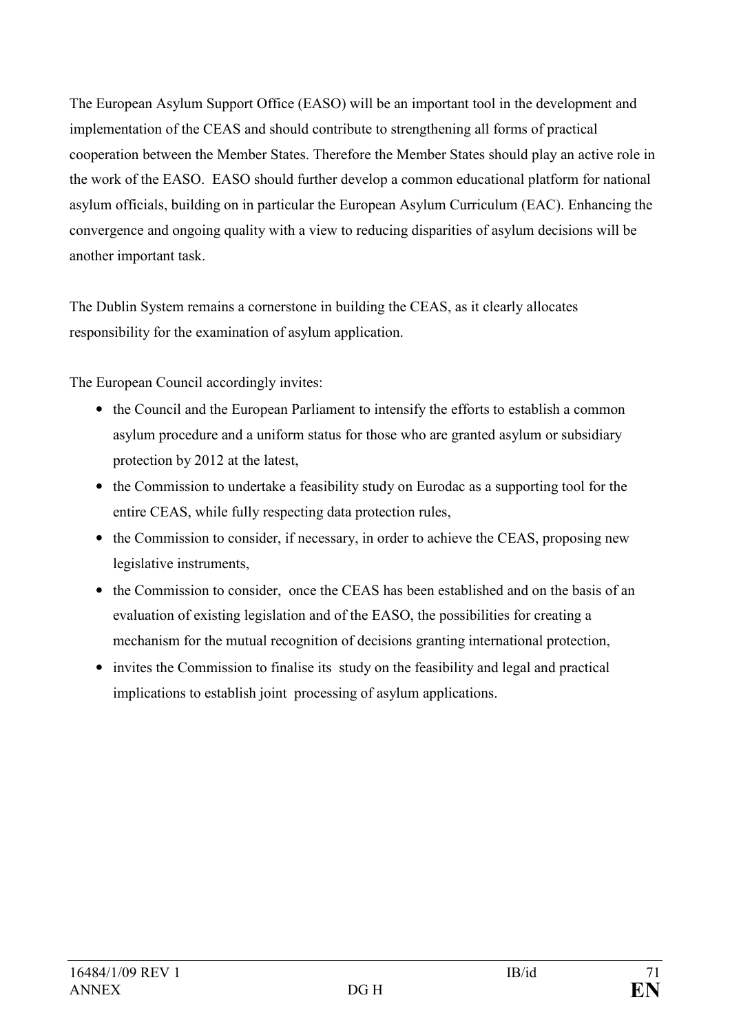The European Asylum Support Office (EASO) will be an important tool in the development and implementation of the CEAS and should contribute to strengthening all forms of practical cooperation between the Member States. Therefore the Member States should play an active role in the work of the EASO. EASO should further develop a common educational platform for national asylum officials, building on in particular the European Asylum Curriculum (EAC). Enhancing the convergence and ongoing quality with a view to reducing disparities of asylum decisions will be another important task.

The Dublin System remains a cornerstone in building the CEAS, as it clearly allocates responsibility for the examination of asylum application.

The European Council accordingly invites:

- the Council and the European Parliament to intensify the efforts to establish a common asylum procedure and a uniform status for those who are granted asylum or subsidiary protection by 2012 at the latest,
- the Commission to undertake a feasibility study on Eurodac as a supporting tool for the entire CEAS, while fully respecting data protection rules,
- the Commission to consider, if necessary, in order to achieve the CEAS, proposing new legislative instruments,
- the Commission to consider, once the CEAS has been established and on the basis of an evaluation of existing legislation and of the EASO, the possibilities for creating a mechanism for the mutual recognition of decisions granting international protection,
- invites the Commission to finalise its study on the feasibility and legal and practical implications to establish joint processing of asylum applications.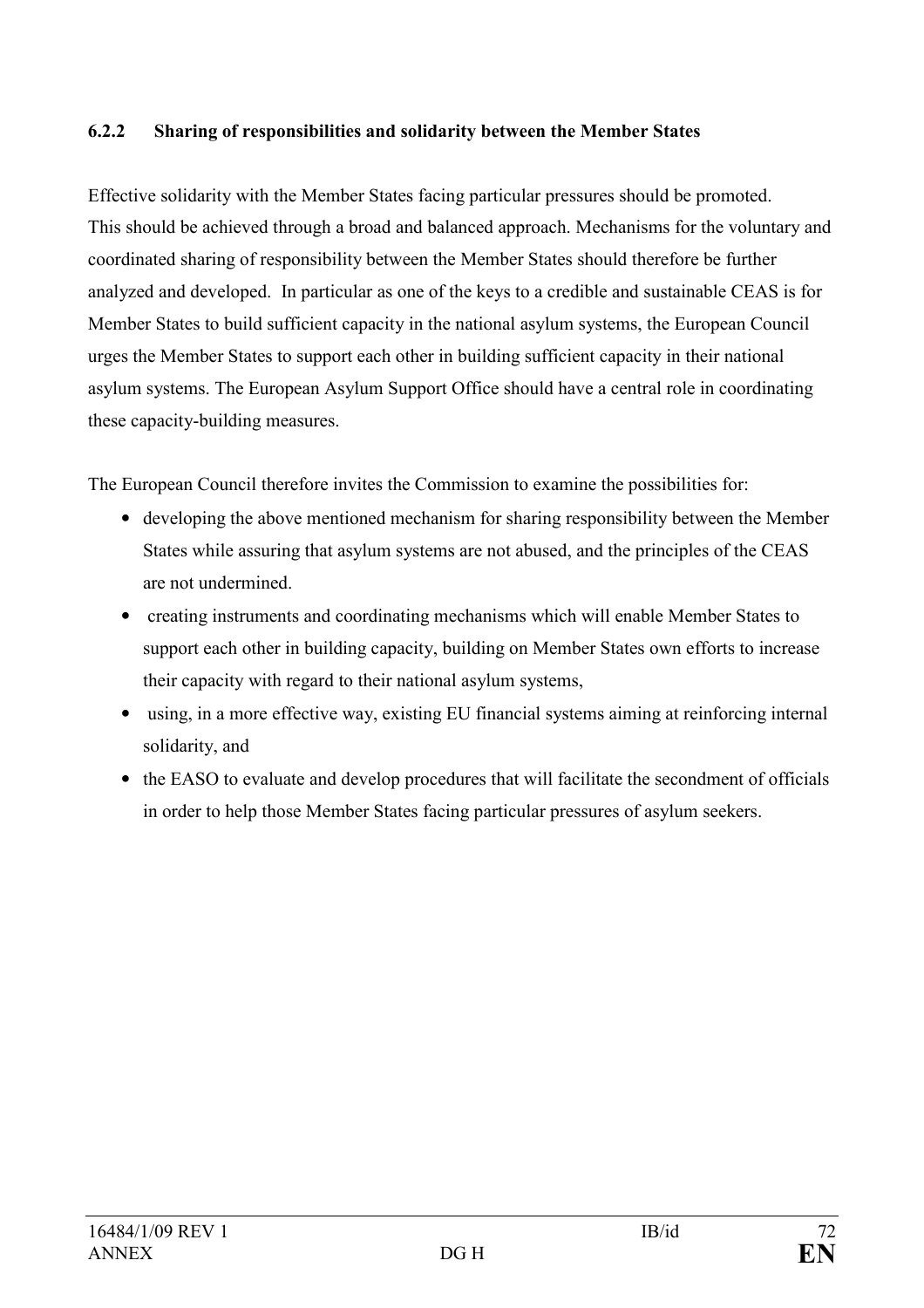#### 6.2.2 Sharing of responsibilities and solidarity between the Member States

Effective solidarity with the Member States facing particular pressures should be promoted. This should be achieved through a broad and balanced approach. Mechanisms for the voluntary and coordinated sharing of responsibility between the Member States should therefore be further analyzed and developed. In particular as one of the keys to a credible and sustainable CEAS is for Member States to build sufficient capacity in the national asylum systems, the European Council urges the Member States to support each other in building sufficient capacity in their national asylum systems. The European Asylum Support Office should have a central role in coordinating these capacity-building measures.

The European Council therefore invites the Commission to examine the possibilities for:

- developing the above mentioned mechanism for sharing responsibility between the Member States while assuring that asylum systems are not abused, and the principles of the CEAS are not undermined.
- creating instruments and coordinating mechanisms which will enable Member States to support each other in building capacity, building on Member States own efforts to increase their capacity with regard to their national asylum systems,
- using, in a more effective way, existing EU financial systems aiming at reinforcing internal solidarity, and
- the EASO to evaluate and develop procedures that will facilitate the secondment of officials in order to help those Member States facing particular pressures of asylum seekers.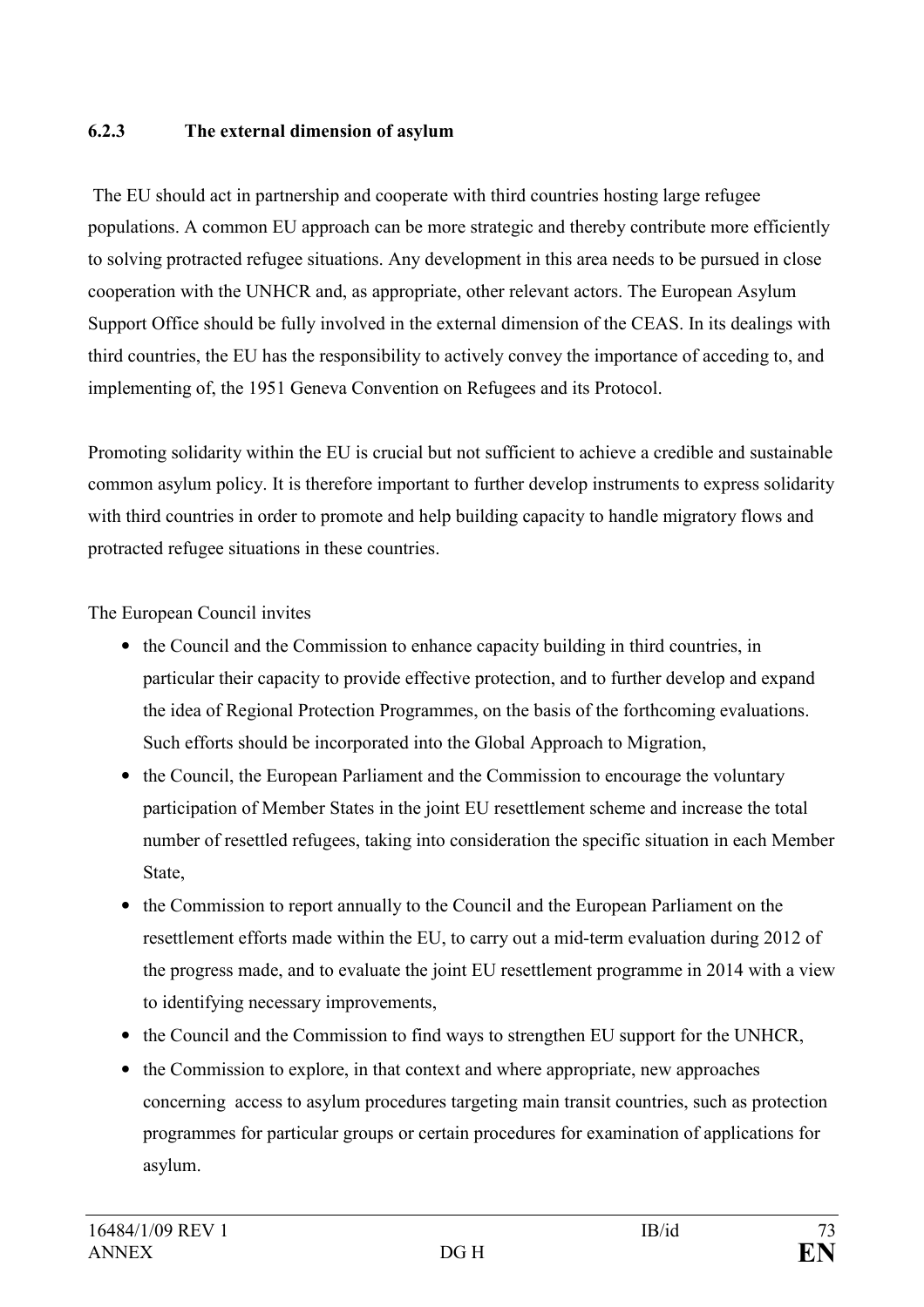#### 6.2.3 The external dimension of asylum

The EU should act in partnership and cooperate with third countries hosting large refugee populations. A common EU approach can be more strategic and thereby contribute more efficiently to solving protracted refugee situations. Any development in this area needs to be pursued in close cooperation with the UNHCR and, as appropriate, other relevant actors. The European Asylum Support Office should be fully involved in the external dimension of the CEAS. In its dealings with third countries, the EU has the responsibility to actively convey the importance of acceding to, and implementing of, the 1951 Geneva Convention on Refugees and its Protocol.

Promoting solidarity within the EU is crucial but not sufficient to achieve a credible and sustainable common asylum policy. It is therefore important to further develop instruments to express solidarity with third countries in order to promote and help building capacity to handle migratory flows and protracted refugee situations in these countries.

The European Council invites

- the Council and the Commission to enhance capacity building in third countries, in particular their capacity to provide effective protection, and to further develop and expand the idea of Regional Protection Programmes, on the basis of the forthcoming evaluations. Such efforts should be incorporated into the Global Approach to Migration,
- the Council, the European Parliament and the Commission to encourage the voluntary participation of Member States in the joint EU resettlement scheme and increase the total number of resettled refugees, taking into consideration the specific situation in each Member State,
- the Commission to report annually to the Council and the European Parliament on the resettlement efforts made within the EU, to carry out a mid-term evaluation during 2012 of the progress made, and to evaluate the joint EU resettlement programme in 2014 with a view to identifying necessary improvements,
- the Council and the Commission to find ways to strengthen EU support for the UNHCR,
- the Commission to explore, in that context and where appropriate, new approaches concerning access to asylum procedures targeting main transit countries, such as protection programmes for particular groups or certain procedures for examination of applications for asylum.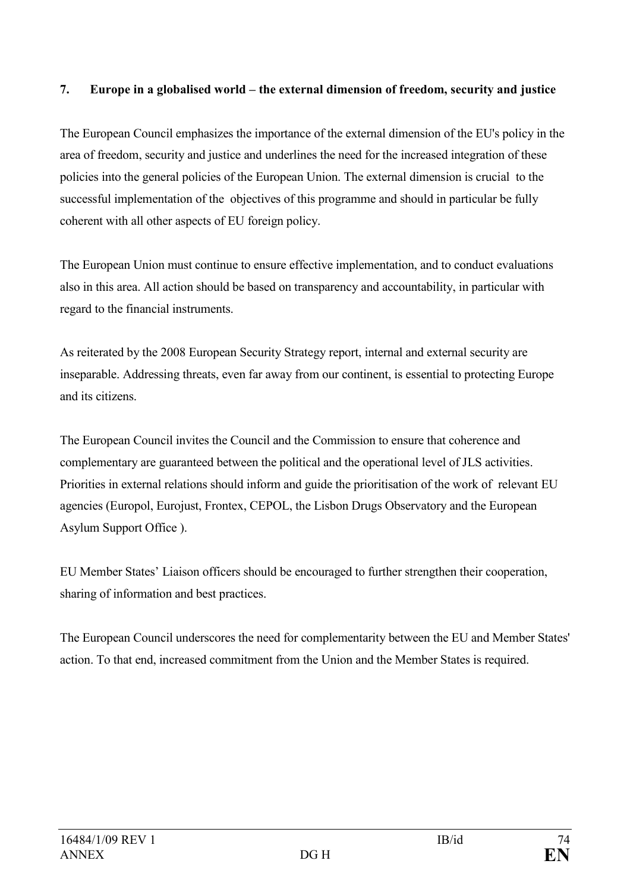## 7. Europe in a globalised world – the external dimension of freedom, security and justice

The European Council emphasizes the importance of the external dimension of the EU's policy in the area of freedom, security and justice and underlines the need for the increased integration of these policies into the general policies of the European Union. The external dimension is crucial to the successful implementation of the objectives of this programme and should in particular be fully coherent with all other aspects of EU foreign policy.

The European Union must continue to ensure effective implementation, and to conduct evaluations also in this area. All action should be based on transparency and accountability, in particular with regard to the financial instruments.

As reiterated by the 2008 European Security Strategy report, internal and external security are inseparable. Addressing threats, even far away from our continent, is essential to protecting Europe and its citizens.

The European Council invites the Council and the Commission to ensure that coherence and complementary are guaranteed between the political and the operational level of JLS activities. Priorities in external relations should inform and guide the prioritisation of the work of relevant EU agencies (Europol, Eurojust, Frontex, CEPOL, the Lisbon Drugs Observatory and the European Asylum Support Office ).

EU Member States' Liaison officers should be encouraged to further strengthen their cooperation, sharing of information and best practices.

The European Council underscores the need for complementarity between the EU and Member States' action. To that end, increased commitment from the Union and the Member States is required.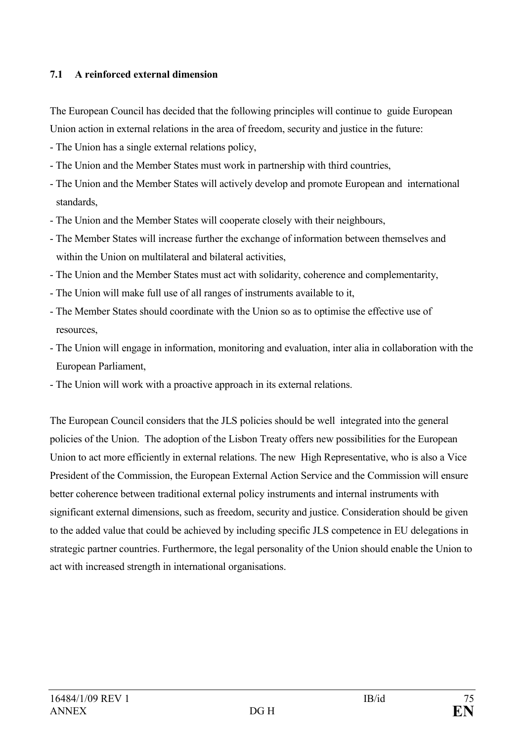### 7.1 A reinforced external dimension

The European Council has decided that the following principles will continue to guide European Union action in external relations in the area of freedom, security and justice in the future:

- The Union has a single external relations policy,
- The Union and the Member States must work in partnership with third countries,
- The Union and the Member States will actively develop and promote European and international standards,
- The Union and the Member States will cooperate closely with their neighbours,
- The Member States will increase further the exchange of information between themselves and within the Union on multilateral and bilateral activities,
- The Union and the Member States must act with solidarity, coherence and complementarity,
- The Union will make full use of all ranges of instruments available to it,
- The Member States should coordinate with the Union so as to optimise the effective use of resources,
- The Union will engage in information, monitoring and evaluation, inter alia in collaboration with the European Parliament,
- The Union will work with a proactive approach in its external relations.

The European Council considers that the JLS policies should be well integrated into the general policies of the Union. The adoption of the Lisbon Treaty offers new possibilities for the European Union to act more efficiently in external relations. The new High Representative, who is also a Vice President of the Commission, the European External Action Service and the Commission will ensure better coherence between traditional external policy instruments and internal instruments with significant external dimensions, such as freedom, security and justice. Consideration should be given to the added value that could be achieved by including specific JLS competence in EU delegations in strategic partner countries. Furthermore, the legal personality of the Union should enable the Union to act with increased strength in international organisations.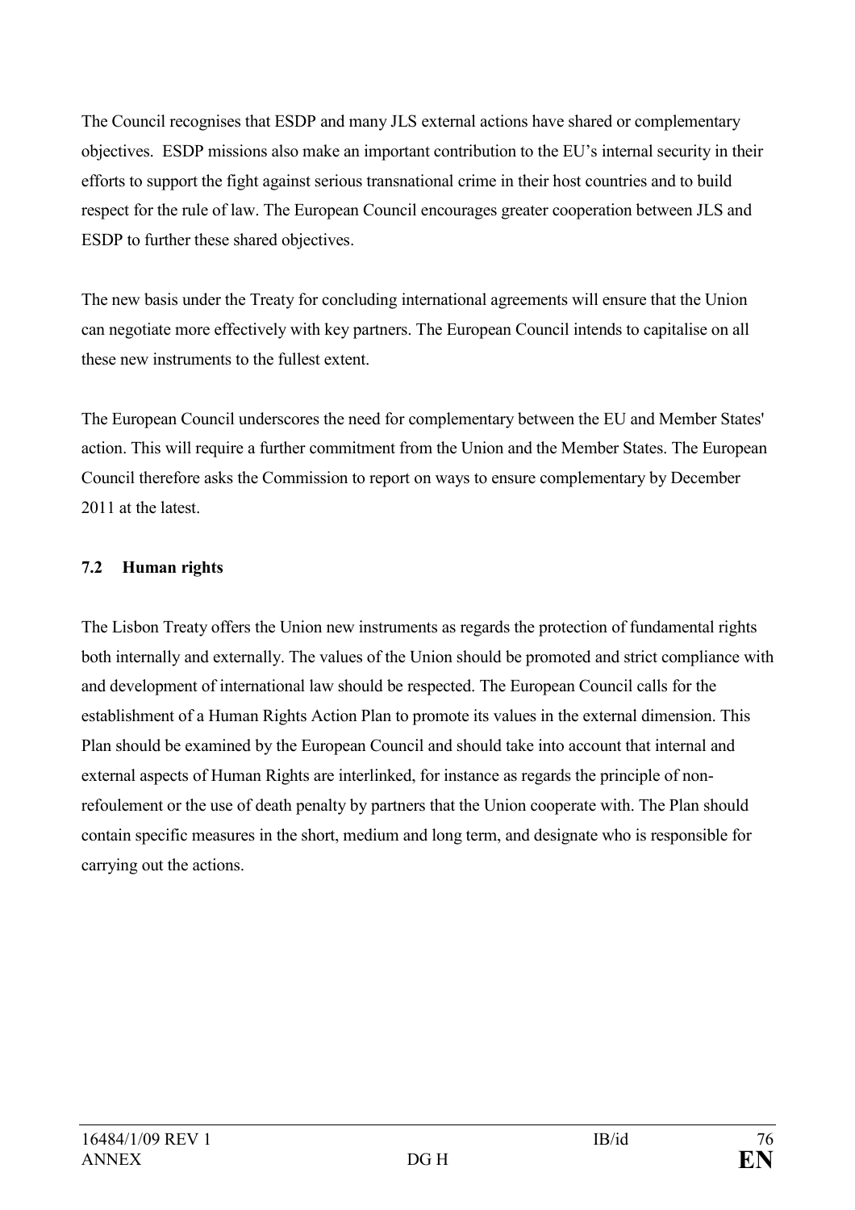The Council recognises that ESDP and many JLS external actions have shared or complementary objectives. ESDP missions also make an important contribution to the EU's internal security in their efforts to support the fight against serious transnational crime in their host countries and to build respect for the rule of law. The European Council encourages greater cooperation between JLS and ESDP to further these shared objectives.

The new basis under the Treaty for concluding international agreements will ensure that the Union can negotiate more effectively with key partners. The European Council intends to capitalise on all these new instruments to the fullest extent.

The European Council underscores the need for complementary between the EU and Member States' action. This will require a further commitment from the Union and the Member States. The European Council therefore asks the Commission to report on ways to ensure complementary by December 2011 at the latest.

### 7.2 Human rights

The Lisbon Treaty offers the Union new instruments as regards the protection of fundamental rights both internally and externally. The values of the Union should be promoted and strict compliance with and development of international law should be respected. The European Council calls for the establishment of a Human Rights Action Plan to promote its values in the external dimension. This Plan should be examined by the European Council and should take into account that internal and external aspects of Human Rights are interlinked, for instance as regards the principle of non-refoulement or the use of death penalty by partners that the Union cooperate with. The Plan should contain specific measures in the short, medium and long term, and designate who is responsible for carrying out the actions.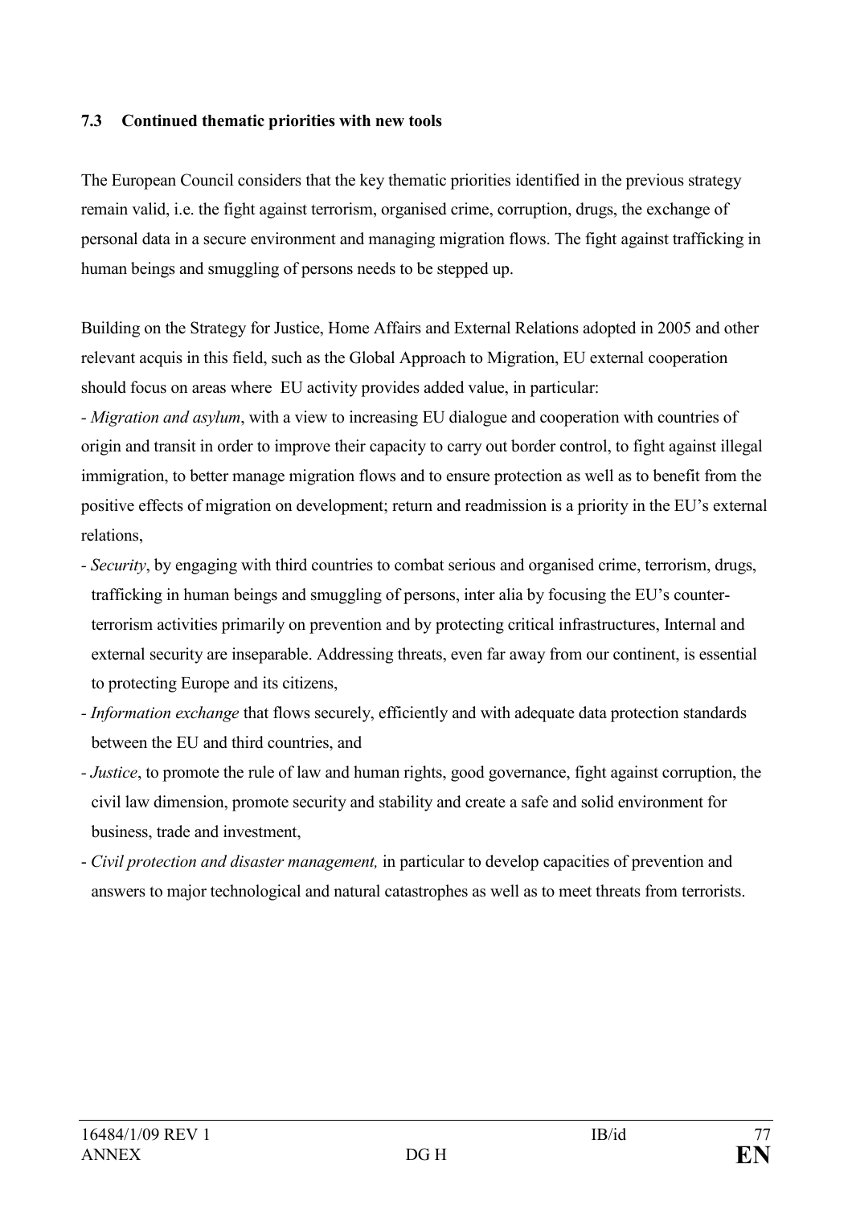### 7.3 Continued thematic priorities with new tools

The European Council considers that the key thematic priorities identified in the previous strategy remain valid, i.e. the fight against terrorism, organised crime, corruption, drugs, the exchange of personal data in a secure environment and managing migration flows. The fight against trafficking in human beings and smuggling of persons needs to be stepped up.

Building on the Strategy for Justice, Home Affairs and External Relations adopted in 2005 and other relevant acquis in this field, such as the Global Approach to Migration, EU external cooperation should focus on areas where EU activity provides added value, in particular:

- *Migration and asylum*, with a view to increasing EU dialogue and cooperation with countries of origin and transit in order to improve their capacity to carry out border control, to fight against illegal immigration, to better manage migration flows and to ensure protection as well as to benefit from the positive effects of migration on development; return and readmission is a priority in the EU's external relations,
- *Security*, by engaging with third countries to combat serious and organised crime, terrorism, drugs, trafficking in human beings and smuggling of persons, inter alia by focusing the EU's counter-terrorism activities primarily on prevention and by protecting critical infrastructures, Internal and external security are inseparable. Addressing threats, even far away from our continent, is essential to protecting Europe and its citizens,
- *Information exchange* that flows securely, efficiently and with adequate data protection standards between the EU and third countries, and
- *Justice*, to promote the rule of law and human rights, good governance, fight against corruption, the civil law dimension, promote security and stability and create a safe and solid environment for business, trade and investment,
- *Civil protection and disaster management,* in particular to develop capacities of prevention and answers to major technological and natural catastrophes as well as to meet threats from terrorists.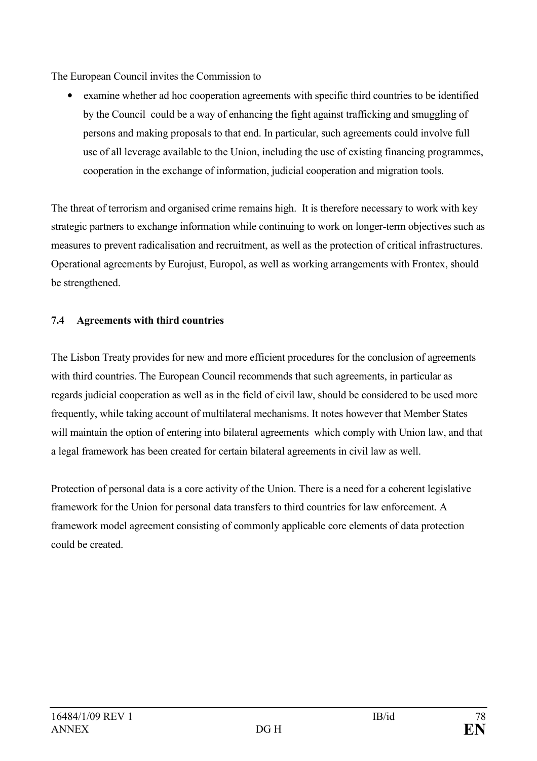The European Council invites the Commission to

- examine whether ad hoc cooperation agreements with specific third countries to be identified by the Council could be a way of enhancing the fight against trafficking and smuggling of persons and making proposals to that end. In particular, such agreements could involve full use of all leverage available to the Union, including the use of existing financing programmes, cooperation in the exchange of information, judicial cooperation and migration tools.

The threat of terrorism and organised crime remains high. It is therefore necessary to work with key strategic partners to exchange information while continuing to work on longer-term objectives such as measures to prevent radicalisation and recruitment, as well as the protection of critical infrastructures. Operational agreements by Eurojust, Europol, as well as working arrangements with Frontex, should be strengthened.

### 7.4 Agreements with third countries

The Lisbon Treaty provides for new and more efficient procedures for the conclusion of agreements with third countries. The European Council recommends that such agreements, in particular as regards judicial cooperation as well as in the field of civil law, should be considered to be used more frequently, while taking account of multilateral mechanisms. It notes however that Member States will maintain the option of entering into bilateral agreements which comply with Union law, and that a legal framework has been created for certain bilateral agreements in civil law as well.

Protection of personal data is a core activity of the Union. There is a need for a coherent legislative framework for the Union for personal data transfers to third countries for law enforcement. A framework model agreement consisting of commonly applicable core elements of data protection could be created.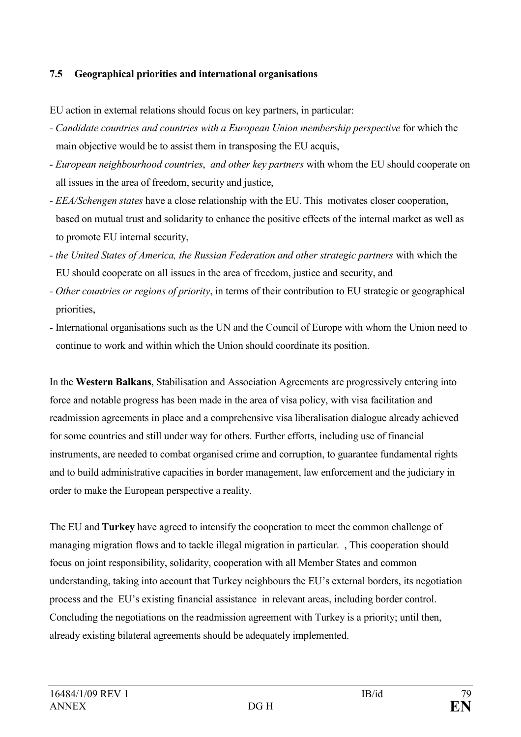### 7.5 Geographical priorities and international organisations

EU action in external relations should focus on key partners, in particular:

- *Candidate countries and countries with a European Union membership perspective* for which the main objective would be to assist them in transposing the EU acquis,
- *European neighbourhood countries*, *and other key partners* with whom the EU should cooperate on all issues in the area of freedom, security and justice,
- *EEA/Schengen states* have a close relationship with the EU. This motivates closer cooperation, based on mutual trust and solidarity to enhance the positive effects of the internal market as well as to promote EU internal security,
- *the United States of America, the Russian Federation and other strategic partners* with which the EU should cooperate on all issues in the area of freedom, justice and security, and
- *Other countries or regions of priority*, in terms of their contribution to EU strategic or geographical priorities,
- International organisations such as the UN and the Council of Europe with whom the Union need to continue to work and within which the Union should coordinate its position.

In the **Western Balkans**, Stabilisation and Association Agreements are progressively entering into force and notable progress has been made in the area of visa policy, with visa facilitation and readmission agreements in place and a comprehensive visa liberalisation dialogue already achieved for some countries and still under way for others. Further efforts, including use of financial instruments, are needed to combat organised crime and corruption, to guarantee fundamental rights and to build administrative capacities in border management, law enforcement and the judiciary in order to make the European perspective a reality.

The EU and **Turkey** have agreed to intensify the cooperation to meet the common challenge of managing migration flows and to tackle illegal migration in particular. , This cooperation should focus on joint responsibility, solidarity, cooperation with all Member States and common understanding, taking into account that Turkey neighbours the EU's external borders, its negotiation process and the EU's existing financial assistance in relevant areas, including border control. Concluding the negotiations on the readmission agreement with Turkey is a priority; until then, already existing bilateral agreements should be adequately implemented.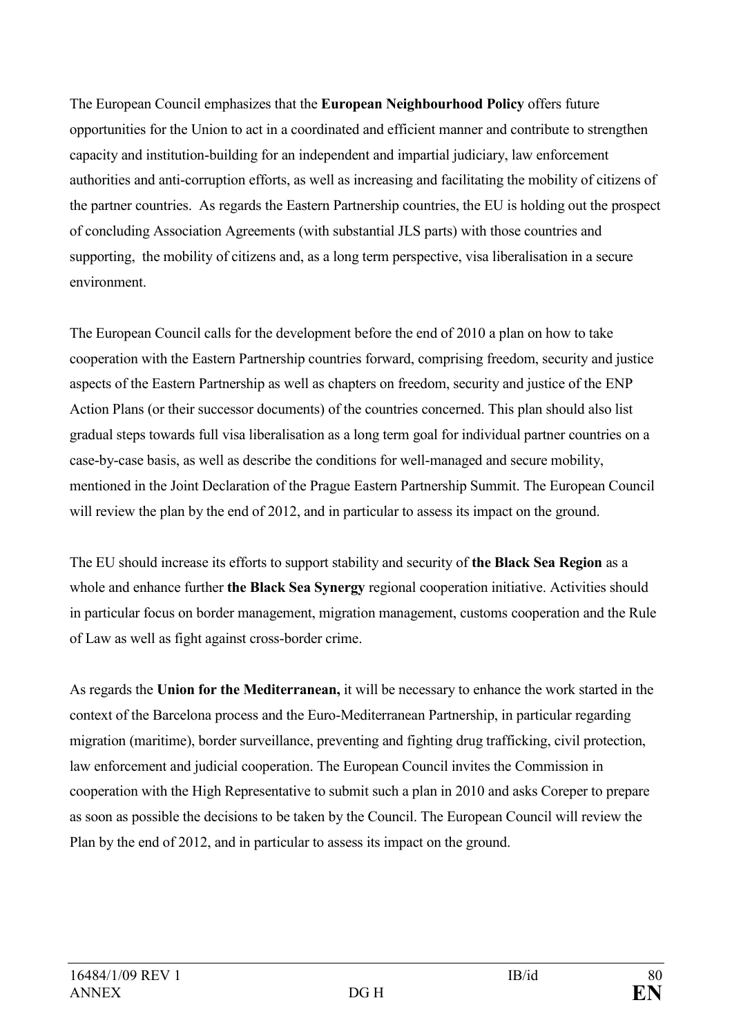The European Council emphasizes that the **European Neighbourhood Policy** offers future opportunities for the Union to act in a coordinated and efficient manner and contribute to strengthen capacity and institution-building for an independent and impartial judiciary, law enforcement authorities and anti-corruption efforts, as well as increasing and facilitating the mobility of citizens of the partner countries. As regards the Eastern Partnership countries, the EU is holding out the prospect of concluding Association Agreements (with substantial JLS parts) with those countries and supporting, the mobility of citizens and, as a long term perspective, visa liberalisation in a secure environment.

The European Council calls for the development before the end of 2010 a plan on how to take cooperation with the Eastern Partnership countries forward, comprising freedom, security and justice aspects of the Eastern Partnership as well as chapters on freedom, security and justice of the ENP Action Plans (or their successor documents) of the countries concerned. This plan should also list gradual steps towards full visa liberalisation as a long term goal for individual partner countries on a case-by-case basis, as well as describe the conditions for well-managed and secure mobility, mentioned in the Joint Declaration of the Prague Eastern Partnership Summit. The European Council will review the plan by the end of 2012, and in particular to assess its impact on the ground.

The EU should increase its efforts to support stability and security of **the Black Sea Region** as a whole and enhance further **the Black Sea Synergy** regional cooperation initiative. Activities should in particular focus on border management, migration management, customs cooperation and the Rule of Law as well as fight against cross-border crime.

As regards the **Union for the Mediterranean,** it will be necessary to enhance the work started in the context of the Barcelona process and the Euro-Mediterranean Partnership, in particular regarding migration (maritime), border surveillance, preventing and fighting drug trafficking, civil protection, law enforcement and judicial cooperation. The European Council invites the Commission in cooperation with the High Representative to submit such a plan in 2010 and asks Coreper to prepare as soon as possible the decisions to be taken by the Council. The European Council will review the Plan by the end of 2012, and in particular to assess its impact on the ground.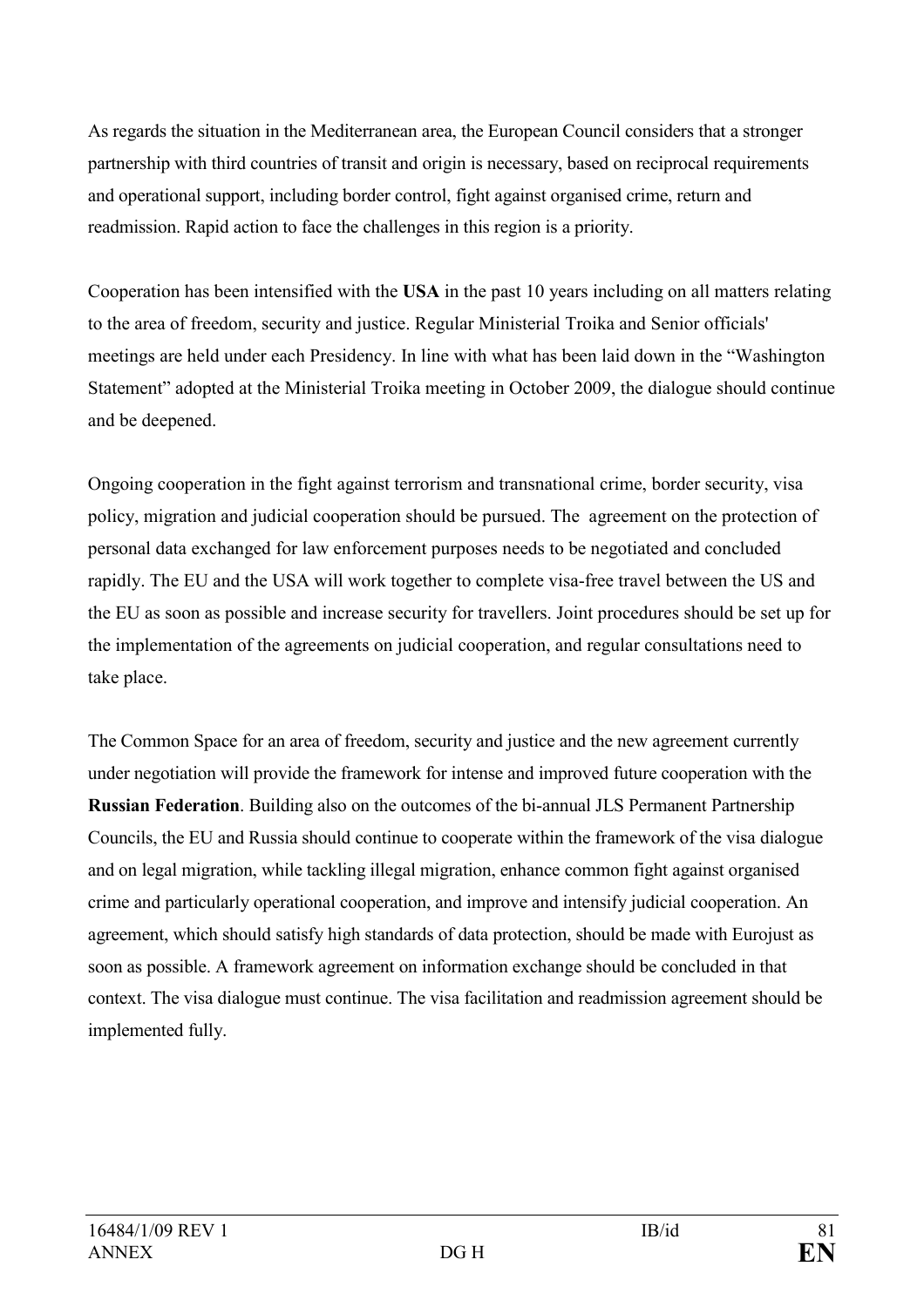As regards the situation in the Mediterranean area, the European Council considers that a stronger partnership with third countries of transit and origin is necessary, based on reciprocal requirements and operational support, including border control, fight against organised crime, return and readmission. Rapid action to face the challenges in this region is a priority.

Cooperation has been intensified with the **USA** in the past 10 years including on all matters relating to the area of freedom, security and justice. Regular Ministerial Troika and Senior officials' meetings are held under each Presidency. In line with what has been laid down in the "Washington Statement" adopted at the Ministerial Troika meeting in October 2009, the dialogue should continue and be deepened.

Ongoing cooperation in the fight against terrorism and transnational crime, border security, visa policy, migration and judicial cooperation should be pursued. The agreement on the protection of personal data exchanged for law enforcement purposes needs to be negotiated and concluded rapidly. The EU and the USA will work together to complete visa-free travel between the US and the EU as soon as possible and increase security for travellers. Joint procedures should be set up for the implementation of the agreements on judicial cooperation, and regular consultations need to take place.

The Common Space for an area of freedom, security and justice and the new agreement currently under negotiation will provide the framework for intense and improved future cooperation with the **Russian Federation**. Building also on the outcomes of the bi-annual JLS Permanent Partnership Councils, the EU and Russia should continue to cooperate within the framework of the visa dialogue and on legal migration, while tackling illegal migration, enhance common fight against organised crime and particularly operational cooperation, and improve and intensify judicial cooperation. An agreement, which should satisfy high standards of data protection, should be made with Eurojust as soon as possible. A framework agreement on information exchange should be concluded in that context. The visa dialogue must continue. The visa facilitation and readmission agreement should be implemented fully.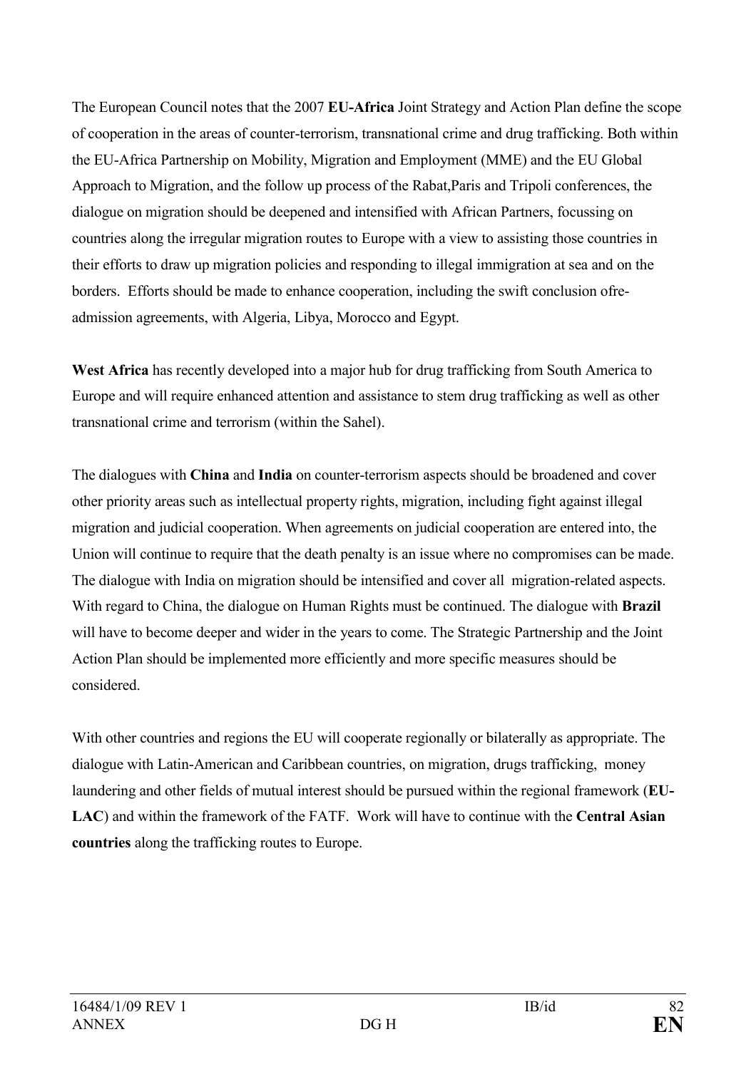The European Council notes that the 2007 **EU-Africa** Joint Strategy and Action Plan define the scope of cooperation in the areas of counter-terrorism, transnational crime and drug trafficking. Both within the EU-Africa Partnership on Mobility, Migration and Employment (MME) and the EU Global Approach to Migration, and the follow up process of the Rabat,Paris and Tripoli conferences, the dialogue on migration should be deepened and intensified with African Partners, focussing on countries along the irregular migration routes to Europe with a view to assisting those countries in their efforts to draw up migration policies and responding to illegal immigration at sea and on the borders. Efforts should be made to enhance cooperation, including the swift conclusion ofre-admission agreements, with Algeria, Libya, Morocco and Egypt.

**West Africa** has recently developed into a major hub for drug trafficking from South America to Europe and will require enhanced attention and assistance to stem drug trafficking as well as other transnational crime and terrorism (within the Sahel).

The dialogues with **China** and **India** on counter-terrorism aspects should be broadened and cover other priority areas such as intellectual property rights, migration, including fight against illegal migration and judicial cooperation. When agreements on judicial cooperation are entered into, the Union will continue to require that the death penalty is an issue where no compromises can be made. The dialogue with India on migration should be intensified and cover all migration-related aspects. With regard to China, the dialogue on Human Rights must be continued. The dialogue with **Brazil** will have to become deeper and wider in the years to come. The Strategic Partnership and the Joint Action Plan should be implemented more efficiently and more specific measures should be considered.

With other countries and regions the EU will cooperate regionally or bilaterally as appropriate. The dialogue with Latin-American and Caribbean countries, on migration, drugs trafficking, money laundering and other fields of mutual interest should be pursued within the regional framework (**EU-LAC**) and within the framework of the FATF. Work will have to continue with the **Central Asian countries** along the trafficking routes to Europe.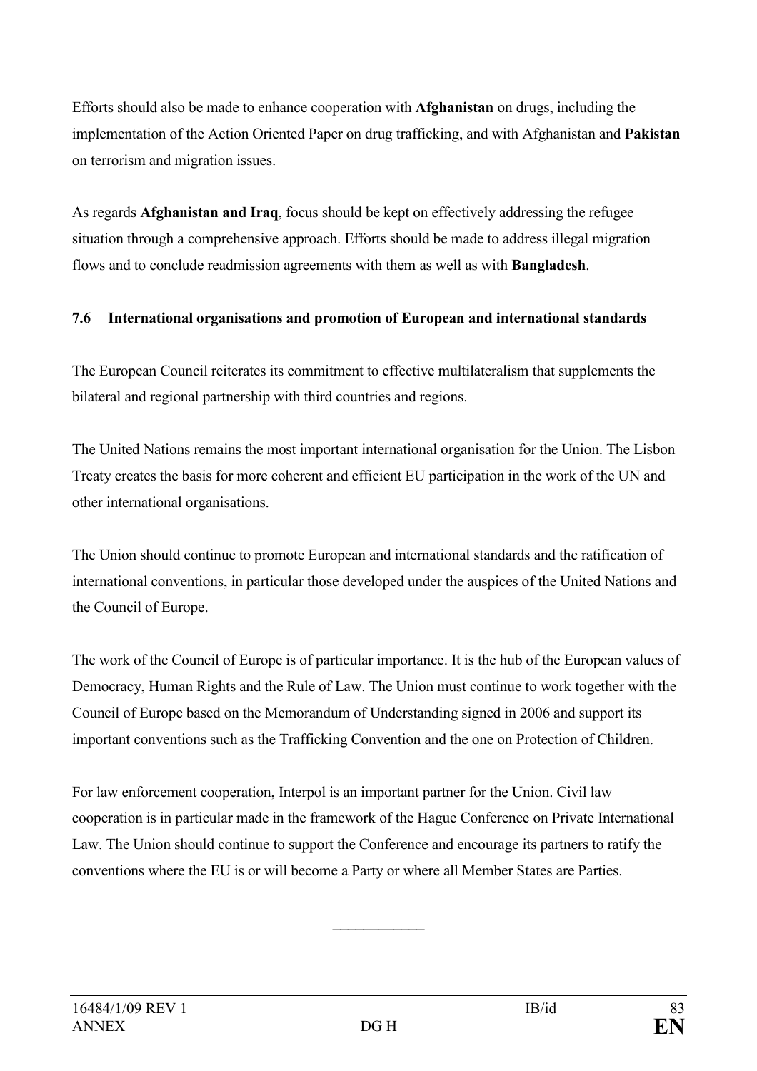Efforts should also be made to enhance cooperation with **Afghanistan** on drugs, including the implementation of the Action Oriented Paper on drug trafficking, and with Afghanistan and **Pakistan** on terrorism and migration issues.

As regards **Afghanistan and Iraq**, focus should be kept on effectively addressing the refugee situation through a comprehensive approach. Efforts should be made to address illegal migration flows and to conclude readmission agreements with them as well as with **Bangladesh**.

### 7.6 International organisations and promotion of European and international standards

The European Council reiterates its commitment to effective multilateralism that supplements the bilateral and regional partnership with third countries and regions.

The United Nations remains the most important international organisation for the Union. The Lisbon Treaty creates the basis for more coherent and efficient EU participation in the work of the UN and other international organisations.

The Union should continue to promote European and international standards and the ratification of international conventions, in particular those developed under the auspices of the United Nations and the Council of Europe.

The work of the Council of Europe is of particular importance. It is the hub of the European values of Democracy, Human Rights and the Rule of Law. The Union must continue to work together with the Council of Europe based on the Memorandum of Understanding signed in 2006 and support its important conventions such as the Trafficking Convention and the one on Protection of Children.

For law enforcement cooperation, Interpol is an important partner for the Union. Civil law cooperation is in particular made in the framework of the Hague Conference on Private International Law. The Union should continue to support the Conference and encourage its partners to ratify the conventions where the EU is or will become a Party or where all Member States are Parties.

---